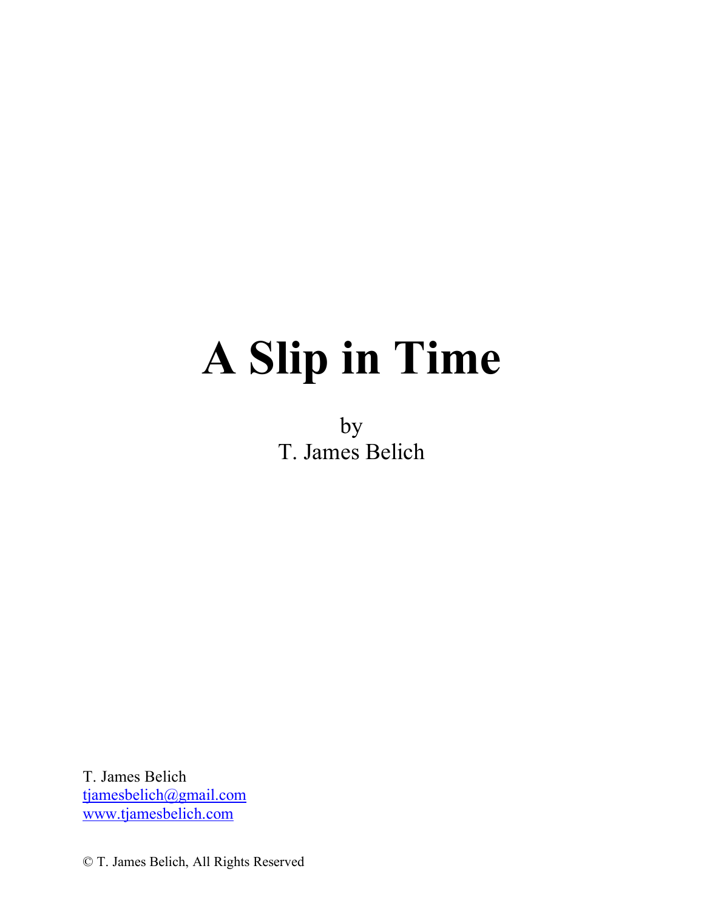# A Slip in Time

by
T. James Belich

T. James Belich
tjamesbelich@gmail.com
www.tjamesbelich.com

© T. James Belich, All Rights Reserved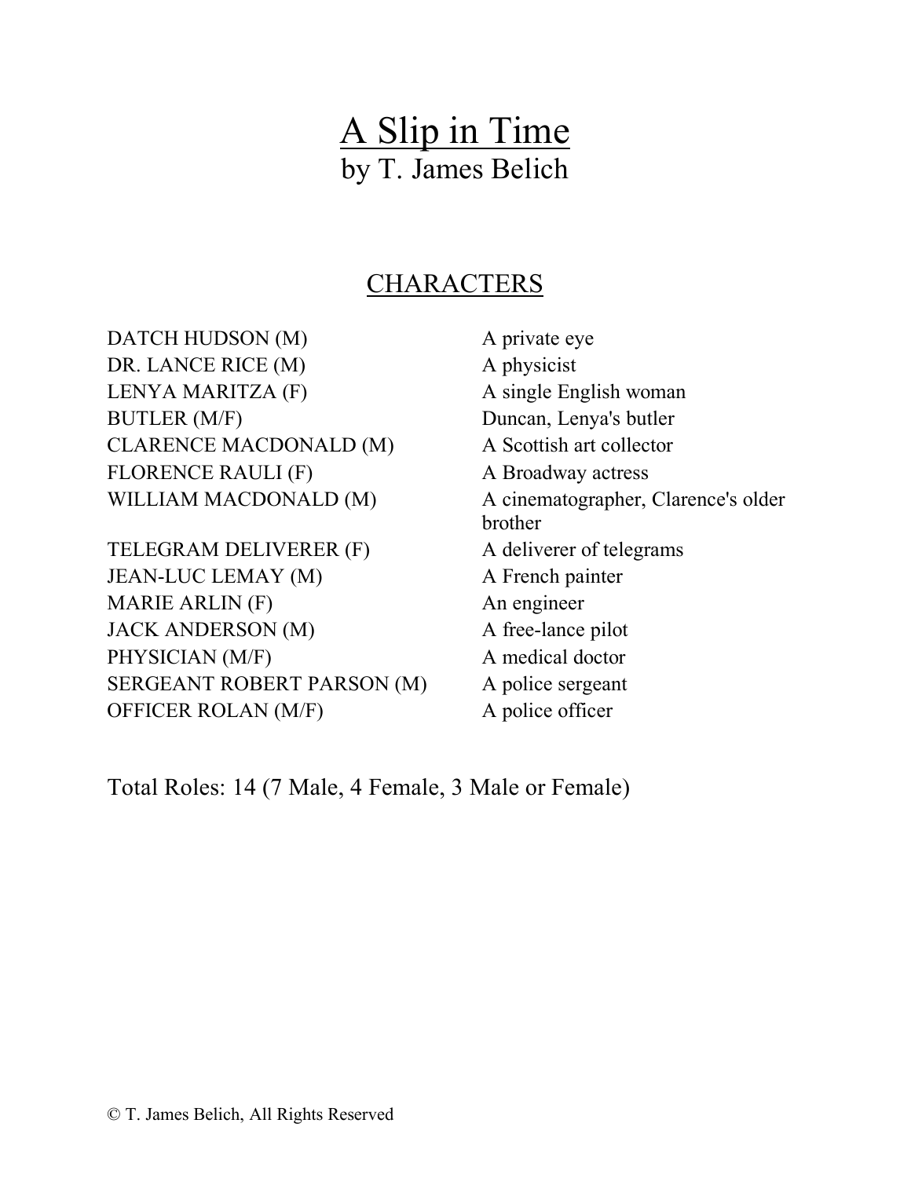# A Slip in Time

by T. James Belich

## CHARACTERS

| | |
|---|---|
| DATCH HUDSON (M) | A private eye |
| DR. LANCE RICE (M) | A physicist |
| LENYA MARITZA (F) | A single English woman |
| BUTLER (M/F) | Duncan, Lenya's butler |
| CLARENCE MACDONALD (M) | A Scottish art collector |
| FLORENCE RAULI (F) | A Broadway actress |
| WILLIAM MACDONALD (M) | A cinematographer, Clarence's older brother |
| TELEGRAM DELIVERER (F) | A deliverer of telegrams |
| JEAN-LUC LEMAY (M) | A French painter |
| MARIE ARLIN (F) | An engineer |
| JACK ANDERSON (M) | A free-lance pilot |
| PHYSICIAN (M/F) | A medical doctor |
| SERGEANT ROBERT PARSON (M) | A police sergeant |
| OFFICER ROLAN (M/F) | A police officer |

Total Roles: 14 (7 Male, 4 Female, 3 Male or Female)

© T. James Belich, All Rights Reserved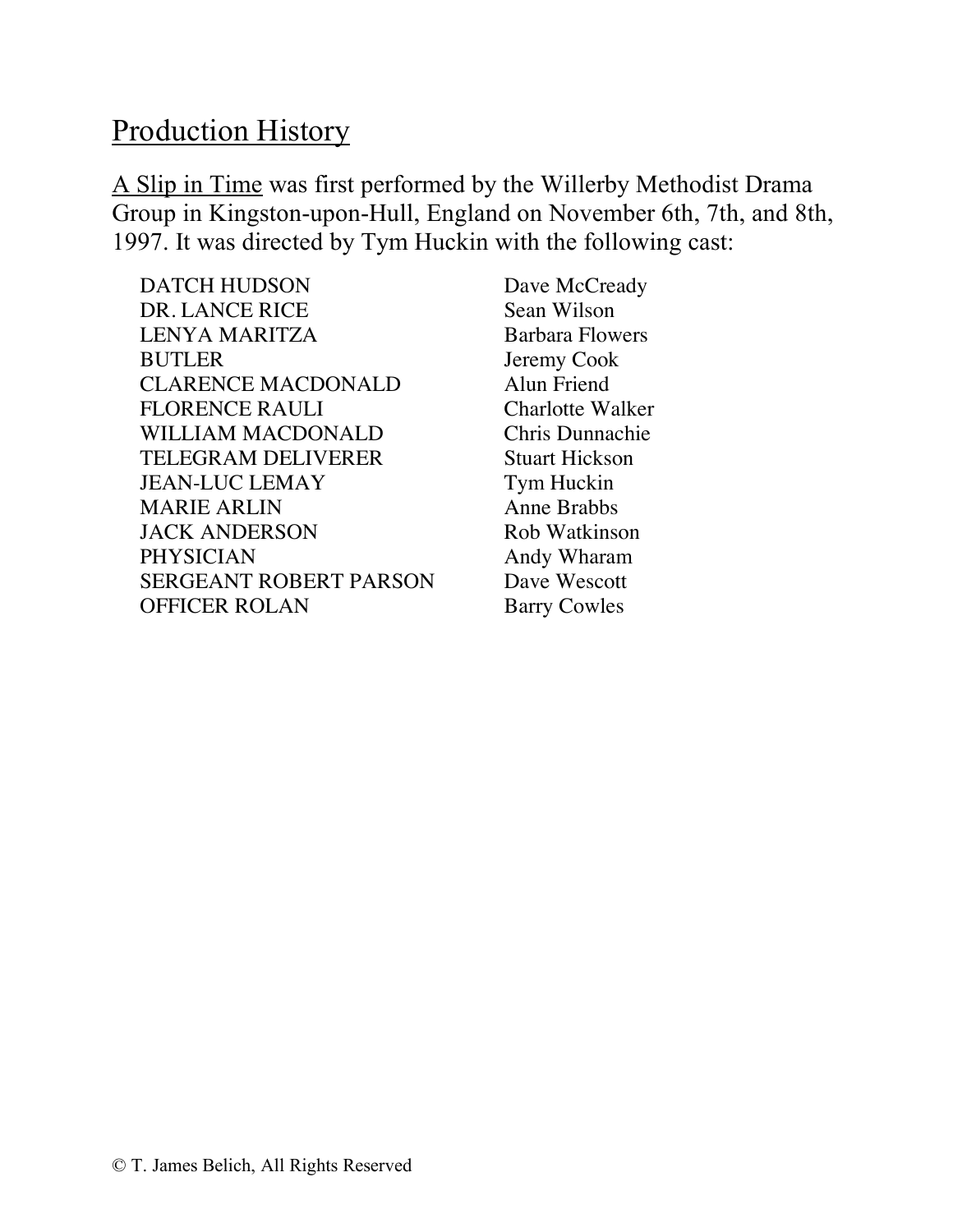## Production History

A Slip in Time was first performed by the Willerby Methodist Drama Group in Kingston-upon-Hull, England on November 6th, 7th, and 8th, 1997. It was directed by Tym Huckin with the following cast:

| | |
|---|---|
| DATCH HUDSON | Dave McCready |
| DR. LANCE RICE | Sean Wilson |
| LENYA MARITZA | Barbara Flowers |
| BUTLER | Jeremy Cook |
| CLARENCE MACDONALD | Alun Friend |
| FLORENCE RAULI | Charlotte Walker |
| WILLIAM MACDONALD | Chris Dunnachie |
| TELEGRAM DELIVERER | Stuart Hickson |
| JEAN-LUC LEMAY | Tym Huckin |
| MARIE ARLIN | Anne Brabbs |
| JACK ANDERSON | Rob Watkinson |
| PHYSICIAN | Andy Wharam |
| SERGEANT ROBERT PARSON | Dave Wescott |
| OFFICER ROLAN | Barry Cowles |

© T. James Belich, All Rights Reserved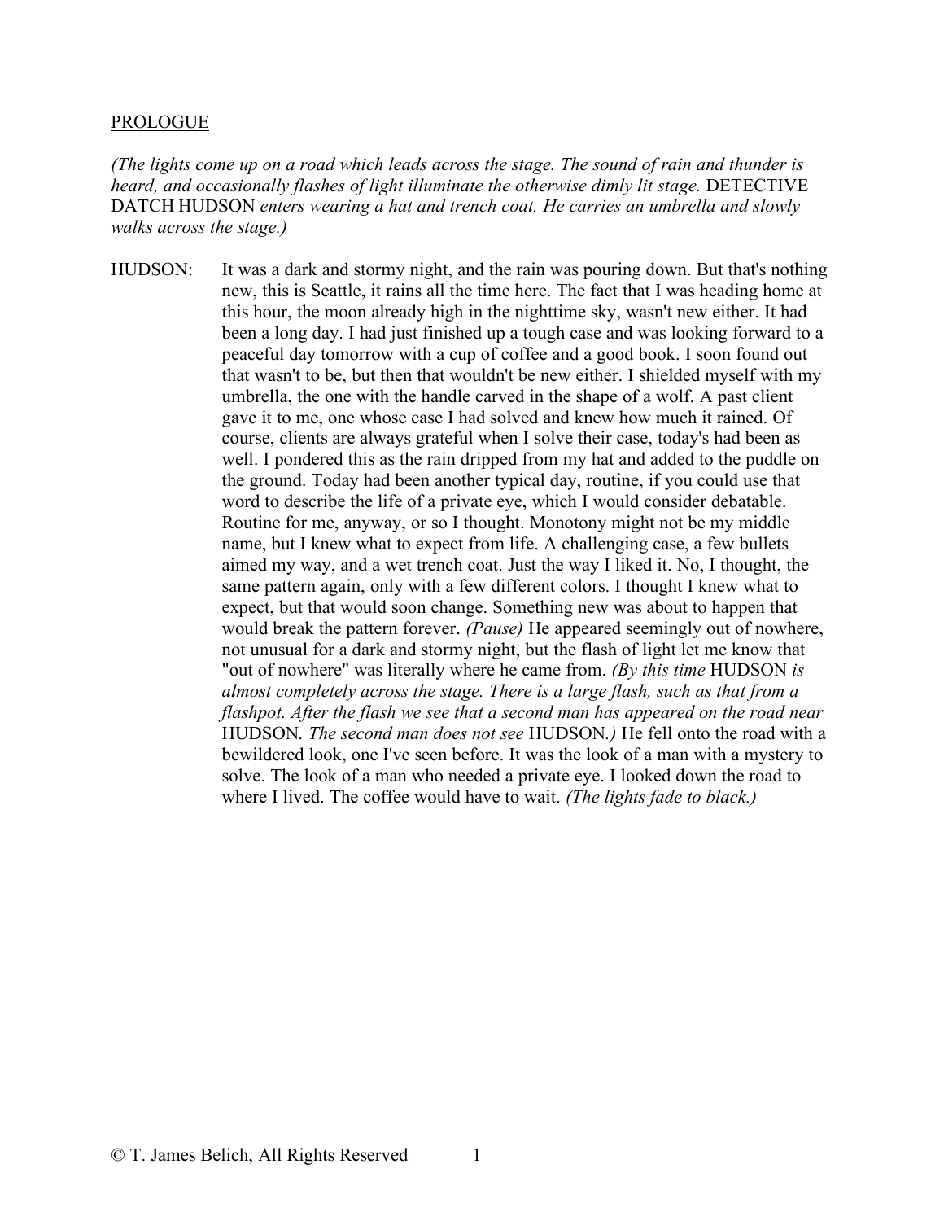PROLOGUE

*(The lights come up on a road which leads across the stage. The sound of rain and thunder is heard, and occasionally flashes of light illuminate the otherwise dimly lit stage.* DETECTIVE DATCH HUDSON *enters wearing a hat and trench coat. He carries an umbrella and slowly walks across the stage.)*

HUDSON: It was a dark and stormy night, and the rain was pouring down. But that's nothing new, this is Seattle, it rains all the time here. The fact that I was heading home at this hour, the moon already high in the nighttime sky, wasn't new either. It had been a long day. I had just finished up a tough case and was looking forward to a peaceful day tomorrow with a cup of coffee and a good book. I soon found out that wasn't to be, but then that wouldn't be new either. I shielded myself with my umbrella, the one with the handle carved in the shape of a wolf. A past client gave it to me, one whose case I had solved and knew how much it rained. Of course, clients are always grateful when I solve their case, today's had been as well. I pondered this as the rain dripped from my hat and added to the puddle on the ground. Today had been another typical day, routine, if you could use that word to describe the life of a private eye, which I would consider debatable. Routine for me, anyway, or so I thought. Monotony might not be my middle name, but I knew what to expect from life. A challenging case, a few bullets aimed my way, and a wet trench coat. Just the way I liked it. No, I thought, the same pattern again, only with a few different colors. I thought I knew what to expect, but that would soon change. Something new was about to happen that would break the pattern forever. *(Pause)* He appeared seemingly out of nowhere, not unusual for a dark and stormy night, but the flash of light let me know that "out of nowhere" was literally where he came from. *(By this time* HUDSON *is almost completely across the stage. There is a large flash, such as that from a flashpot. After the flash we see that a second man has appeared on the road near* HUDSON*. The second man does not see* HUDSON*.)* He fell onto the road with a bewildered look, one I've seen before. It was the look of a man with a mystery to solve. The look of a man who needed a private eye. I looked down the road to where I lived. The coffee would have to wait. *(The lights fade to black.)*

© T. James Belich, All Rights Reserved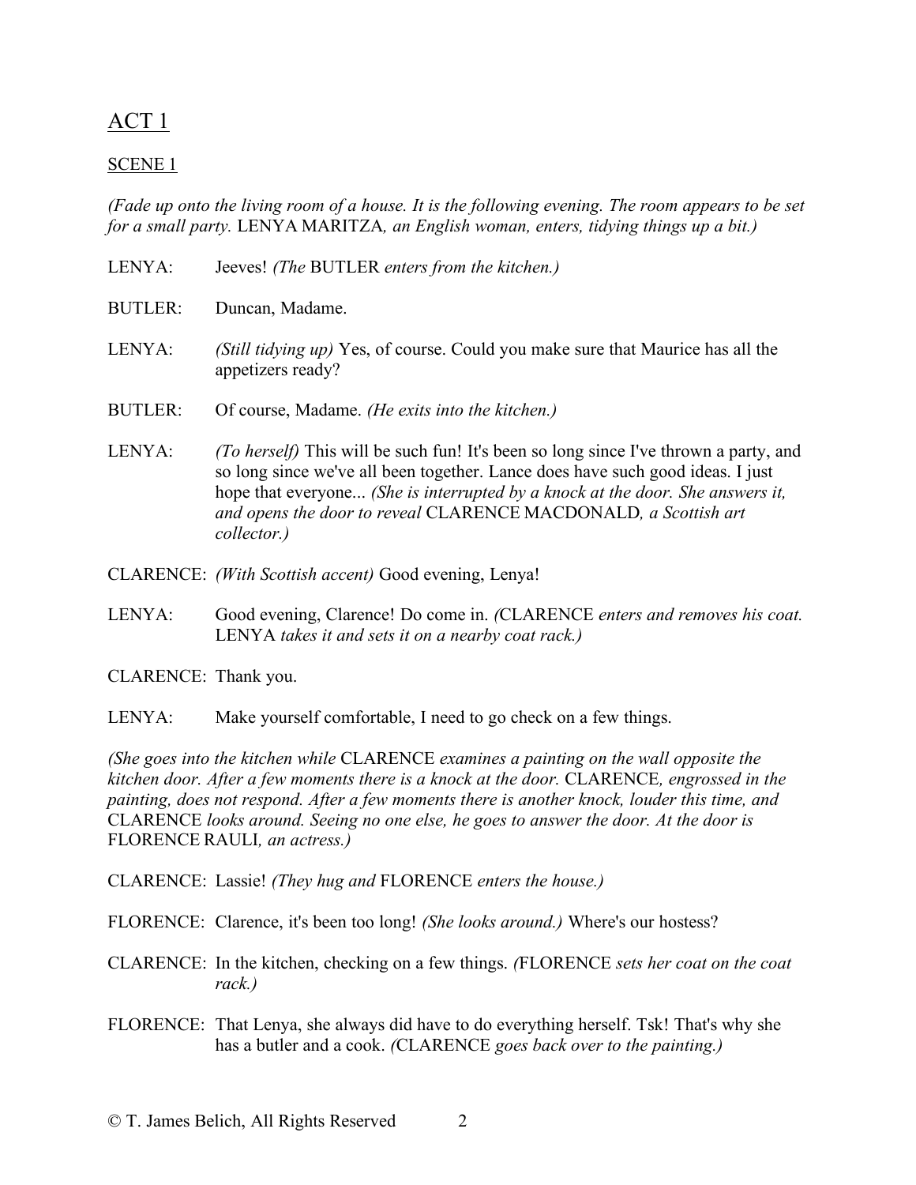# ACT 1

## SCENE 1

*(Fade up onto the living room of a house. It is the following evening. The room appears to be set for a small party.* LENYA MARITZA*, an English woman, enters, tidying things up a bit.)*

LENYA: Jeeves! *(The* BUTLER *enters from the kitchen.)*

BUTLER: Duncan, Madame.

LENYA: *(Still tidying up)* Yes, of course. Could you make sure that Maurice has all the appetizers ready?

BUTLER: Of course, Madame. *(He exits into the kitchen.)*

LENYA: *(To herself)* This will be such fun! It's been so long since I've thrown a party, and so long since we've all been together. Lance does have such good ideas. I just hope that everyone... *(She is interrupted by a knock at the door. She answers it, and opens the door to reveal* CLARENCE MACDONALD*, a Scottish art collector.)*

CLARENCE: *(With Scottish accent)* Good evening, Lenya!

LENYA: Good evening, Clarence! Do come in. *(*CLARENCE *enters and removes his coat.* LENYA *takes it and sets it on a nearby coat rack.)*

CLARENCE: Thank you.

LENYA: Make yourself comfortable, I need to go check on a few things.

*(She goes into the kitchen while* CLARENCE *examines a painting on the wall opposite the kitchen door. After a few moments there is a knock at the door.* CLARENCE*, engrossed in the painting, does not respond. After a few moments there is another knock, louder this time, and* CLARENCE *looks around. Seeing no one else, he goes to answer the door. At the door is* FLORENCE RAULI*, an actress.)*

CLARENCE: Lassie! *(They hug and* FLORENCE *enters the house.)*

FLORENCE: Clarence, it's been too long! *(She looks around.)* Where's our hostess?

CLARENCE: In the kitchen, checking on a few things. *(*FLORENCE *sets her coat on the coat rack.)*

FLORENCE: That Lenya, she always did have to do everything herself. Tsk! That's why she has a butler and a cook. *(*CLARENCE *goes back over to the painting.)*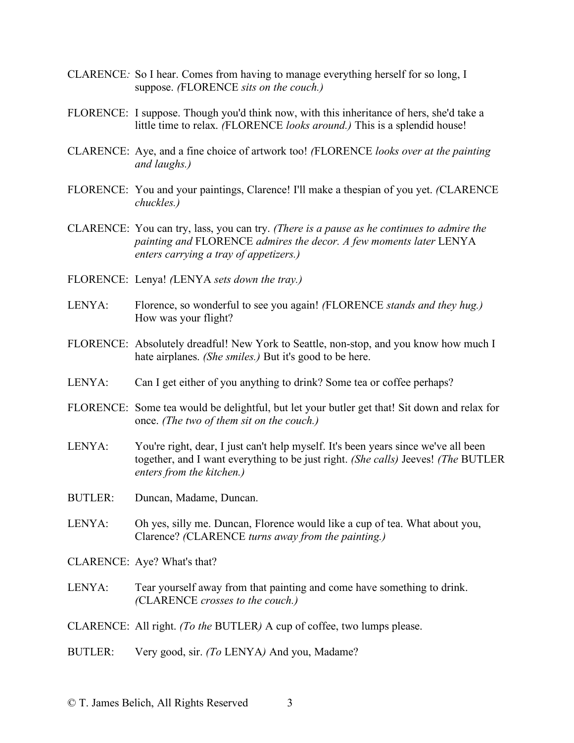CLARENCE: So I hear. Comes from having to manage everything herself for so long, I suppose. *(*FLORENCE *sits on the couch.)*

FLORENCE: I suppose. Though you'd think now, with this inheritance of hers, she'd take a little time to relax. *(*FLORENCE *looks around.)* This is a splendid house!

CLARENCE: Aye, and a fine choice of artwork too! *(*FLORENCE *looks over at the painting and laughs.)*

FLORENCE: You and your paintings, Clarence! I'll make a thespian of you yet. *(*CLARENCE *chuckles.)*

CLARENCE: You can try, lass, you can try. *(There is a pause as he continues to admire the painting and* FLORENCE *admires the decor. A few moments later* LENYA *enters carrying a tray of appetizers.)*

FLORENCE: Lenya! *(*LENYA *sets down the tray.)*

LENYA: Florence, so wonderful to see you again! *(*FLORENCE *stands and they hug.)* How was your flight?

FLORENCE: Absolutely dreadful! New York to Seattle, non-stop, and you know how much I hate airplanes. *(She smiles.)* But it's good to be here.

LENYA: Can I get either of you anything to drink? Some tea or coffee perhaps?

FLORENCE: Some tea would be delightful, but let your butler get that! Sit down and relax for once. *(The two of them sit on the couch.)*

LENYA: You're right, dear, I just can't help myself. It's been years since we've all been together, and I want everything to be just right. *(She calls)* Jeeves! *(The* BUTLER *enters from the kitchen.)*

BUTLER: Duncan, Madame, Duncan.

LENYA: Oh yes, silly me. Duncan, Florence would like a cup of tea. What about you, Clarence? *(*CLARENCE *turns away from the painting.)*

CLARENCE: Aye? What's that?

LENYA: Tear yourself away from that painting and come have something to drink. *(*CLARENCE *crosses to the couch.)*

CLARENCE: All right. *(To the* BUTLER*)* A cup of coffee, two lumps please.

BUTLER: Very good, sir. *(To* LENYA*)* And you, Madame?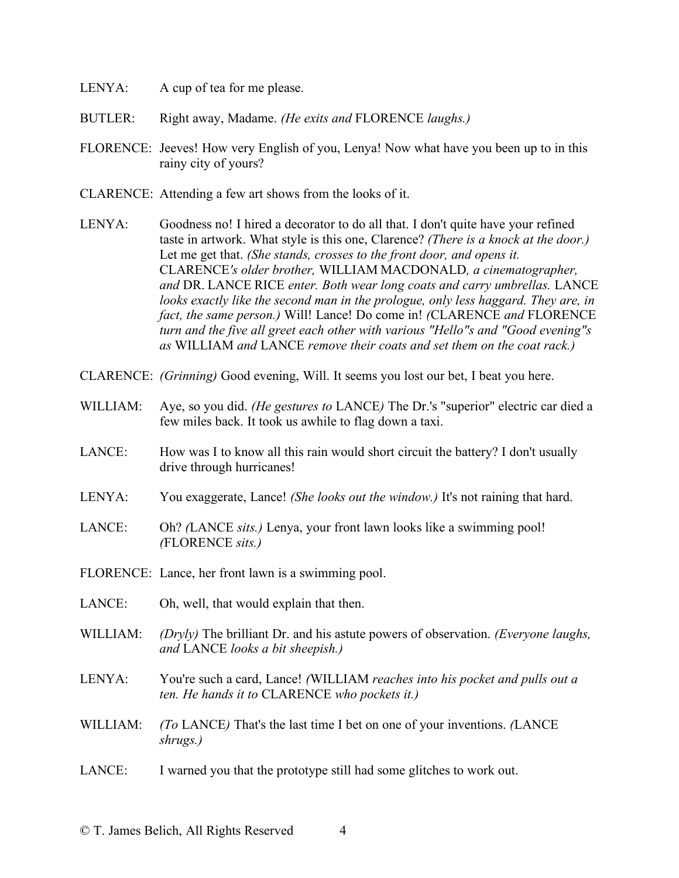LENYA: A cup of tea for me please.

BUTLER: Right away, Madame. *(He exits and* FLORENCE *laughs.)*

FLORENCE: Jeeves! How very English of you, Lenya! Now what have you been up to in this rainy city of yours?

CLARENCE: Attending a few art shows from the looks of it.

LENYA: Goodness no! I hired a decorator to do all that. I don't quite have your refined taste in artwork. What style is this one, Clarence? *(There is a knock at the door.)* Let me get that. *(She stands, crosses to the front door, and opens it.* CLARENCE*'s older brother,* WILLIAM MACDONALD*, a cinematographer, and* DR. LANCE RICE *enter. Both wear long coats and carry umbrellas.* LANCE *looks exactly like the second man in the prologue, only less haggard. They are, in fact, the same person.)* Will! Lance! Do come in! *(*CLARENCE *and* FLORENCE *turn and the five all greet each other with various "Hello"s and "Good evening"s as* WILLIAM *and* LANCE *remove their coats and set them on the coat rack.)*

CLARENCE: *(Grinning)* Good evening, Will. It seems you lost our bet, I beat you here.

WILLIAM: Aye, so you did. *(He gestures to* LANCE*)* The Dr.'s "superior" electric car died a few miles back. It took us awhile to flag down a taxi.

LANCE: How was I to know all this rain would short circuit the battery? I don't usually drive through hurricanes!

LENYA: You exaggerate, Lance! *(She looks out the window.)* It's not raining that hard.

LANCE: Oh? *(*LANCE *sits.)* Lenya, your front lawn looks like a swimming pool! *(*FLORENCE *sits.)*

FLORENCE: Lance, her front lawn is a swimming pool.

LANCE: Oh, well, that would explain that then.

WILLIAM: *(Dryly)* The brilliant Dr. and his astute powers of observation. *(Everyone laughs, and* LANCE *looks a bit sheepish.)*

LENYA: You're such a card, Lance! *(*WILLIAM *reaches into his pocket and pulls out a ten. He hands it to* CLARENCE *who pockets it.)*

WILLIAM: *(To* LANCE*)* That's the last time I bet on one of your inventions. *(*LANCE *shrugs.)*

LANCE: I warned you that the prototype still had some glitches to work out.

© T. James Belich, All Rights Reserved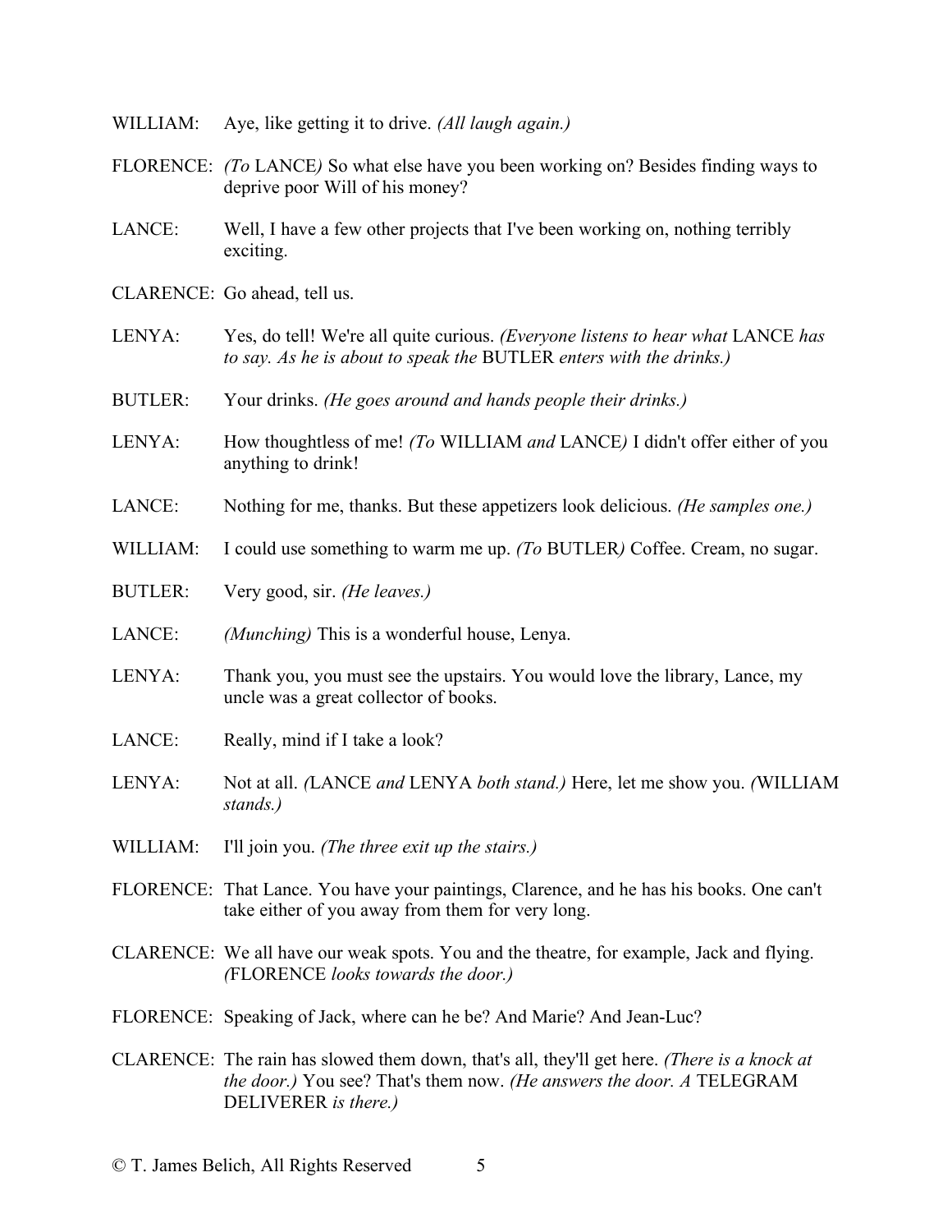WILLIAM: Aye, like getting it to drive. *(All laugh again.)*

FLORENCE: *(To* LANCE*)* So what else have you been working on? Besides finding ways to deprive poor Will of his money?

LANCE: Well, I have a few other projects that I've been working on, nothing terribly exciting.

CLARENCE: Go ahead, tell us.

LENYA: Yes, do tell! We're all quite curious. *(Everyone listens to hear what* LANCE *has to say. As he is about to speak the* BUTLER *enters with the drinks.)*

BUTLER: Your drinks. *(He goes around and hands people their drinks.)*

LENYA: How thoughtless of me! *(To* WILLIAM *and* LANCE*)* I didn't offer either of you anything to drink!

LANCE: Nothing for me, thanks. But these appetizers look delicious. *(He samples one.)*

WILLIAM: I could use something to warm me up. *(To* BUTLER*)* Coffee. Cream, no sugar.

BUTLER: Very good, sir. *(He leaves.)*

LANCE: *(Munching)* This is a wonderful house, Lenya.

LENYA: Thank you, you must see the upstairs. You would love the library, Lance, my uncle was a great collector of books.

LANCE: Really, mind if I take a look?

LENYA: Not at all. *(*LANCE *and* LENYA *both stand.)* Here, let me show you. *(*WILLIAM *stands.)*

WILLIAM: I'll join you. *(The three exit up the stairs.)*

FLORENCE: That Lance. You have your paintings, Clarence, and he has his books. One can't take either of you away from them for very long.

CLARENCE: We all have our weak spots. You and the theatre, for example, Jack and flying. *(*FLORENCE *looks towards the door.)*

FLORENCE: Speaking of Jack, where can he be? And Marie? And Jean-Luc?

CLARENCE: The rain has slowed them down, that's all, they'll get here. *(There is a knock at the door.)* You see? That's them now. *(He answers the door. A* TELEGRAM DELIVERER *is there.)*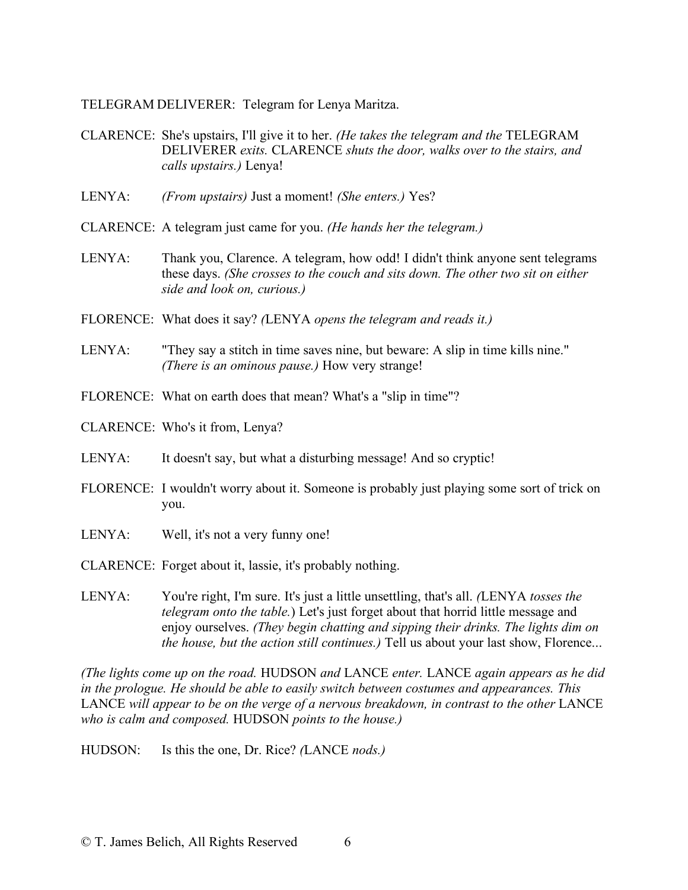TELEGRAM DELIVERER: Telegram for Lenya Maritza.

CLARENCE: She's upstairs, I'll give it to her. *(He takes the telegram and the* TELEGRAM DELIVERER *exits.* CLARENCE *shuts the door, walks over to the stairs, and calls upstairs.)* Lenya!

LENYA: *(From upstairs)* Just a moment! *(She enters.)* Yes?

CLARENCE: A telegram just came for you. *(He hands her the telegram.)*

LENYA: Thank you, Clarence. A telegram, how odd! I didn't think anyone sent telegrams these days. *(She crosses to the couch and sits down. The other two sit on either side and look on, curious.)*

FLORENCE: What does it say? *(*LENYA *opens the telegram and reads it.)*

LENYA: "They say a stitch in time saves nine, but beware: A slip in time kills nine." *(There is an ominous pause.)* How very strange!

FLORENCE: What on earth does that mean? What's a "slip in time"?

CLARENCE: Who's it from, Lenya?

LENYA: It doesn't say, but what a disturbing message! And so cryptic!

FLORENCE: I wouldn't worry about it. Someone is probably just playing some sort of trick on you.

LENYA: Well, it's not a very funny one!

CLARENCE: Forget about it, lassie, it's probably nothing.

LENYA: You're right, I'm sure. It's just a little unsettling, that's all. *(*LENYA *tosses the telegram onto the table.*) Let's just forget about that horrid little message and enjoy ourselves. *(They begin chatting and sipping their drinks. The lights dim on the house, but the action still continues.)* Tell us about your last show, Florence...

*(The lights come up on the road.* HUDSON *and* LANCE *enter.* LANCE *again appears as he did in the prologue. He should be able to easily switch between costumes and appearances. This* LANCE *will appear to be on the verge of a nervous breakdown, in contrast to the other* LANCE *who is calm and composed.* HUDSON *points to the house.)*

HUDSON: Is this the one, Dr. Rice? *(*LANCE *nods.)*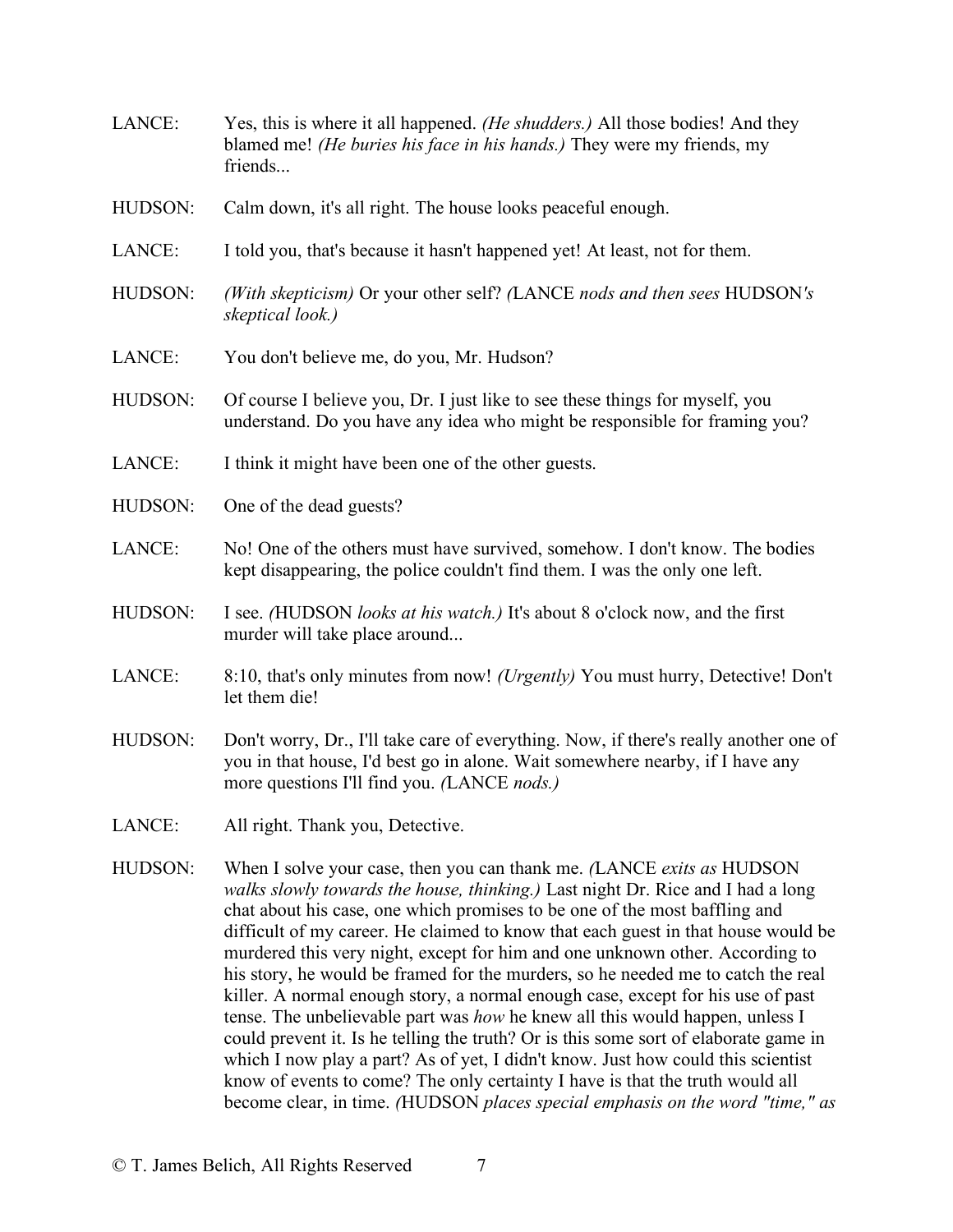LANCE: Yes, this is where it all happened. *(He shudders.)* All those bodies! And they blamed me! *(He buries his face in his hands.)* They were my friends, my friends...

HUDSON: Calm down, it's all right. The house looks peaceful enough.

LANCE: I told you, that's because it hasn't happened yet! At least, not for them.

HUDSON: *(With skepticism)* Or your other self? *(*LANCE *nods and then sees* HUDSON*'s skeptical look.)*

LANCE: You don't believe me, do you, Mr. Hudson?

HUDSON: Of course I believe you, Dr. I just like to see these things for myself, you understand. Do you have any idea who might be responsible for framing you?

LANCE: I think it might have been one of the other guests.

HUDSON: One of the dead guests?

LANCE: No! One of the others must have survived, somehow. I don't know. The bodies kept disappearing, the police couldn't find them. I was the only one left.

HUDSON: I see. *(*HUDSON *looks at his watch.)* It's about 8 o'clock now, and the first murder will take place around...

LANCE: 8:10, that's only minutes from now! *(Urgently)* You must hurry, Detective! Don't let them die!

HUDSON: Don't worry, Dr., I'll take care of everything. Now, if there's really another one of you in that house, I'd best go in alone. Wait somewhere nearby, if I have any more questions I'll find you. *(*LANCE *nods.)*

LANCE: All right. Thank you, Detective.

HUDSON: When I solve your case, then you can thank me. *(*LANCE *exits as* HUDSON *walks slowly towards the house, thinking.)* Last night Dr. Rice and I had a long chat about his case, one which promises to be one of the most baffling and difficult of my career. He claimed to know that each guest in that house would be murdered this very night, except for him and one unknown other. According to his story, he would be framed for the murders, so he needed me to catch the real killer. A normal enough story, a normal enough case, except for his use of past tense. The unbelievable part was *how* he knew all this would happen, unless I could prevent it. Is he telling the truth? Or is this some sort of elaborate game in which I now play a part? As of yet, I didn't know. Just how could this scientist know of events to come? The only certainty I have is that the truth would all become clear, in time. *(*HUDSON *places special emphasis on the word "time," as*

© T. James Belich, All Rights Reserved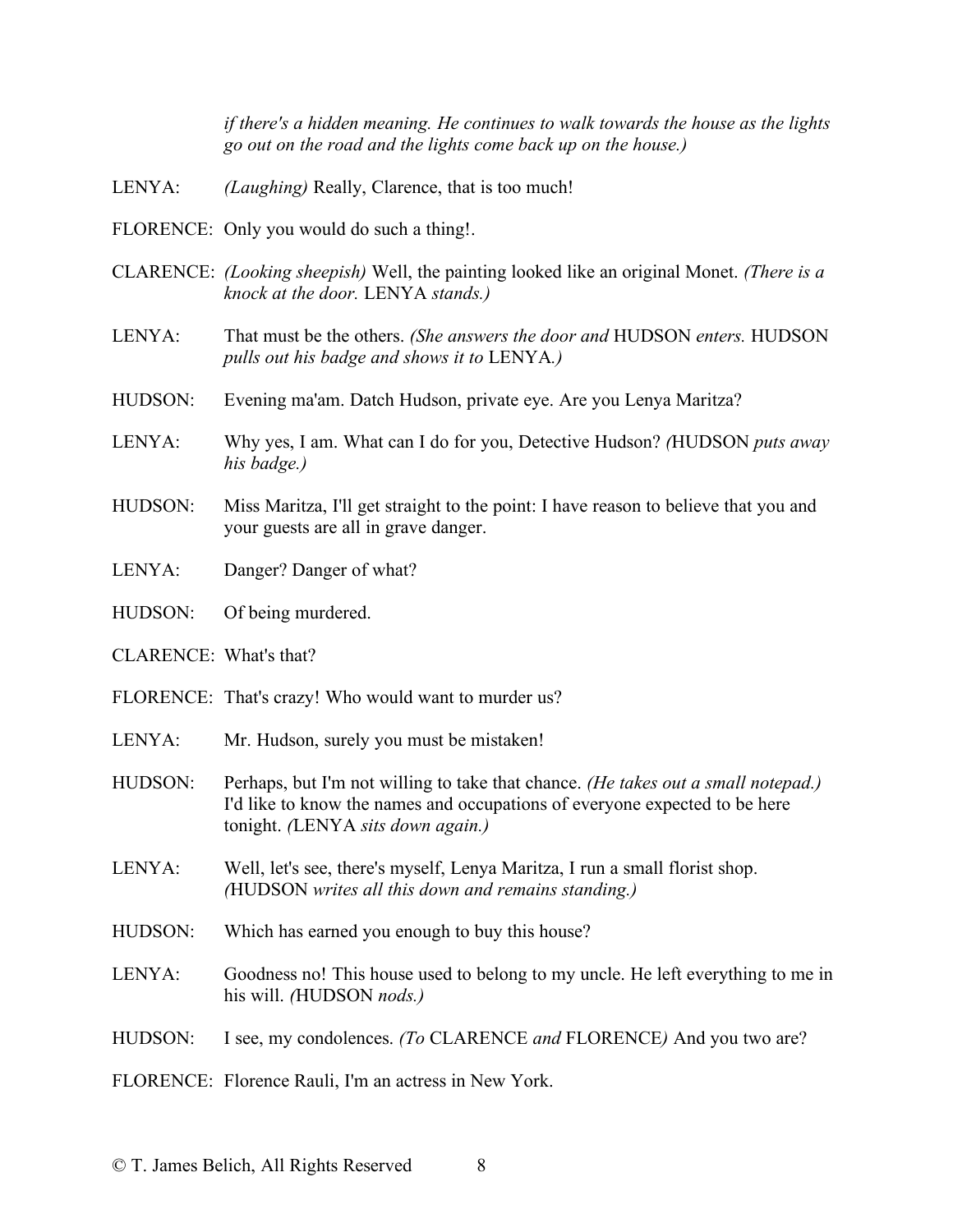*if there's a hidden meaning. He continues to walk towards the house as the lights go out on the road and the lights come back up on the house.)*

LENYA: *(Laughing)* Really, Clarence, that is too much!

FLORENCE: Only you would do such a thing!.

CLARENCE: *(Looking sheepish)* Well, the painting looked like an original Monet. *(There is a knock at the door.* LENYA *stands.)*

LENYA: That must be the others. *(She answers the door and* HUDSON *enters.* HUDSON *pulls out his badge and shows it to* LENYA*.)*

HUDSON: Evening ma'am. Datch Hudson, private eye. Are you Lenya Maritza?

LENYA: Why yes, I am. What can I do for you, Detective Hudson? *(*HUDSON *puts away his badge.)*

HUDSON: Miss Maritza, I'll get straight to the point: I have reason to believe that you and your guests are all in grave danger.

LENYA: Danger? Danger of what?

HUDSON: Of being murdered.

CLARENCE: What's that?

FLORENCE: That's crazy! Who would want to murder us?

LENYA: Mr. Hudson, surely you must be mistaken!

HUDSON: Perhaps, but I'm not willing to take that chance. *(He takes out a small notepad.)* I'd like to know the names and occupations of everyone expected to be here tonight. *(*LENYA *sits down again.)*

LENYA: Well, let's see, there's myself, Lenya Maritza, I run a small florist shop. *(*HUDSON *writes all this down and remains standing.)*

HUDSON: Which has earned you enough to buy this house?

LENYA: Goodness no! This house used to belong to my uncle. He left everything to me in his will. *(*HUDSON *nods.)*

HUDSON: I see, my condolences. *(To* CLARENCE *and* FLORENCE*)* And you two are?

FLORENCE: Florence Rauli, I'm an actress in New York.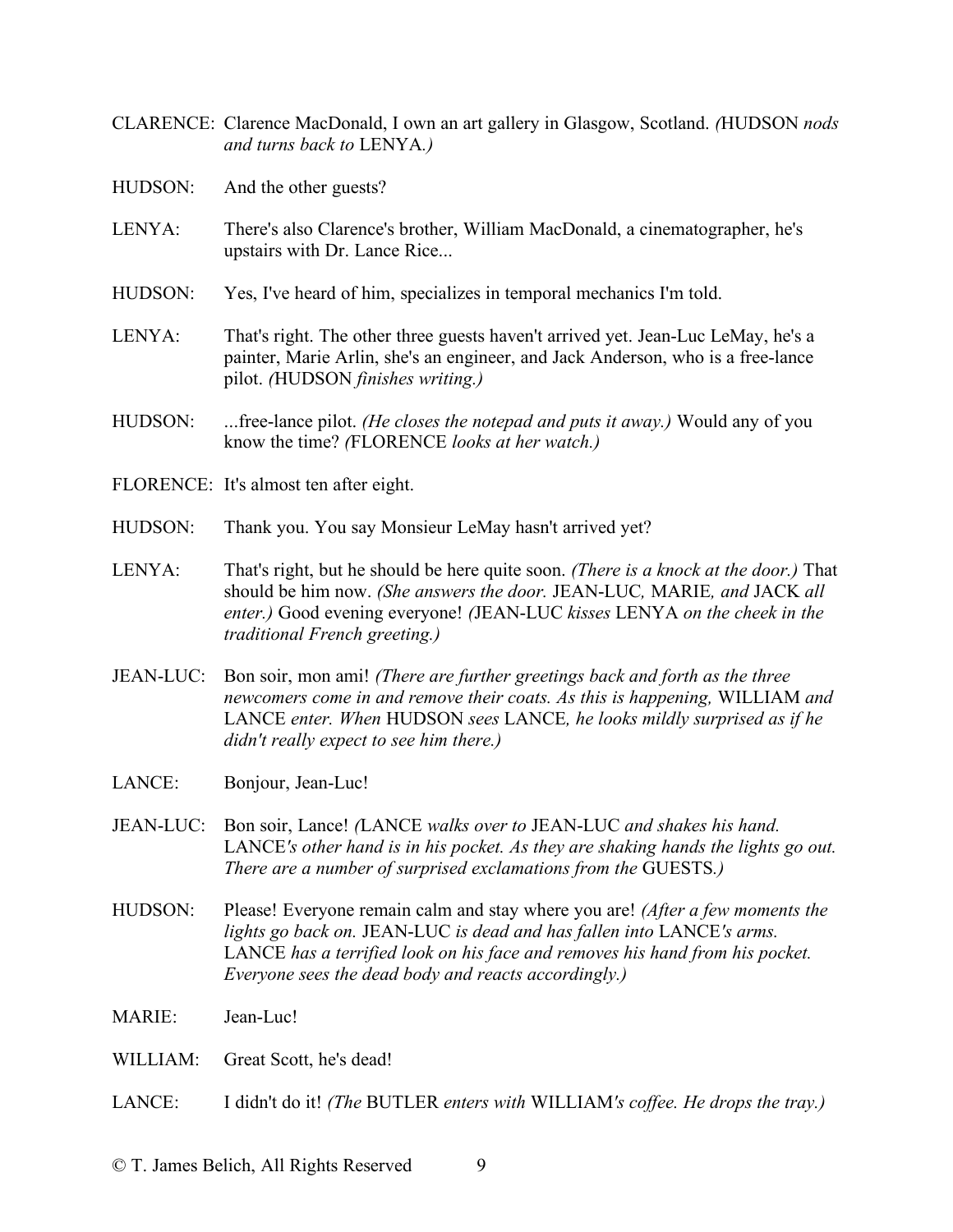CLARENCE: Clarence MacDonald, I own an art gallery in Glasgow, Scotland. *(*HUDSON *nods and turns back to* LENYA*.)*

HUDSON: And the other guests?

LENYA: There's also Clarence's brother, William MacDonald, a cinematographer, he's upstairs with Dr. Lance Rice...

HUDSON: Yes, I've heard of him, specializes in temporal mechanics I'm told.

LENYA: That's right. The other three guests haven't arrived yet. Jean-Luc LeMay, he's a painter, Marie Arlin, she's an engineer, and Jack Anderson, who is a free-lance pilot. *(*HUDSON *finishes writing.)*

HUDSON: ...free-lance pilot. *(He closes the notepad and puts it away.)* Would any of you know the time? *(*FLORENCE *looks at her watch.)*

FLORENCE: It's almost ten after eight.

HUDSON: Thank you. You say Monsieur LeMay hasn't arrived yet?

LENYA: That's right, but he should be here quite soon. *(There is a knock at the door.)* That should be him now. *(She answers the door.* JEAN-LUC*,* MARIE*, and* JACK *all enter.)* Good evening everyone! *(*JEAN-LUC *kisses* LENYA *on the cheek in the traditional French greeting.)*

JEAN-LUC: Bon soir, mon ami! *(There are further greetings back and forth as the three newcomers come in and remove their coats. As this is happening,* WILLIAM *and* LANCE *enter. When* HUDSON *sees* LANCE*, he looks mildly surprised as if he didn't really expect to see him there.)*

LANCE: Bonjour, Jean-Luc!

JEAN-LUC: Bon soir, Lance! *(*LANCE *walks over to* JEAN-LUC *and shakes his hand.* LANCE*'s other hand is in his pocket. As they are shaking hands the lights go out. There are a number of surprised exclamations from the* GUESTS*.)*

HUDSON: Please! Everyone remain calm and stay where you are! *(After a few moments the lights go back on.* JEAN-LUC *is dead and has fallen into* LANCE*'s arms.* LANCE *has a terrified look on his face and removes his hand from his pocket. Everyone sees the dead body and reacts accordingly.)*

MARIE: Jean-Luc!

WILLIAM: Great Scott, he's dead!

LANCE: I didn't do it! *(The* BUTLER *enters with* WILLIAM*'s coffee. He drops the tray.)*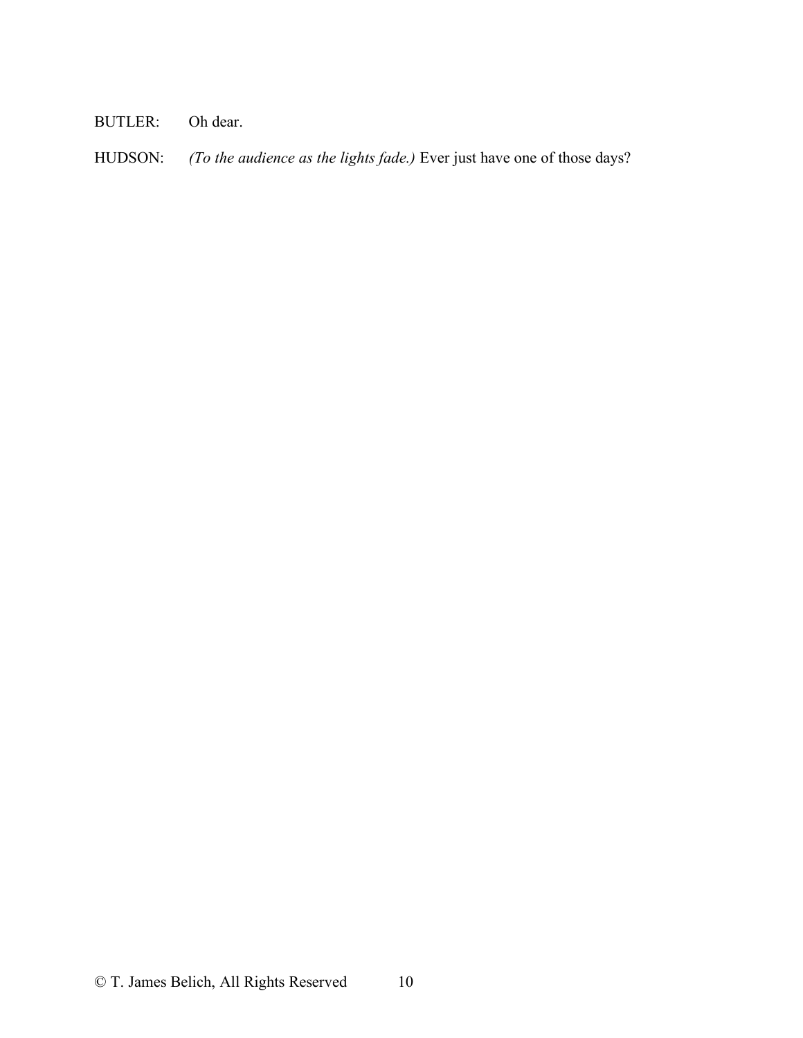BUTLER: Oh dear.

HUDSON: *(To the audience as the lights fade.)* Ever just have one of those days?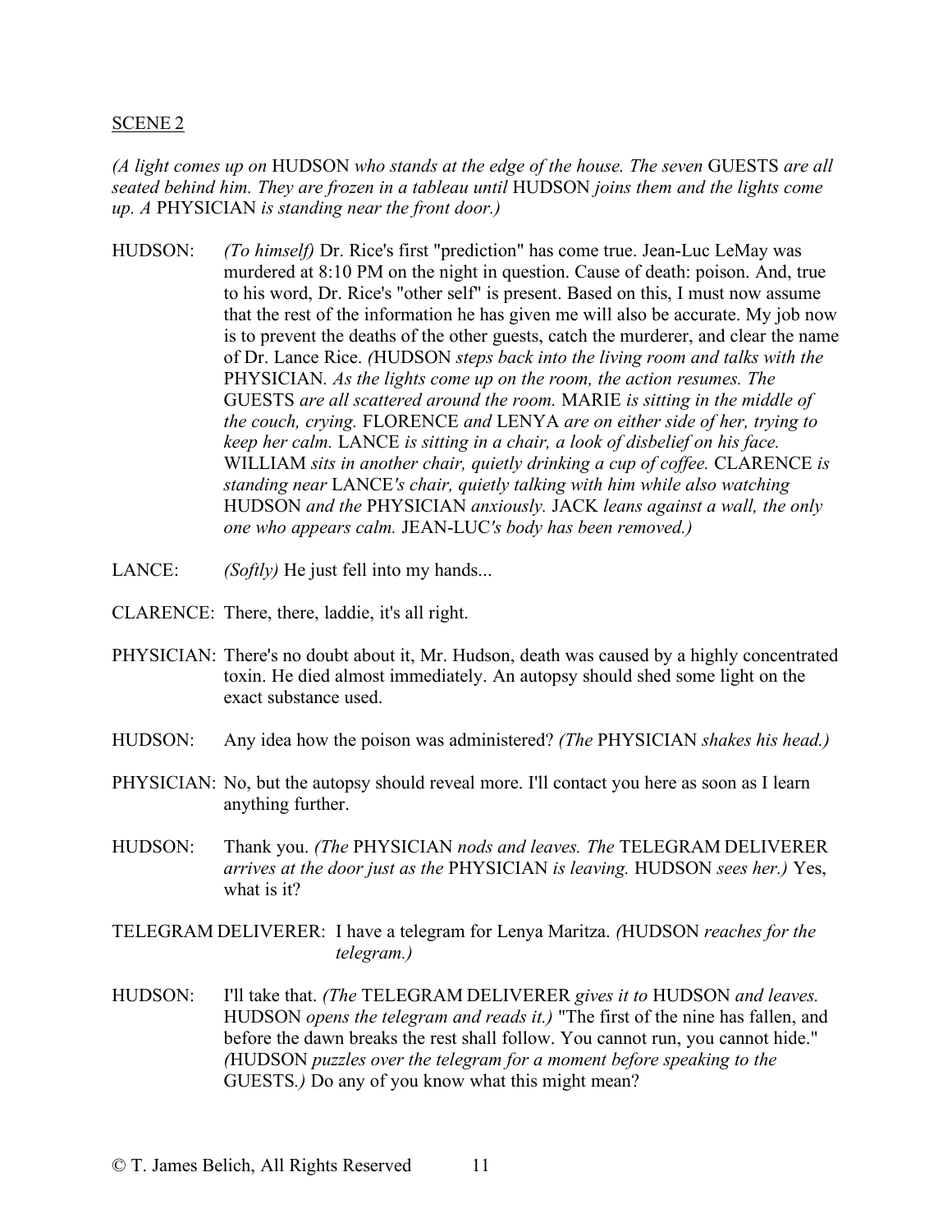SCENE 2

*(A light comes up on* HUDSON *who stands at the edge of the house. The seven* GUESTS *are all seated behind him. They are frozen in a tableau until* HUDSON *joins them and the lights come up. A* PHYSICIAN *is standing near the front door.)*

HUDSON: *(To himself)* Dr. Rice's first "prediction" has come true. Jean-Luc LeMay was murdered at 8:10 PM on the night in question. Cause of death: poison. And, true to his word, Dr. Rice's "other self" is present. Based on this, I must now assume that the rest of the information he has given me will also be accurate. My job now is to prevent the deaths of the other guests, catch the murderer, and clear the name of Dr. Lance Rice. *(*HUDSON *steps back into the living room and talks with the* PHYSICIAN*. As the lights come up on the room, the action resumes. The* GUESTS *are all scattered around the room.* MARIE *is sitting in the middle of the couch, crying.* FLORENCE *and* LENYA *are on either side of her, trying to keep her calm.* LANCE *is sitting in a chair, a look of disbelief on his face.* WILLIAM *sits in another chair, quietly drinking a cup of coffee.* CLARENCE *is standing near* LANCE*'s chair, quietly talking with him while also watching* HUDSON *and the* PHYSICIAN *anxiously.* JACK *leans against a wall, the only one who appears calm.* JEAN-LUC*'s body has been removed.)*

LANCE: *(Softly)* He just fell into my hands...

CLARENCE: There, there, laddie, it's all right.

PHYSICIAN: There's no doubt about it, Mr. Hudson, death was caused by a highly concentrated toxin. He died almost immediately. An autopsy should shed some light on the exact substance used.

HUDSON: Any idea how the poison was administered? *(The* PHYSICIAN *shakes his head.)*

PHYSICIAN: No, but the autopsy should reveal more. I'll contact you here as soon as I learn anything further.

HUDSON: Thank you. *(The* PHYSICIAN *nods and leaves. The* TELEGRAM DELIVERER *arrives at the door just as the* PHYSICIAN *is leaving.* HUDSON *sees her.)* Yes, what is it?

TELEGRAM DELIVERER: I have a telegram for Lenya Maritza. *(*HUDSON *reaches for the telegram.)*

HUDSON: I'll take that. *(The* TELEGRAM DELIVERER *gives it to* HUDSON *and leaves.* HUDSON *opens the telegram and reads it.)* "The first of the nine has fallen, and before the dawn breaks the rest shall follow. You cannot run, you cannot hide." *(*HUDSON *puzzles over the telegram for a moment before speaking to the* GUESTS*.)* Do any of you know what this might mean?

© T. James Belich, All Rights Reserved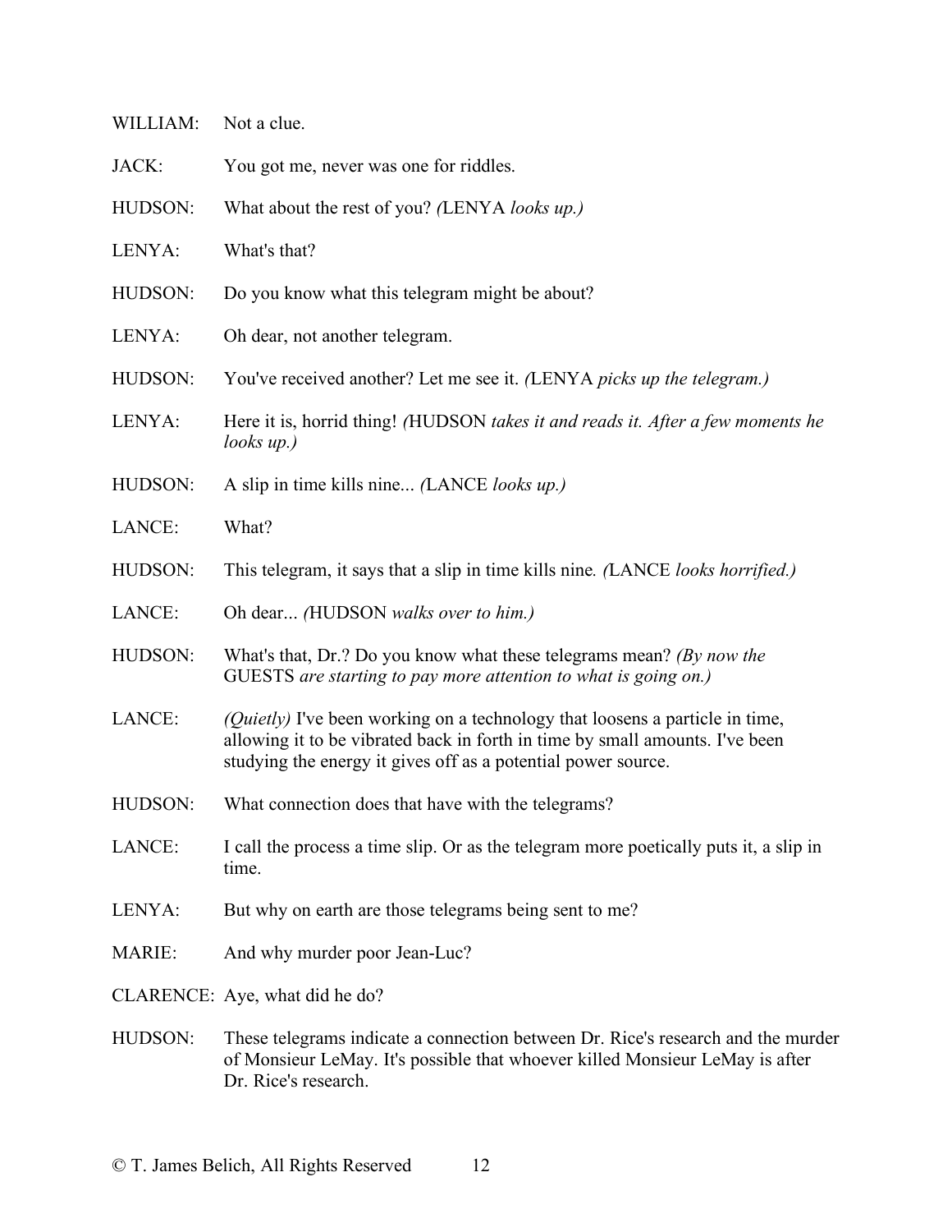WILLIAM: Not a clue.

JACK: You got me, never was one for riddles.

HUDSON: What about the rest of you? *(*LENYA *looks up.)*

LENYA: What's that?

HUDSON: Do you know what this telegram might be about?

LENYA: Oh dear, not another telegram.

HUDSON: You've received another? Let me see it. *(*LENYA *picks up the telegram.)*

LENYA: Here it is, horrid thing! *(*HUDSON *takes it and reads it. After a few moments he looks up.)*

HUDSON: A slip in time kills nine... *(*LANCE *looks up.)*

LANCE: What?

HUDSON: This telegram, it says that a slip in time kills nine*. (*LANCE *looks horrified.)*

LANCE: Oh dear... *(*HUDSON *walks over to him.)*

HUDSON: What's that, Dr.? Do you know what these telegrams mean? *(By now the* GUESTS *are starting to pay more attention to what is going on.)*

LANCE: *(Quietly)* I've been working on a technology that loosens a particle in time, allowing it to be vibrated back in forth in time by small amounts. I've been studying the energy it gives off as a potential power source.

HUDSON: What connection does that have with the telegrams?

LANCE: I call the process a time slip. Or as the telegram more poetically puts it, a slip in time.

LENYA: But why on earth are those telegrams being sent to me?

MARIE: And why murder poor Jean-Luc?

CLARENCE: Aye, what did he do?

HUDSON: These telegrams indicate a connection between Dr. Rice's research and the murder of Monsieur LeMay. It's possible that whoever killed Monsieur LeMay is after Dr. Rice's research.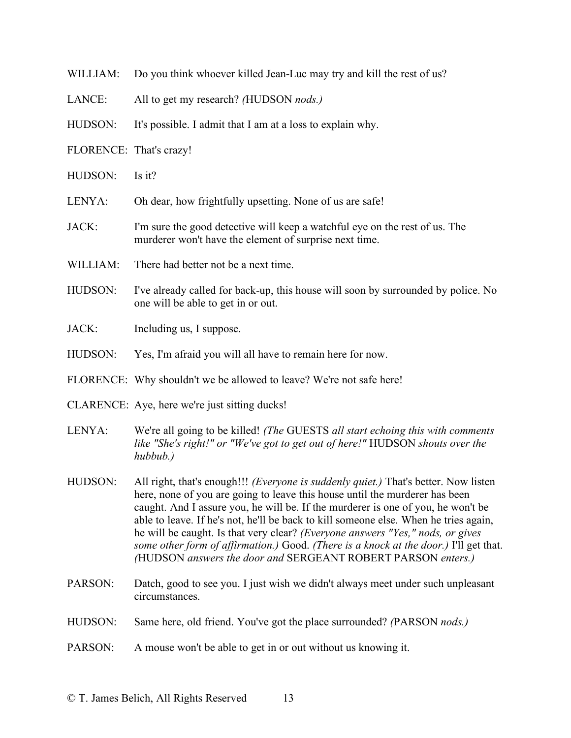WILLIAM: Do you think whoever killed Jean-Luc may try and kill the rest of us?

LANCE: All to get my research? *(*HUDSON *nods.)*

HUDSON: It's possible. I admit that I am at a loss to explain why.

FLORENCE: That's crazy!

HUDSON: Is it?

LENYA: Oh dear, how frightfully upsetting. None of us are safe!

JACK: I'm sure the good detective will keep a watchful eye on the rest of us. The murderer won't have the element of surprise next time.

WILLIAM: There had better not be a next time.

HUDSON: I've already called for back-up, this house will soon by surrounded by police. No one will be able to get in or out.

JACK: Including us, I suppose.

HUDSON: Yes, I'm afraid you will all have to remain here for now.

FLORENCE: Why shouldn't we be allowed to leave? We're not safe here!

CLARENCE: Aye, here we're just sitting ducks!

LENYA: We're all going to be killed! *(The* GUESTS *all start echoing this with comments like "She's right!" or "We've got to get out of here!"* HUDSON *shouts over the hubbub.)*

HUDSON: All right, that's enough!!! *(Everyone is suddenly quiet.)* That's better. Now listen here, none of you are going to leave this house until the murderer has been caught. And I assure you, he will be. If the murderer is one of you, he won't be able to leave. If he's not, he'll be back to kill someone else. When he tries again, he will be caught. Is that very clear? *(Everyone answers "Yes," nods, or gives some other form of affirmation.)* Good. *(There is a knock at the door.)* I'll get that. *(*HUDSON *answers the door and* SERGEANT ROBERT PARSON *enters.)*

PARSON: Datch, good to see you. I just wish we didn't always meet under such unpleasant circumstances.

HUDSON: Same here, old friend. You've got the place surrounded? *(*PARSON *nods.)*

PARSON: A mouse won't be able to get in or out without us knowing it.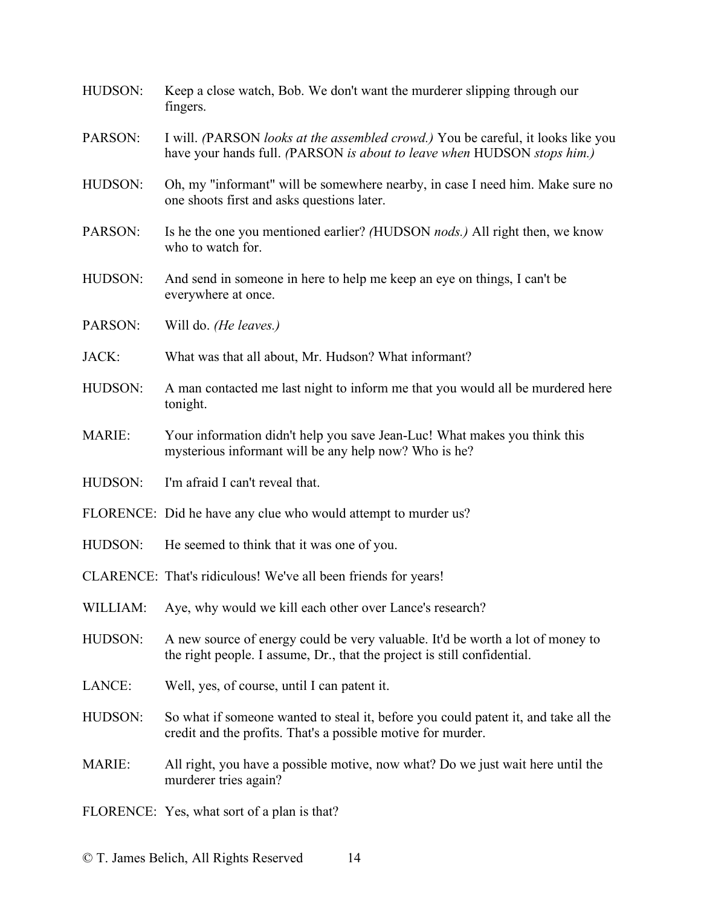HUDSON: Keep a close watch, Bob. We don't want the murderer slipping through our fingers.

PARSON: I will. *(*PARSON *looks at the assembled crowd.)* You be careful, it looks like you have your hands full. *(*PARSON *is about to leave when* HUDSON *stops him.)*

HUDSON: Oh, my "informant" will be somewhere nearby, in case I need him. Make sure no one shoots first and asks questions later.

PARSON: Is he the one you mentioned earlier? *(*HUDSON *nods.)* All right then, we know who to watch for.

HUDSON: And send in someone in here to help me keep an eye on things, I can't be everywhere at once.

PARSON: Will do. *(He leaves.)*

JACK: What was that all about, Mr. Hudson? What informant?

HUDSON: A man contacted me last night to inform me that you would all be murdered here tonight.

MARIE: Your information didn't help you save Jean-Luc! What makes you think this mysterious informant will be any help now? Who is he?

HUDSON: I'm afraid I can't reveal that.

FLORENCE: Did he have any clue who would attempt to murder us?

HUDSON: He seemed to think that it was one of you.

CLARENCE: That's ridiculous! We've all been friends for years!

WILLIAM: Aye, why would we kill each other over Lance's research?

HUDSON: A new source of energy could be very valuable. It'd be worth a lot of money to the right people. I assume, Dr., that the project is still confidential.

LANCE: Well, yes, of course, until I can patent it.

HUDSON: So what if someone wanted to steal it, before you could patent it, and take all the credit and the profits. That's a possible motive for murder.

MARIE: All right, you have a possible motive, now what? Do we just wait here until the murderer tries again?

FLORENCE: Yes, what sort of a plan is that?

© T. James Belich, All Rights Reserved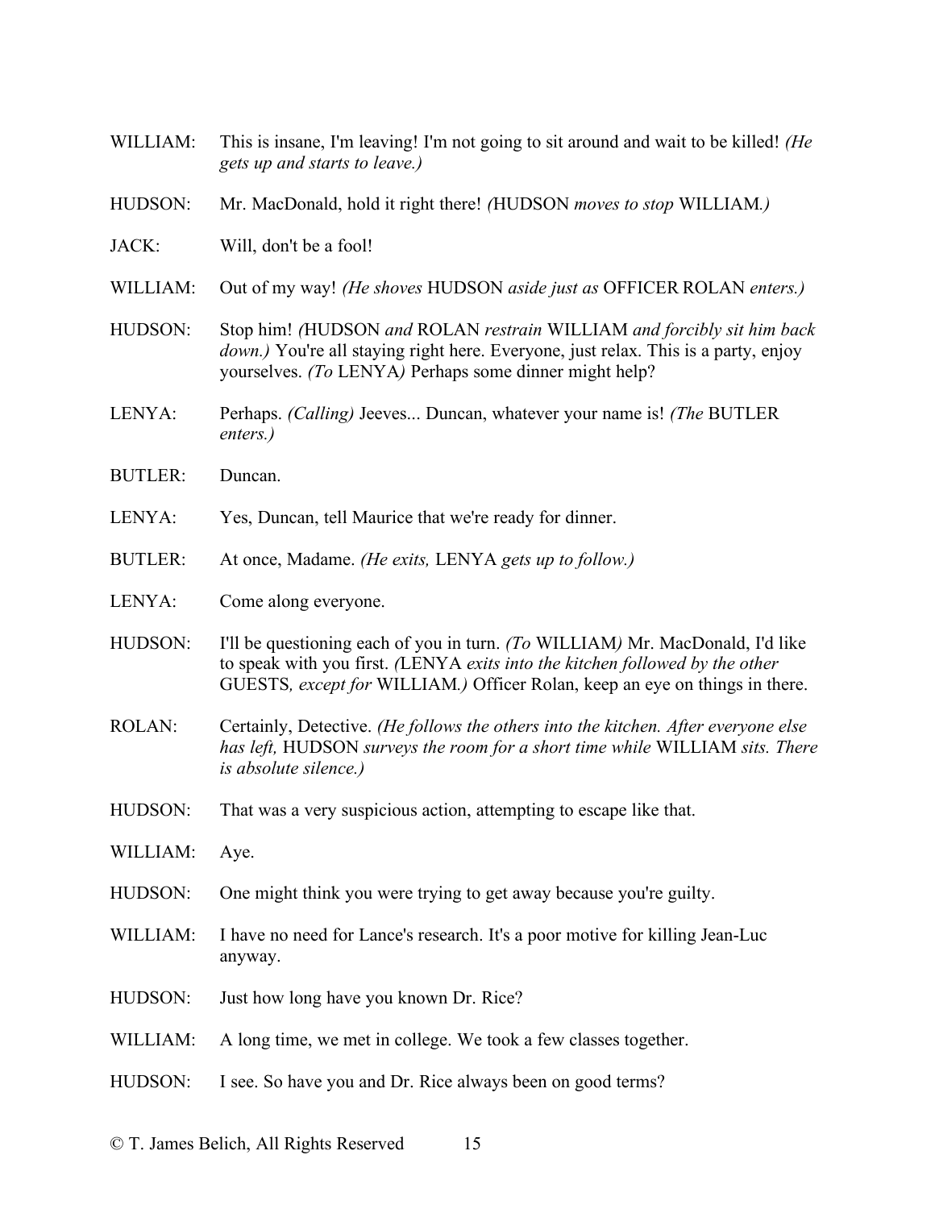WILLIAM: This is insane, I'm leaving! I'm not going to sit around and wait to be killed! *(He gets up and starts to leave.)*

HUDSON: Mr. MacDonald, hold it right there! *(*HUDSON *moves to stop* WILLIAM*.)*

JACK: Will, don't be a fool!

WILLIAM: Out of my way! *(He shoves* HUDSON *aside just as* OFFICER ROLAN *enters.)*

HUDSON: Stop him! *(*HUDSON *and* ROLAN *restrain* WILLIAM *and forcibly sit him back down.)* You're all staying right here. Everyone, just relax. This is a party, enjoy yourselves. *(To* LENYA*)* Perhaps some dinner might help?

LENYA: Perhaps. *(Calling)* Jeeves... Duncan, whatever your name is! *(The* BUTLER *enters.)*

BUTLER: Duncan.

LENYA: Yes, Duncan, tell Maurice that we're ready for dinner.

BUTLER: At once, Madame. *(He exits,* LENYA *gets up to follow.)*

LENYA: Come along everyone.

HUDSON: I'll be questioning each of you in turn. *(To* WILLIAM*)* Mr. MacDonald, I'd like to speak with you first. *(*LENYA *exits into the kitchen followed by the other* GUESTS*, except for* WILLIAM*.)* Officer Rolan, keep an eye on things in there.

ROLAN: Certainly, Detective. *(He follows the others into the kitchen. After everyone else has left,* HUDSON *surveys the room for a short time while* WILLIAM *sits. There is absolute silence.)*

HUDSON: That was a very suspicious action, attempting to escape like that.

WILLIAM: Aye.

HUDSON: One might think you were trying to get away because you're guilty.

WILLIAM: I have no need for Lance's research. It's a poor motive for killing Jean-Luc anyway.

HUDSON: Just how long have you known Dr. Rice?

WILLIAM: A long time, we met in college. We took a few classes together.

HUDSON: I see. So have you and Dr. Rice always been on good terms?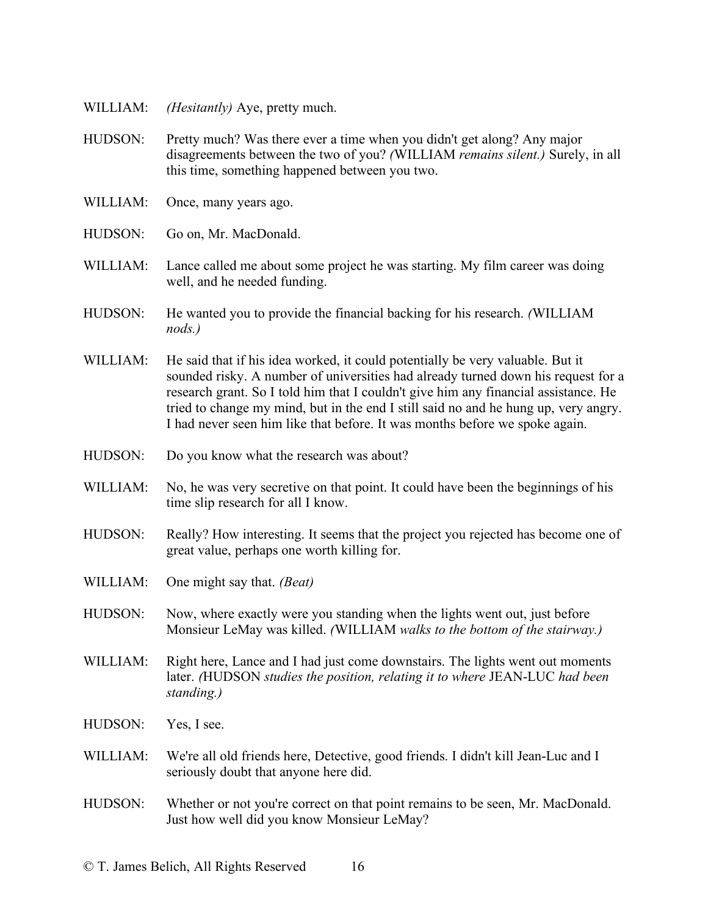WILLIAM: *(Hesitantly)* Aye, pretty much.

HUDSON: Pretty much? Was there ever a time when you didn't get along? Any major disagreements between the two of you? *(*WILLIAM *remains silent.)* Surely, in all this time, something happened between you two.

WILLIAM: Once, many years ago.

HUDSON: Go on, Mr. MacDonald.

WILLIAM: Lance called me about some project he was starting. My film career was doing well, and he needed funding.

HUDSON: He wanted you to provide the financial backing for his research. *(*WILLIAM *nods.)*

WILLIAM: He said that if his idea worked, it could potentially be very valuable. But it sounded risky. A number of universities had already turned down his request for a research grant. So I told him that I couldn't give him any financial assistance. He tried to change my mind, but in the end I still said no and he hung up, very angry. I had never seen him like that before. It was months before we spoke again.

HUDSON: Do you know what the research was about?

WILLIAM: No, he was very secretive on that point. It could have been the beginnings of his time slip research for all I know.

HUDSON: Really? How interesting. It seems that the project you rejected has become one of great value, perhaps one worth killing for.

WILLIAM: One might say that. *(Beat)*

HUDSON: Now, where exactly were you standing when the lights went out, just before Monsieur LeMay was killed. *(*WILLIAM *walks to the bottom of the stairway.)*

WILLIAM: Right here, Lance and I had just come downstairs. The lights went out moments later. *(*HUDSON *studies the position, relating it to where* JEAN-LUC *had been standing.)*

HUDSON: Yes, I see.

WILLIAM: We're all old friends here, Detective, good friends. I didn't kill Jean-Luc and I seriously doubt that anyone here did.

HUDSON: Whether or not you're correct on that point remains to be seen, Mr. MacDonald. Just how well did you know Monsieur LeMay?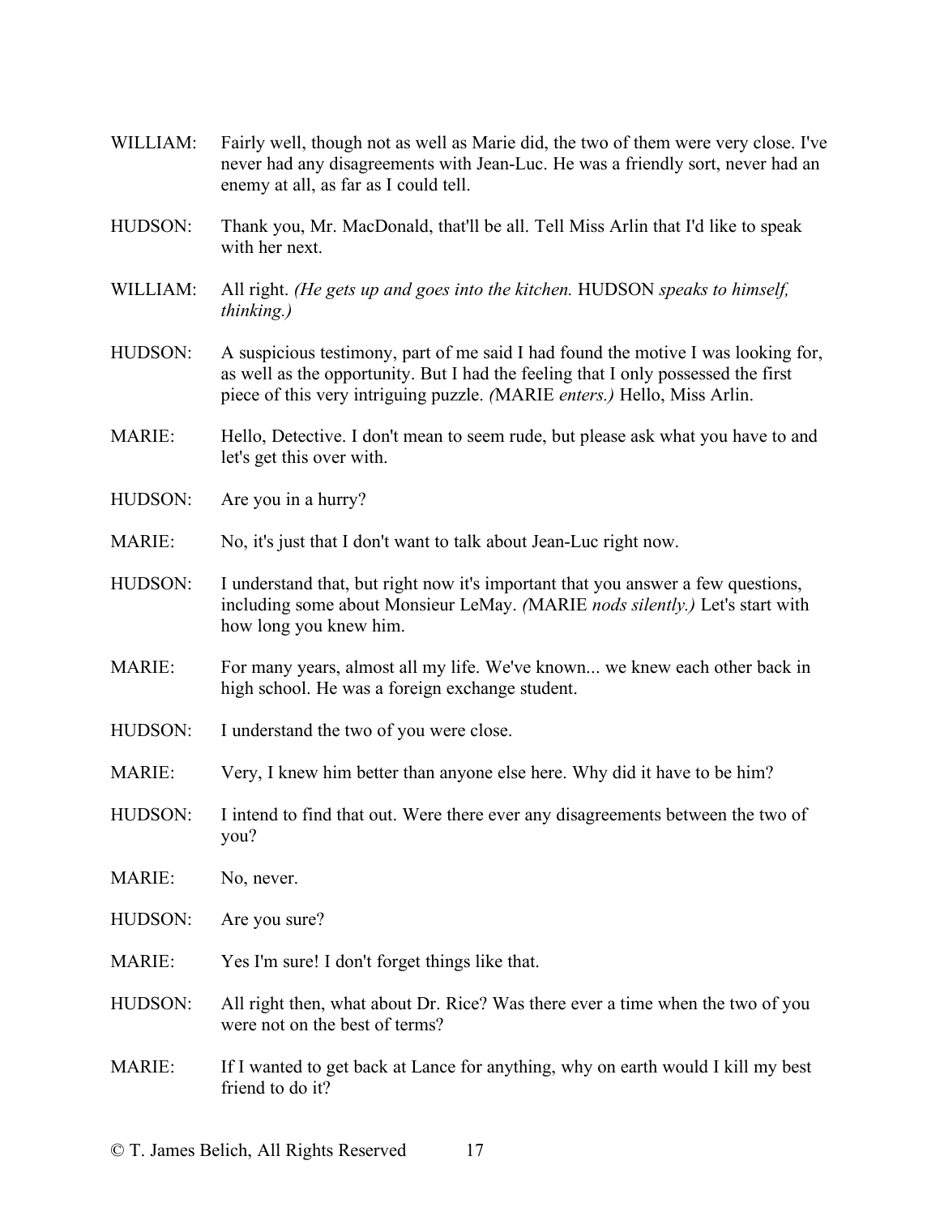WILLIAM: Fairly well, though not as well as Marie did, the two of them were very close. I've never had any disagreements with Jean-Luc. He was a friendly sort, never had an enemy at all, as far as I could tell.

HUDSON: Thank you, Mr. MacDonald, that'll be all. Tell Miss Arlin that I'd like to speak with her next.

WILLIAM: All right. *(He gets up and goes into the kitchen.* HUDSON *speaks to himself, thinking.)*

HUDSON: A suspicious testimony, part of me said I had found the motive I was looking for, as well as the opportunity. But I had the feeling that I only possessed the first piece of this very intriguing puzzle. *(*MARIE *enters.)* Hello, Miss Arlin.

MARIE: Hello, Detective. I don't mean to seem rude, but please ask what you have to and let's get this over with.

HUDSON: Are you in a hurry?

MARIE: No, it's just that I don't want to talk about Jean-Luc right now.

HUDSON: I understand that, but right now it's important that you answer a few questions, including some about Monsieur LeMay. *(*MARIE *nods silently.)* Let's start with how long you knew him.

MARIE: For many years, almost all my life. We've known... we knew each other back in high school. He was a foreign exchange student.

HUDSON: I understand the two of you were close.

MARIE: Very, I knew him better than anyone else here. Why did it have to be him?

HUDSON: I intend to find that out. Were there ever any disagreements between the two of you?

MARIE: No, never.

HUDSON: Are you sure?

MARIE: Yes I'm sure! I don't forget things like that.

HUDSON: All right then, what about Dr. Rice? Was there ever a time when the two of you were not on the best of terms?

MARIE: If I wanted to get back at Lance for anything, why on earth would I kill my best friend to do it?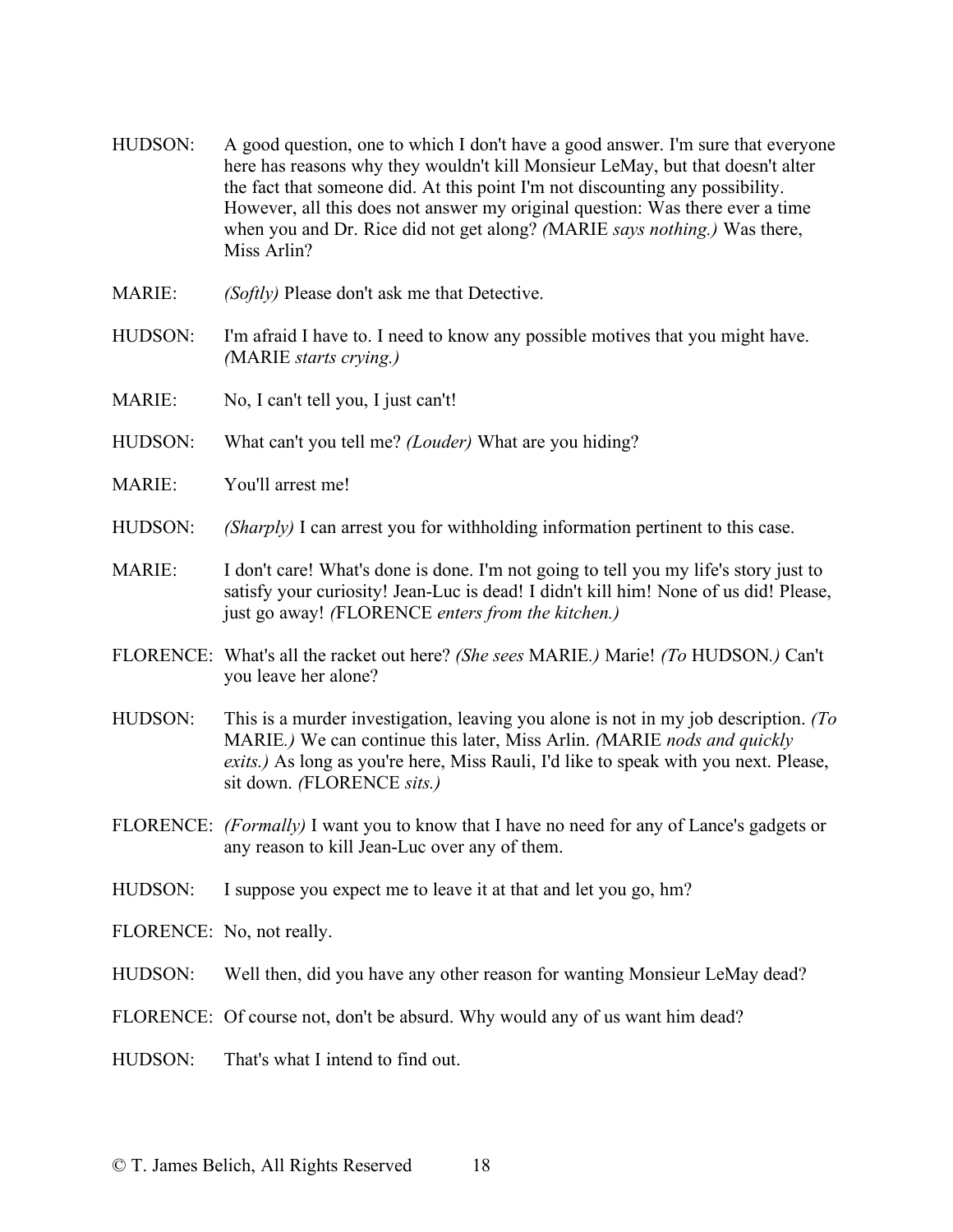HUDSON: A good question, one to which I don't have a good answer. I'm sure that everyone here has reasons why they wouldn't kill Monsieur LeMay, but that doesn't alter the fact that someone did. At this point I'm not discounting any possibility. However, all this does not answer my original question: Was there ever a time when you and Dr. Rice did not get along? *(*MARIE *says nothing.)* Was there, Miss Arlin?

MARIE: *(Softly)* Please don't ask me that Detective.

HUDSON: I'm afraid I have to. I need to know any possible motives that you might have. *(*MARIE *starts crying.)*

MARIE: No, I can't tell you, I just can't!

HUDSON: What can't you tell me? *(Louder)* What are you hiding?

MARIE: You'll arrest me!

HUDSON: *(Sharply)* I can arrest you for withholding information pertinent to this case.

MARIE: I don't care! What's done is done. I'm not going to tell you my life's story just to satisfy your curiosity! Jean-Luc is dead! I didn't kill him! None of us did! Please, just go away! *(*FLORENCE *enters from the kitchen.)*

FLORENCE: What's all the racket out here? *(She sees* MARIE*.)* Marie! *(To* HUDSON*.)* Can't you leave her alone?

HUDSON: This is a murder investigation, leaving you alone is not in my job description. *(To* MARIE*.)* We can continue this later, Miss Arlin. *(*MARIE *nods and quickly exits.)* As long as you're here, Miss Rauli, I'd like to speak with you next. Please, sit down. *(*FLORENCE *sits.)*

FLORENCE: *(Formally)* I want you to know that I have no need for any of Lance's gadgets or any reason to kill Jean-Luc over any of them.

HUDSON: I suppose you expect me to leave it at that and let you go, hm?

FLORENCE: No, not really.

HUDSON: Well then, did you have any other reason for wanting Monsieur LeMay dead?

FLORENCE: Of course not, don't be absurd. Why would any of us want him dead?

HUDSON: That's what I intend to find out.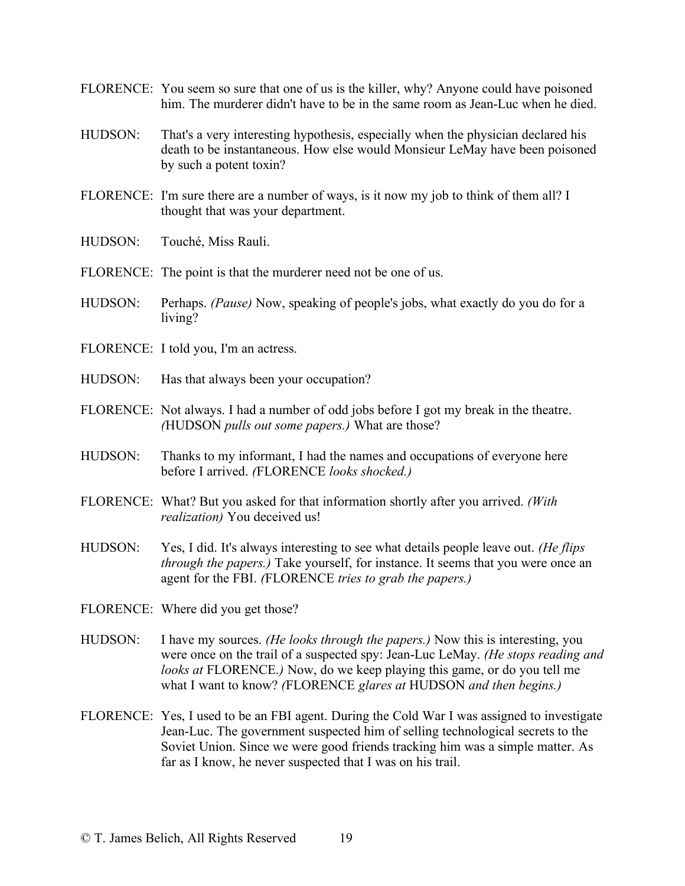FLORENCE: You seem so sure that one of us is the killer, why? Anyone could have poisoned him. The murderer didn't have to be in the same room as Jean-Luc when he died.

HUDSON: That's a very interesting hypothesis, especially when the physician declared his death to be instantaneous. How else would Monsieur LeMay have been poisoned by such a potent toxin?

FLORENCE: I'm sure there are a number of ways, is it now my job to think of them all? I thought that was your department.

HUDSON: Touché, Miss Rauli.

FLORENCE: The point is that the murderer need not be one of us.

HUDSON: Perhaps. *(Pause)* Now, speaking of people's jobs, what exactly do you do for a living?

FLORENCE: I told you, I'm an actress.

HUDSON: Has that always been your occupation?

FLORENCE: Not always. I had a number of odd jobs before I got my break in the theatre. *(*HUDSON *pulls out some papers.)* What are those?

HUDSON: Thanks to my informant, I had the names and occupations of everyone here before I arrived. *(*FLORENCE *looks shocked.)*

FLORENCE: What? But you asked for that information shortly after you arrived. *(With realization)* You deceived us!

HUDSON: Yes, I did. It's always interesting to see what details people leave out. *(He flips through the papers.)* Take yourself, for instance. It seems that you were once an agent for the FBI. *(*FLORENCE *tries to grab the papers.)*

FLORENCE: Where did you get those?

HUDSON: I have my sources. *(He looks through the papers.)* Now this is interesting, you were once on the trail of a suspected spy: Jean-Luc LeMay. *(He stops reading and looks at* FLORENCE*.)* Now, do we keep playing this game, or do you tell me what I want to know? *(*FLORENCE *glares at* HUDSON *and then begins.)*

FLORENCE: Yes, I used to be an FBI agent. During the Cold War I was assigned to investigate Jean-Luc. The government suspected him of selling technological secrets to the Soviet Union. Since we were good friends tracking him was a simple matter. As far as I know, he never suspected that I was on his trail.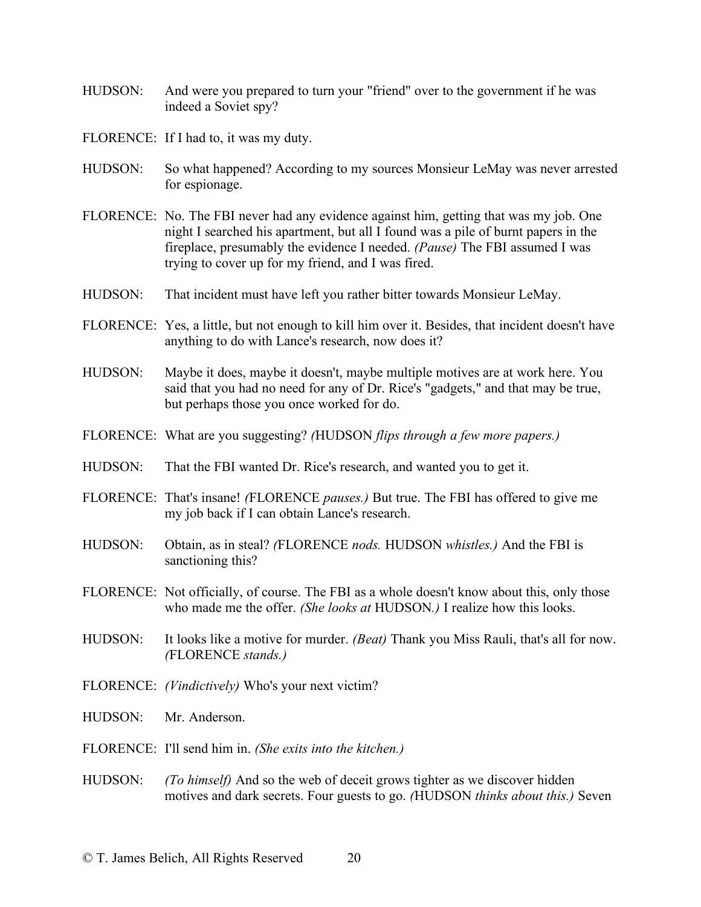HUDSON: And were you prepared to turn your "friend" over to the government if he was indeed a Soviet spy?

FLORENCE: If I had to, it was my duty.

HUDSON: So what happened? According to my sources Monsieur LeMay was never arrested for espionage.

FLORENCE: No. The FBI never had any evidence against him, getting that was my job. One night I searched his apartment, but all I found was a pile of burnt papers in the fireplace, presumably the evidence I needed. *(Pause)* The FBI assumed I was trying to cover up for my friend, and I was fired.

HUDSON: That incident must have left you rather bitter towards Monsieur LeMay.

FLORENCE: Yes, a little, but not enough to kill him over it. Besides, that incident doesn't have anything to do with Lance's research, now does it?

HUDSON: Maybe it does, maybe it doesn't, maybe multiple motives are at work here. You said that you had no need for any of Dr. Rice's "gadgets," and that may be true, but perhaps those you once worked for do.

FLORENCE: What are you suggesting? *(*HUDSON *flips through a few more papers.)*

HUDSON: That the FBI wanted Dr. Rice's research, and wanted you to get it.

FLORENCE: That's insane! *(*FLORENCE *pauses.)* But true. The FBI has offered to give me my job back if I can obtain Lance's research.

HUDSON: Obtain, as in steal? *(*FLORENCE *nods.* HUDSON *whistles.)* And the FBI is sanctioning this?

FLORENCE: Not officially, of course. The FBI as a whole doesn't know about this, only those who made me the offer. *(She looks at* HUDSON*.)* I realize how this looks.

HUDSON: It looks like a motive for murder. *(Beat)* Thank you Miss Rauli, that's all for now. *(*FLORENCE *stands.)*

FLORENCE: *(Vindictively)* Who's your next victim?

HUDSON: Mr. Anderson.

FLORENCE: I'll send him in. *(She exits into the kitchen.)*

HUDSON: *(To himself)* And so the web of deceit grows tighter as we discover hidden motives and dark secrets. Four guests to go. *(*HUDSON *thinks about this.)* Seven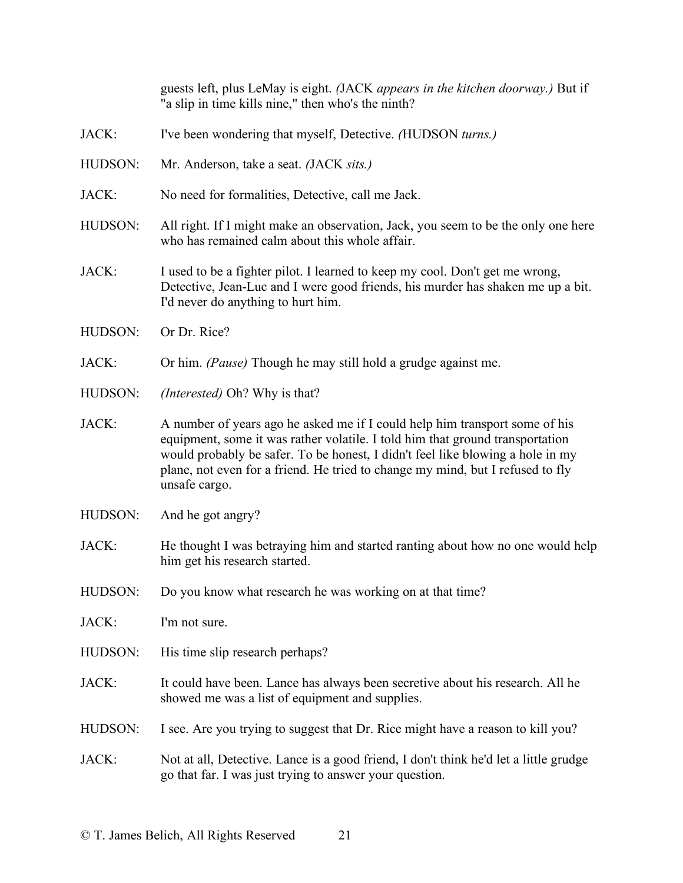guests left, plus LeMay is eight. *(*JACK *appears in the kitchen doorway.)* But if "a slip in time kills nine," then who's the ninth?

JACK: I've been wondering that myself, Detective. *(*HUDSON *turns.)*

HUDSON: Mr. Anderson, take a seat. *(*JACK *sits.)*

JACK: No need for formalities, Detective, call me Jack.

HUDSON: All right. If I might make an observation, Jack, you seem to be the only one here who has remained calm about this whole affair.

JACK: I used to be a fighter pilot. I learned to keep my cool. Don't get me wrong, Detective, Jean-Luc and I were good friends, his murder has shaken me up a bit. I'd never do anything to hurt him.

HUDSON: Or Dr. Rice?

JACK: Or him. *(Pause)* Though he may still hold a grudge against me.

HUDSON: *(Interested)* Oh? Why is that?

JACK: A number of years ago he asked me if I could help him transport some of his equipment, some it was rather volatile. I told him that ground transportation would probably be safer. To be honest, I didn't feel like blowing a hole in my plane, not even for a friend. He tried to change my mind, but I refused to fly unsafe cargo.

HUDSON: And he got angry?

JACK: He thought I was betraying him and started ranting about how no one would help him get his research started.

HUDSON: Do you know what research he was working on at that time?

JACK: I'm not sure.

HUDSON: His time slip research perhaps?

JACK: It could have been. Lance has always been secretive about his research. All he showed me was a list of equipment and supplies.

HUDSON: I see. Are you trying to suggest that Dr. Rice might have a reason to kill you?

JACK: Not at all, Detective. Lance is a good friend, I don't think he'd let a little grudge go that far. I was just trying to answer your question.

© T. James Belich, All Rights Reserved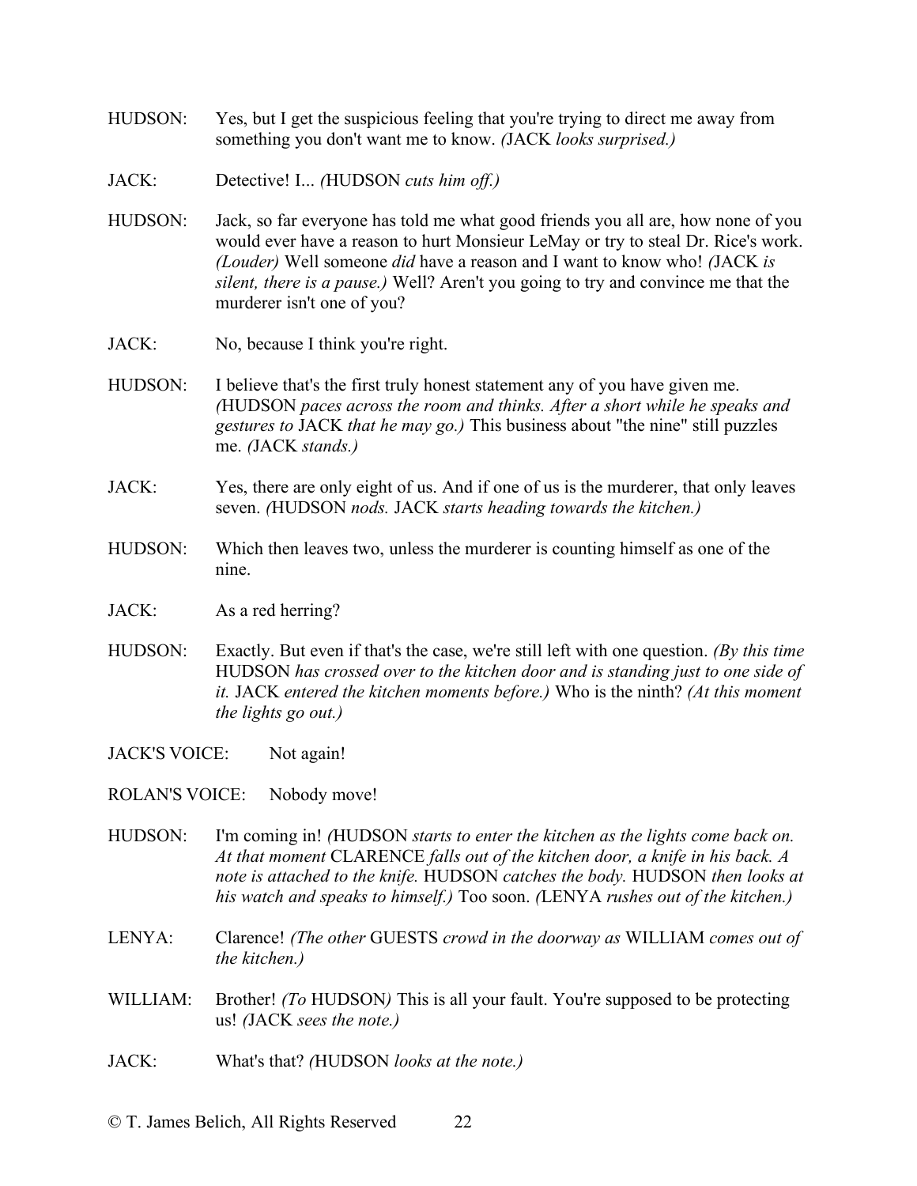HUDSON: Yes, but I get the suspicious feeling that you're trying to direct me away from something you don't want me to know. *(*JACK *looks surprised.)*

JACK: Detective! I... *(*HUDSON *cuts him off.)*

HUDSON: Jack, so far everyone has told me what good friends you all are, how none of you would ever have a reason to hurt Monsieur LeMay or try to steal Dr. Rice's work. *(Louder)* Well someone *did* have a reason and I want to know who! *(*JACK *is silent, there is a pause.)* Well? Aren't you going to try and convince me that the murderer isn't one of you?

JACK: No, because I think you're right.

HUDSON: I believe that's the first truly honest statement any of you have given me. *(*HUDSON *paces across the room and thinks. After a short while he speaks and gestures to* JACK *that he may go.)* This business about "the nine" still puzzles me. *(*JACK *stands.)*

JACK: Yes, there are only eight of us. And if one of us is the murderer, that only leaves seven. *(*HUDSON *nods.* JACK *starts heading towards the kitchen.)*

HUDSON: Which then leaves two, unless the murderer is counting himself as one of the nine.

JACK: As a red herring?

HUDSON: Exactly. But even if that's the case, we're still left with one question. *(By this time* HUDSON *has crossed over to the kitchen door and is standing just to one side of it.* JACK *entered the kitchen moments before.)* Who is the ninth? *(At this moment the lights go out.)*

JACK'S VOICE: Not again!

ROLAN'S VOICE: Nobody move!

HUDSON: I'm coming in! *(*HUDSON *starts to enter the kitchen as the lights come back on. At that moment* CLARENCE *falls out of the kitchen door, a knife in his back. A note is attached to the knife.* HUDSON *catches the body.* HUDSON *then looks at his watch and speaks to himself.)* Too soon. *(*LENYA *rushes out of the kitchen.)*

LENYA: Clarence! *(The other* GUESTS *crowd in the doorway as* WILLIAM *comes out of the kitchen.)*

WILLIAM: Brother! *(To* HUDSON*)* This is all your fault. You're supposed to be protecting us! *(*JACK *sees the note.)*

JACK: What's that? *(*HUDSON *looks at the note.)*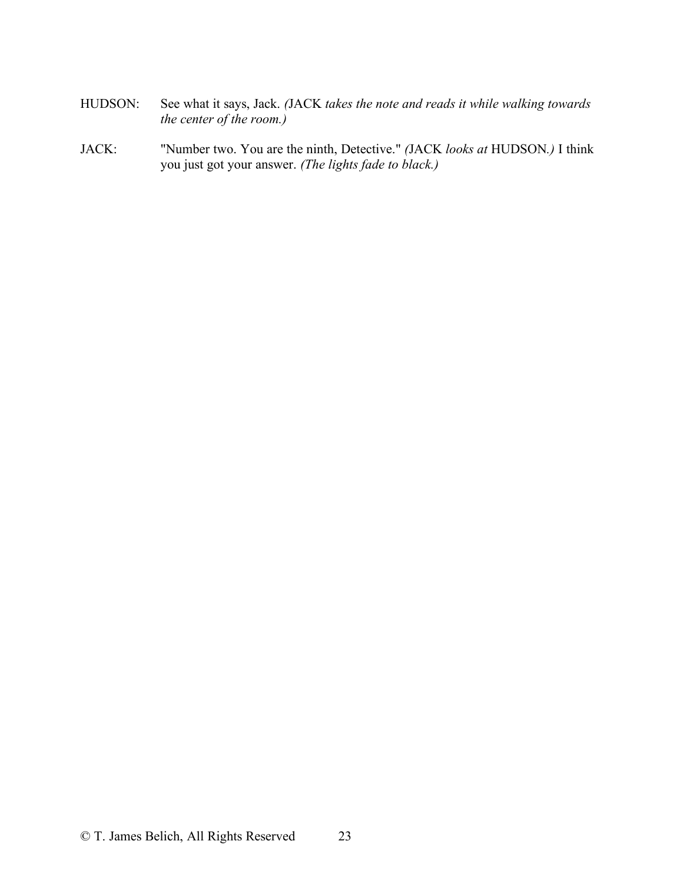HUDSON: See what it says, Jack. *(*JACK *takes the note and reads it while walking towards the center of the room.)*

JACK: "Number two. You are the ninth, Detective." *(*JACK *looks at* HUDSON*.)* I think you just got your answer. *(The lights fade to black.)*

© T. James Belich, All Rights Reserved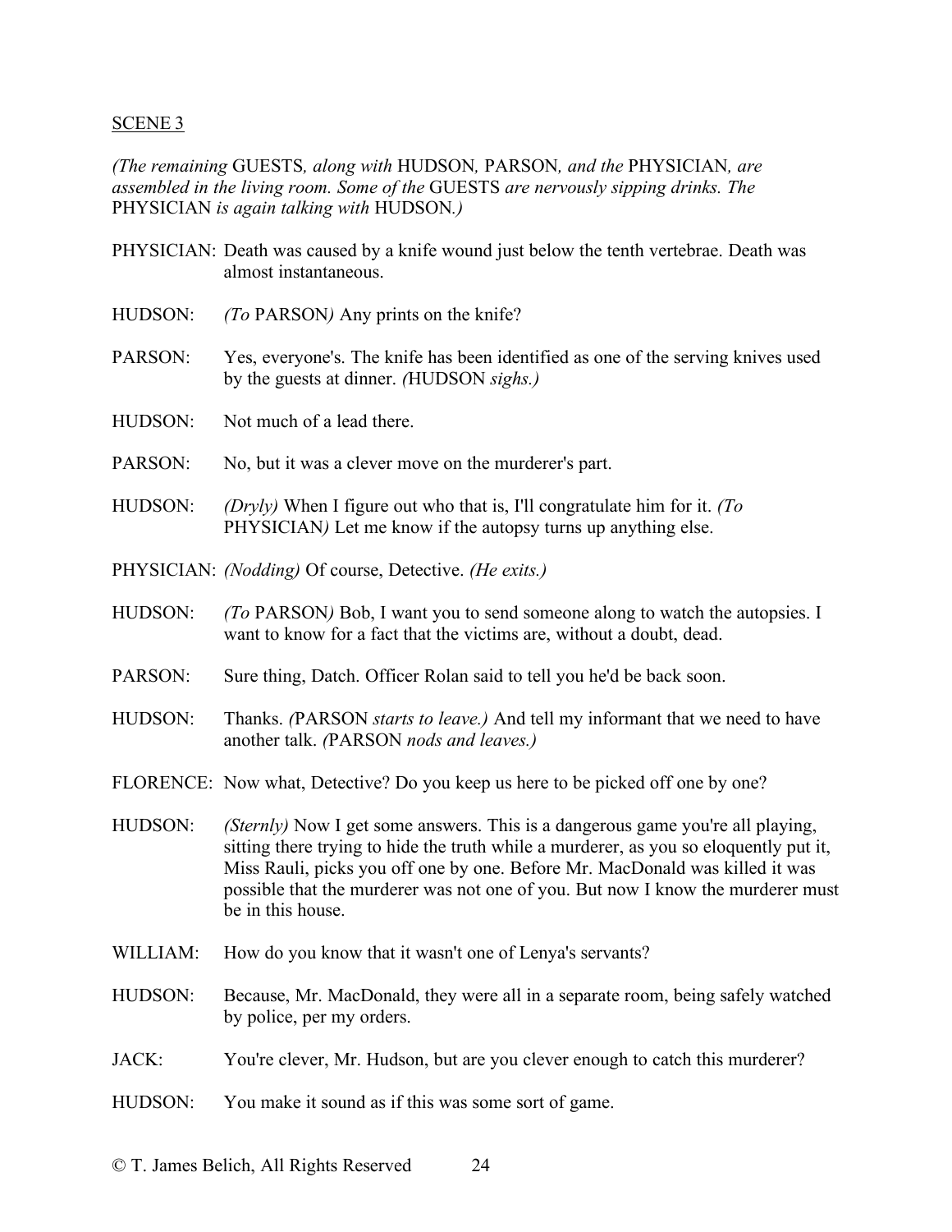SCENE 3

*(The remaining* GUESTS*, along with* HUDSON*,* PARSON*, and the* PHYSICIAN*, are assembled in the living room. Some of the* GUESTS *are nervously sipping drinks. The* PHYSICIAN *is again talking with* HUDSON*.)*

PHYSICIAN: Death was caused by a knife wound just below the tenth vertebrae. Death was almost instantaneous.

HUDSON: *(To* PARSON*)* Any prints on the knife?

PARSON: Yes, everyone's. The knife has been identified as one of the serving knives used by the guests at dinner. *(*HUDSON *sighs.)*

HUDSON: Not much of a lead there.

PARSON: No, but it was a clever move on the murderer's part.

HUDSON: *(Dryly)* When I figure out who that is, I'll congratulate him for it. *(To* PHYSICIAN*)* Let me know if the autopsy turns up anything else.

PHYSICIAN: *(Nodding)* Of course, Detective. *(He exits.)*

HUDSON: *(To* PARSON*)* Bob, I want you to send someone along to watch the autopsies. I want to know for a fact that the victims are, without a doubt, dead.

PARSON: Sure thing, Datch. Officer Rolan said to tell you he'd be back soon.

HUDSON: Thanks. *(*PARSON *starts to leave.)* And tell my informant that we need to have another talk. *(*PARSON *nods and leaves.)*

FLORENCE: Now what, Detective? Do you keep us here to be picked off one by one?

HUDSON: *(Sternly)* Now I get some answers. This is a dangerous game you're all playing, sitting there trying to hide the truth while a murderer, as you so eloquently put it, Miss Rauli, picks you off one by one. Before Mr. MacDonald was killed it was possible that the murderer was not one of you. But now I know the murderer must be in this house.

WILLIAM: How do you know that it wasn't one of Lenya's servants?

HUDSON: Because, Mr. MacDonald, they were all in a separate room, being safely watched by police, per my orders.

JACK: You're clever, Mr. Hudson, but are you clever enough to catch this murderer?

HUDSON: You make it sound as if this was some sort of game.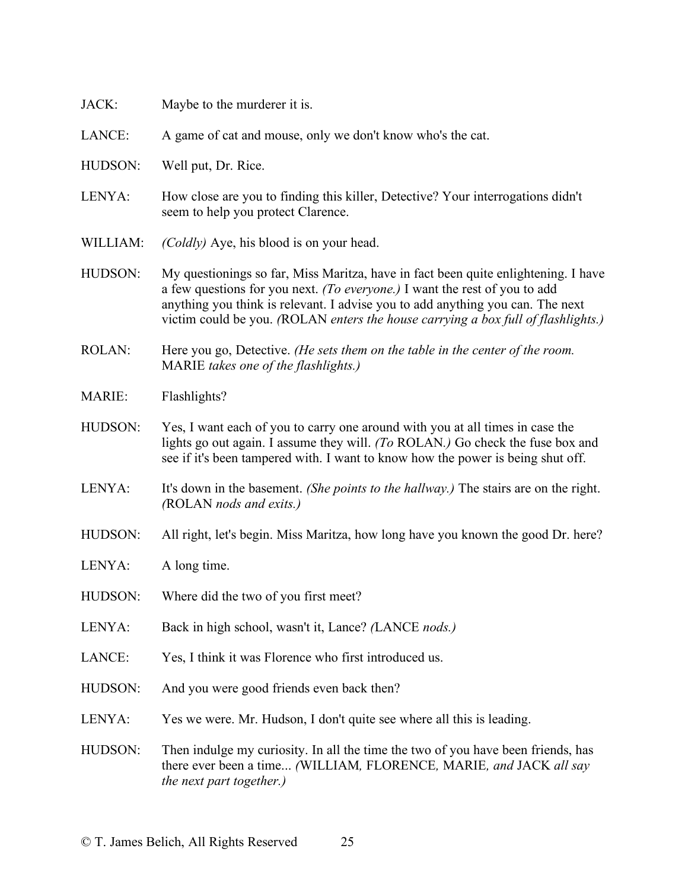JACK: Maybe to the murderer it is.

LANCE: A game of cat and mouse, only we don't know who's the cat.

HUDSON: Well put, Dr. Rice.

LENYA: How close are you to finding this killer, Detective? Your interrogations didn't seem to help you protect Clarence.

WILLIAM: *(Coldly)* Aye, his blood is on your head.

HUDSON: My questionings so far, Miss Maritza, have in fact been quite enlightening. I have a few questions for you next. *(To everyone.)* I want the rest of you to add anything you think is relevant. I advise you to add anything you can. The next victim could be you. *(*ROLAN *enters the house carrying a box full of flashlights.)*

ROLAN: Here you go, Detective. *(He sets them on the table in the center of the room.* MARIE *takes one of the flashlights.)*

MARIE: Flashlights?

HUDSON: Yes, I want each of you to carry one around with you at all times in case the lights go out again. I assume they will. *(To* ROLAN*.)* Go check the fuse box and see if it's been tampered with. I want to know how the power is being shut off.

LENYA: It's down in the basement. *(She points to the hallway.)* The stairs are on the right. *(*ROLAN *nods and exits.)*

HUDSON: All right, let's begin. Miss Maritza, how long have you known the good Dr. here?

LENYA: A long time.

HUDSON: Where did the two of you first meet?

LENYA: Back in high school, wasn't it, Lance? *(*LANCE *nods.)*

LANCE: Yes, I think it was Florence who first introduced us.

HUDSON: And you were good friends even back then?

LENYA: Yes we were. Mr. Hudson, I don't quite see where all this is leading.

HUDSON: Then indulge my curiosity. In all the time the two of you have been friends, has there ever been a time... *(*WILLIAM*,* FLORENCE*,* MARIE*, and* JACK *all say the next part together.)*

© T. James Belich, All Rights Reserved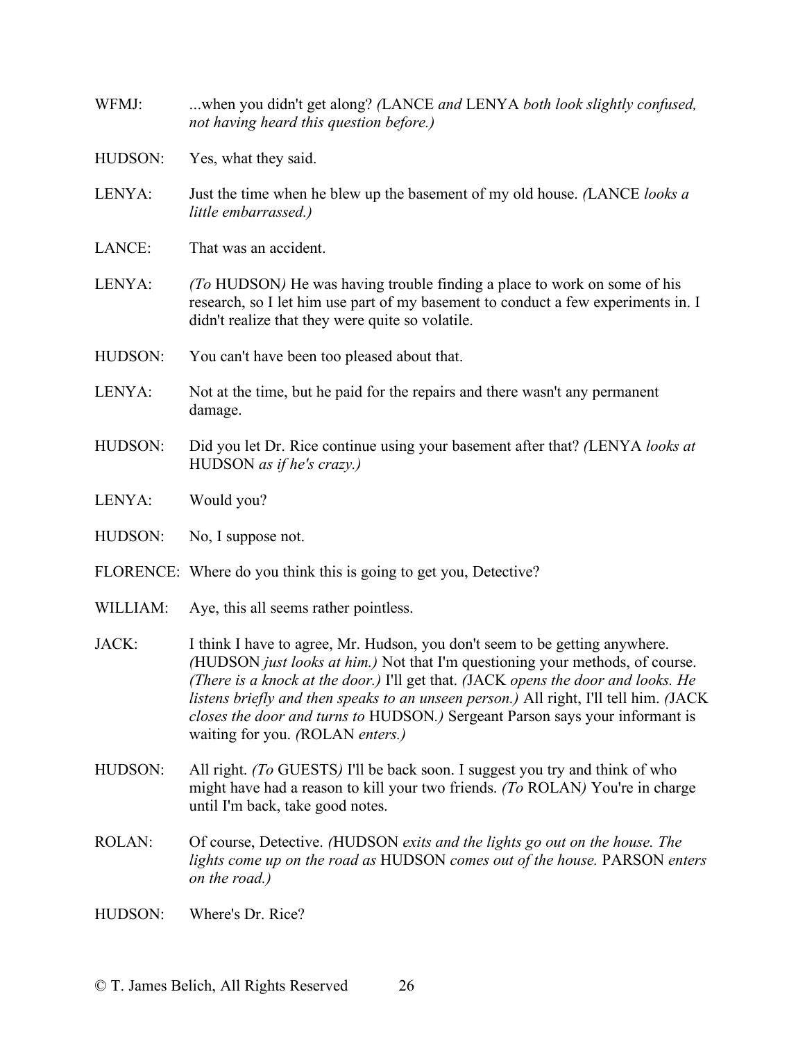WFMJ: ...when you didn't get along? *(*LANCE *and* LENYA *both look slightly confused, not having heard this question before.)*

HUDSON: Yes, what they said.

LENYA: Just the time when he blew up the basement of my old house. *(*LANCE *looks a little embarrassed.)*

LANCE: That was an accident.

LENYA: *(To* HUDSON*)* He was having trouble finding a place to work on some of his research, so I let him use part of my basement to conduct a few experiments in. I didn't realize that they were quite so volatile.

HUDSON: You can't have been too pleased about that.

LENYA: Not at the time, but he paid for the repairs and there wasn't any permanent damage.

HUDSON: Did you let Dr. Rice continue using your basement after that? *(*LENYA *looks at* HUDSON *as if he's crazy.)*

LENYA: Would you?

HUDSON: No, I suppose not.

FLORENCE: Where do you think this is going to get you, Detective?

WILLIAM: Aye, this all seems rather pointless.

JACK: I think I have to agree, Mr. Hudson, you don't seem to be getting anywhere. *(*HUDSON *just looks at him.)* Not that I'm questioning your methods, of course. *(There is a knock at the door.)* I'll get that. *(*JACK *opens the door and looks. He listens briefly and then speaks to an unseen person.)* All right, I'll tell him. *(*JACK *closes the door and turns to* HUDSON*.)* Sergeant Parson says your informant is waiting for you. *(*ROLAN *enters.)*

HUDSON: All right. *(To* GUESTS*)* I'll be back soon. I suggest you try and think of who might have had a reason to kill your two friends. *(To* ROLAN*)* You're in charge until I'm back, take good notes.

ROLAN: Of course, Detective. *(*HUDSON *exits and the lights go out on the house. The lights come up on the road as* HUDSON *comes out of the house.* PARSON *enters on the road.)*

HUDSON: Where's Dr. Rice?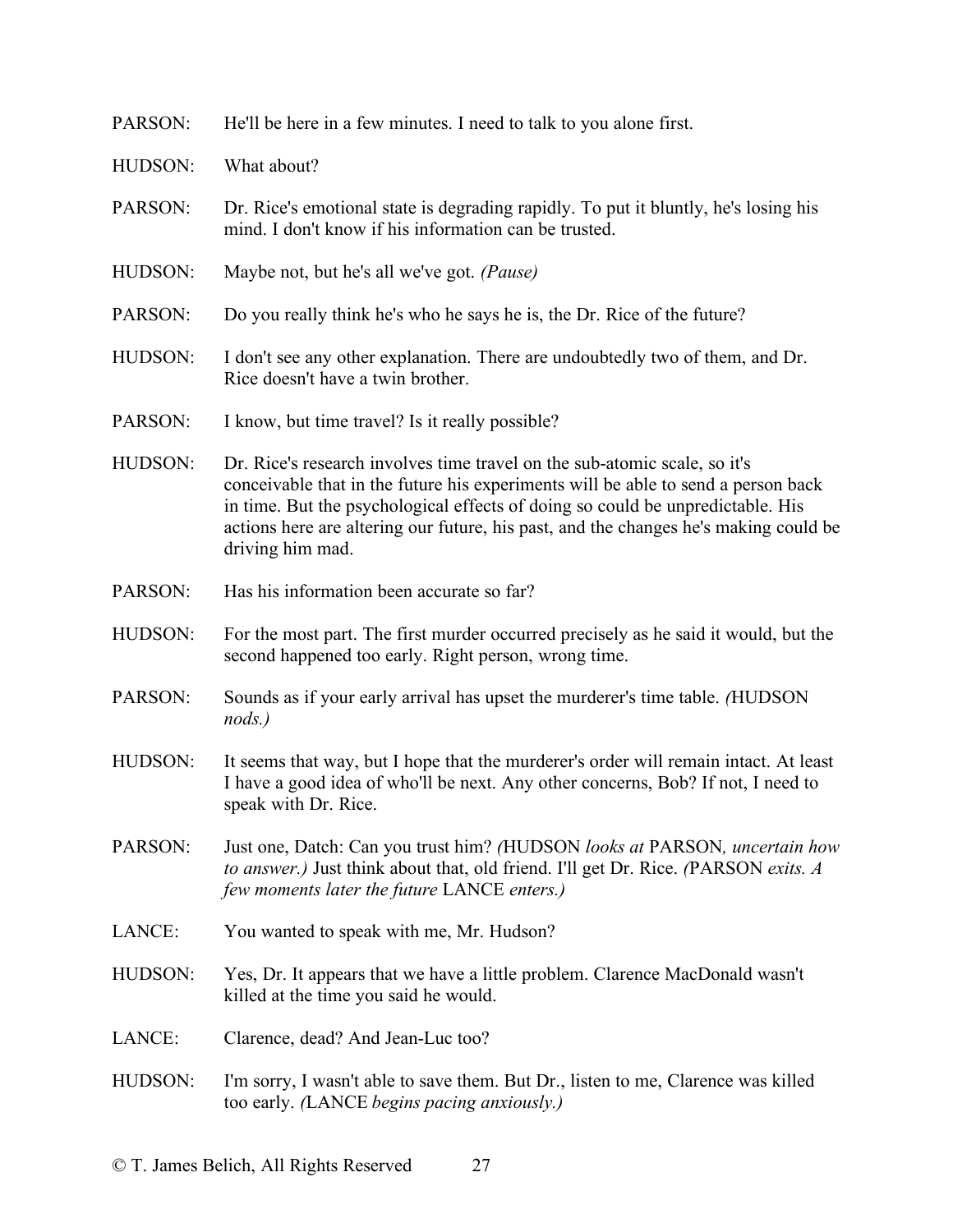PARSON: He'll be here in a few minutes. I need to talk to you alone first.

HUDSON: What about?

PARSON: Dr. Rice's emotional state is degrading rapidly. To put it bluntly, he's losing his mind. I don't know if his information can be trusted.

HUDSON: Maybe not, but he's all we've got. *(Pause)*

PARSON: Do you really think he's who he says he is, the Dr. Rice of the future?

HUDSON: I don't see any other explanation. There are undoubtedly two of them, and Dr. Rice doesn't have a twin brother.

PARSON: I know, but time travel? Is it really possible?

HUDSON: Dr. Rice's research involves time travel on the sub-atomic scale, so it's conceivable that in the future his experiments will be able to send a person back in time. But the psychological effects of doing so could be unpredictable. His actions here are altering our future, his past, and the changes he's making could be driving him mad.

PARSON: Has his information been accurate so far?

HUDSON: For the most part. The first murder occurred precisely as he said it would, but the second happened too early. Right person, wrong time.

PARSON: Sounds as if your early arrival has upset the murderer's time table. *(*HUDSON *nods.)*

HUDSON: It seems that way, but I hope that the murderer's order will remain intact. At least I have a good idea of who'll be next. Any other concerns, Bob? If not, I need to speak with Dr. Rice.

PARSON: Just one, Datch: Can you trust him? *(*HUDSON *looks at* PARSON*, uncertain how to answer.)* Just think about that, old friend. I'll get Dr. Rice. *(*PARSON *exits. A few moments later the future* LANCE *enters.)*

LANCE: You wanted to speak with me, Mr. Hudson?

HUDSON: Yes, Dr. It appears that we have a little problem. Clarence MacDonald wasn't killed at the time you said he would.

LANCE: Clarence, dead? And Jean-Luc too?

HUDSON: I'm sorry, I wasn't able to save them. But Dr., listen to me, Clarence was killed too early. *(*LANCE *begins pacing anxiously.)*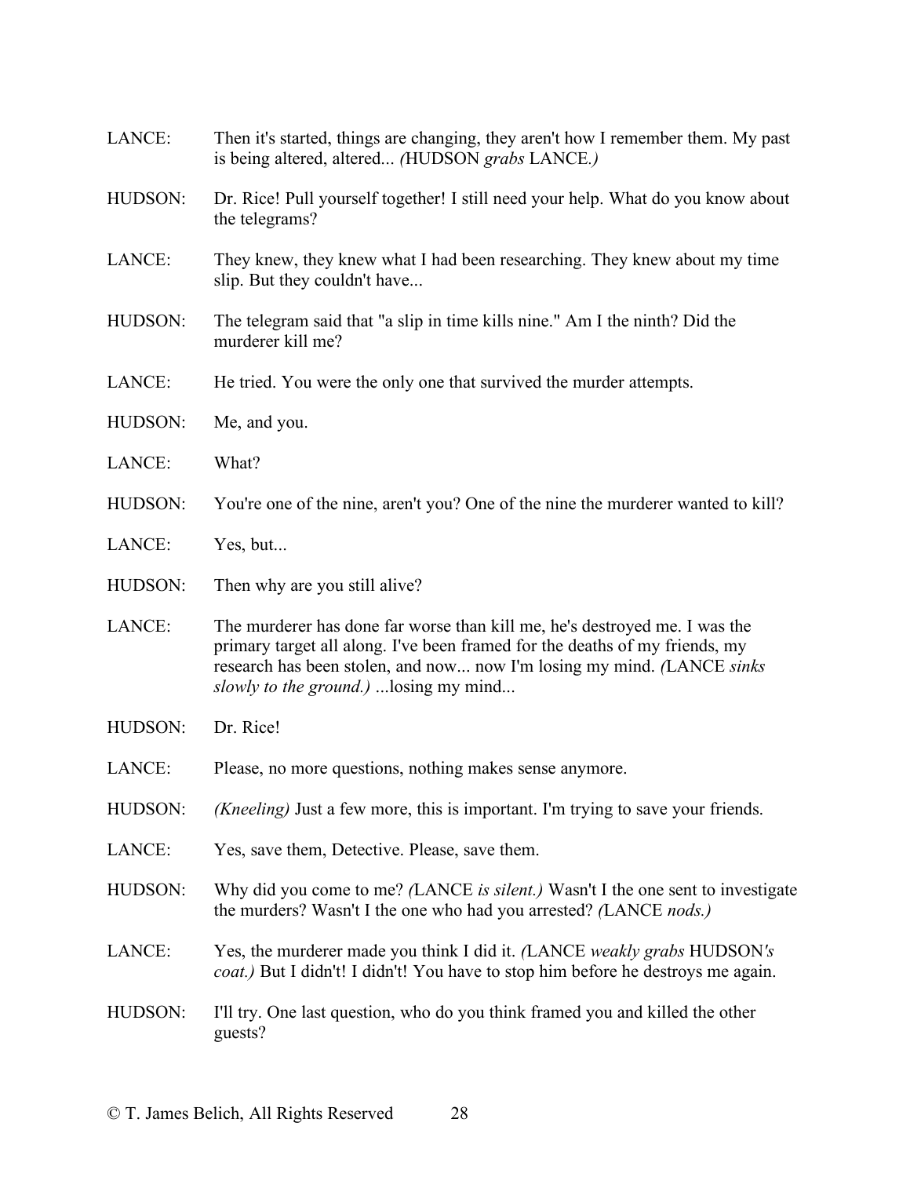LANCE: Then it's started, things are changing, they aren't how I remember them. My past is being altered, altered... *(*HUDSON *grabs* LANCE*.)*

HUDSON: Dr. Rice! Pull yourself together! I still need your help. What do you know about the telegrams?

LANCE: They knew, they knew what I had been researching. They knew about my time slip. But they couldn't have...

HUDSON: The telegram said that "a slip in time kills nine." Am I the ninth? Did the murderer kill me?

LANCE: He tried. You were the only one that survived the murder attempts.

HUDSON: Me, and you.

LANCE: What?

HUDSON: You're one of the nine, aren't you? One of the nine the murderer wanted to kill?

LANCE: Yes, but...

HUDSON: Then why are you still alive?

LANCE: The murderer has done far worse than kill me, he's destroyed me. I was the primary target all along. I've been framed for the deaths of my friends, my research has been stolen, and now... now I'm losing my mind. *(*LANCE *sinks slowly to the ground.)* ...losing my mind...

HUDSON: Dr. Rice!

LANCE: Please, no more questions, nothing makes sense anymore.

HUDSON: *(Kneeling)* Just a few more, this is important. I'm trying to save your friends.

LANCE: Yes, save them, Detective. Please, save them.

HUDSON: Why did you come to me? *(*LANCE *is silent.)* Wasn't I the one sent to investigate the murders? Wasn't I the one who had you arrested? *(*LANCE *nods.)*

LANCE: Yes, the murderer made you think I did it. *(*LANCE *weakly grabs* HUDSON*'s coat.)* But I didn't! I didn't! You have to stop him before he destroys me again.

HUDSON: I'll try. One last question, who do you think framed you and killed the other guests?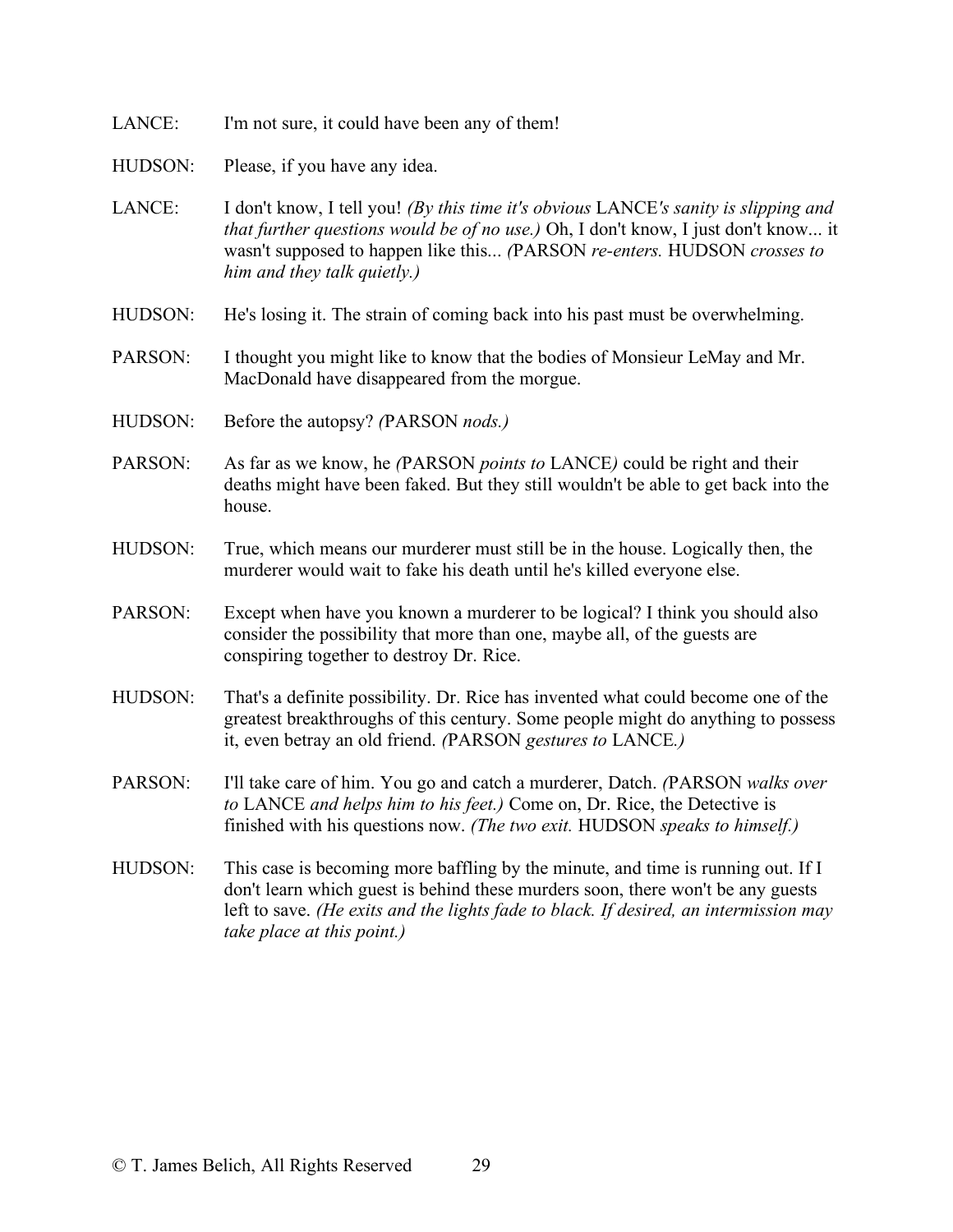LANCE: I'm not sure, it could have been any of them!

HUDSON: Please, if you have any idea.

LANCE: I don't know, I tell you! *(By this time it's obvious* LANCE*'s sanity is slipping and that further questions would be of no use.)* Oh, I don't know, I just don't know... it wasn't supposed to happen like this... *(*PARSON *re-enters.* HUDSON *crosses to him and they talk quietly.)*

HUDSON: He's losing it. The strain of coming back into his past must be overwhelming.

PARSON: I thought you might like to know that the bodies of Monsieur LeMay and Mr. MacDonald have disappeared from the morgue.

HUDSON: Before the autopsy? *(*PARSON *nods.)*

PARSON: As far as we know, he *(*PARSON *points to* LANCE*)* could be right and their deaths might have been faked. But they still wouldn't be able to get back into the house.

HUDSON: True, which means our murderer must still be in the house. Logically then, the murderer would wait to fake his death until he's killed everyone else.

PARSON: Except when have you known a murderer to be logical? I think you should also consider the possibility that more than one, maybe all, of the guests are conspiring together to destroy Dr. Rice.

HUDSON: That's a definite possibility. Dr. Rice has invented what could become one of the greatest breakthroughs of this century. Some people might do anything to possess it, even betray an old friend. *(*PARSON *gestures to* LANCE*.)*

PARSON: I'll take care of him. You go and catch a murderer, Datch. *(*PARSON *walks over to* LANCE *and helps him to his feet.)* Come on, Dr. Rice, the Detective is finished with his questions now. *(The two exit.* HUDSON *speaks to himself.)*

HUDSON: This case is becoming more baffling by the minute, and time is running out. If I don't learn which guest is behind these murders soon, there won't be any guests left to save. *(He exits and the lights fade to black. If desired, an intermission may take place at this point.)*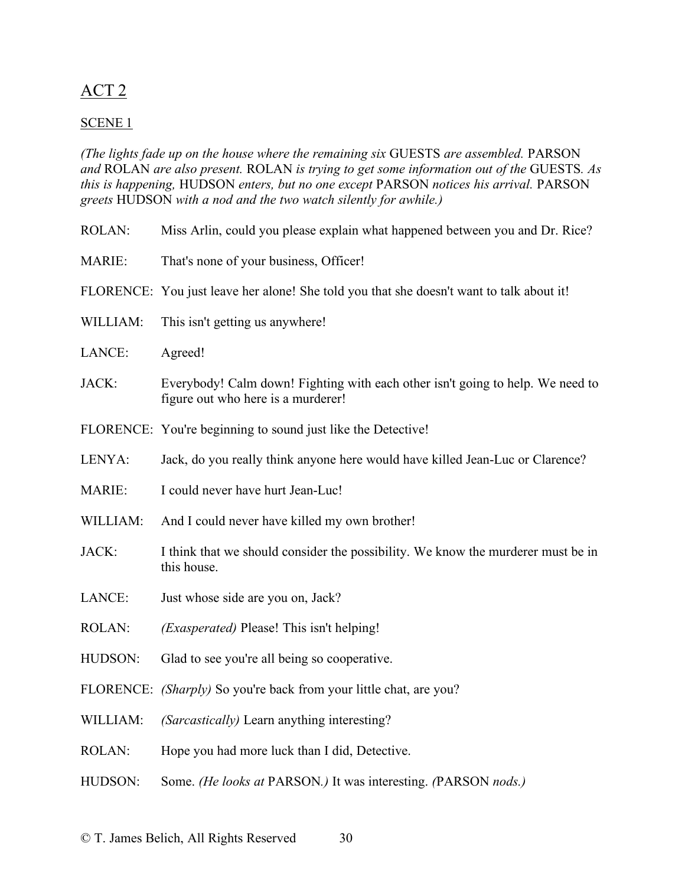## ACT 2

### SCENE 1

*(The lights fade up on the house where the remaining six* GUESTS *are assembled.* PARSON *and* ROLAN *are also present.* ROLAN *is trying to get some information out of the* GUESTS*. As this is happening,* HUDSON *enters, but no one except* PARSON *notices his arrival.* PARSON *greets* HUDSON *with a nod and the two watch silently for awhile.)*

ROLAN: Miss Arlin, could you please explain what happened between you and Dr. Rice?

MARIE: That's none of your business, Officer!

FLORENCE: You just leave her alone! She told you that she doesn't want to talk about it!

WILLIAM: This isn't getting us anywhere!

LANCE: Agreed!

JACK: Everybody! Calm down! Fighting with each other isn't going to help. We need to figure out who here is a murderer!

FLORENCE: You're beginning to sound just like the Detective!

LENYA: Jack, do you really think anyone here would have killed Jean-Luc or Clarence?

MARIE: I could never have hurt Jean-Luc!

WILLIAM: And I could never have killed my own brother!

JACK: I think that we should consider the possibility. We know the murderer must be in this house.

LANCE: Just whose side are you on, Jack?

ROLAN: *(Exasperated)* Please! This isn't helping!

HUDSON: Glad to see you're all being so cooperative.

FLORENCE: *(Sharply)* So you're back from your little chat, are you?

WILLIAM: *(Sarcastically)* Learn anything interesting?

ROLAN: Hope you had more luck than I did, Detective.

HUDSON: Some. *(He looks at* PARSON*.)* It was interesting. *(*PARSON *nods.)*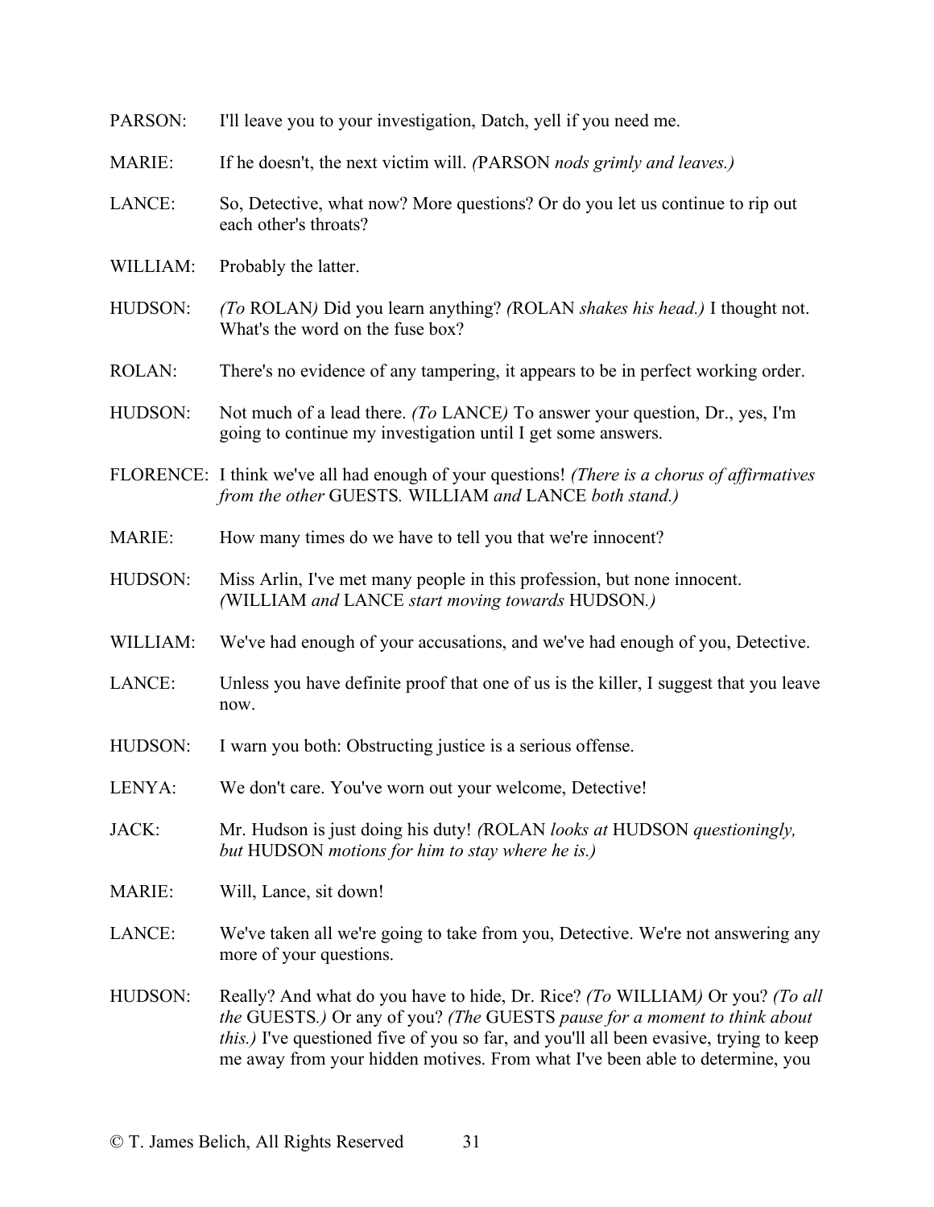PARSON: I'll leave you to your investigation, Datch, yell if you need me.

MARIE: If he doesn't, the next victim will. *(*PARSON *nods grimly and leaves.)*

LANCE: So, Detective, what now? More questions? Or do you let us continue to rip out each other's throats?

WILLIAM: Probably the latter.

HUDSON: *(To* ROLAN*)* Did you learn anything? *(*ROLAN *shakes his head.)* I thought not. What's the word on the fuse box?

ROLAN: There's no evidence of any tampering, it appears to be in perfect working order.

HUDSON: Not much of a lead there. *(To* LANCE*)* To answer your question, Dr., yes, I'm going to continue my investigation until I get some answers.

FLORENCE: I think we've all had enough of your questions! *(There is a chorus of affirmatives from the other* GUESTS*.* WILLIAM *and* LANCE *both stand.)*

MARIE: How many times do we have to tell you that we're innocent?

HUDSON: Miss Arlin, I've met many people in this profession, but none innocent. *(*WILLIAM *and* LANCE *start moving towards* HUDSON*.)*

WILLIAM: We've had enough of your accusations, and we've had enough of you, Detective.

LANCE: Unless you have definite proof that one of us is the killer, I suggest that you leave now.

HUDSON: I warn you both: Obstructing justice is a serious offense.

LENYA: We don't care. You've worn out your welcome, Detective!

JACK: Mr. Hudson is just doing his duty! *(*ROLAN *looks at* HUDSON *questioningly, but* HUDSON *motions for him to stay where he is.)*

MARIE: Will, Lance, sit down!

LANCE: We've taken all we're going to take from you, Detective. We're not answering any more of your questions.

HUDSON: Really? And what do you have to hide, Dr. Rice? *(To* WILLIAM*)* Or you? *(To all the* GUESTS*.)* Or any of you? *(The* GUESTS *pause for a moment to think about this.)* I've questioned five of you so far, and you'll all been evasive, trying to keep me away from your hidden motives. From what I've been able to determine, you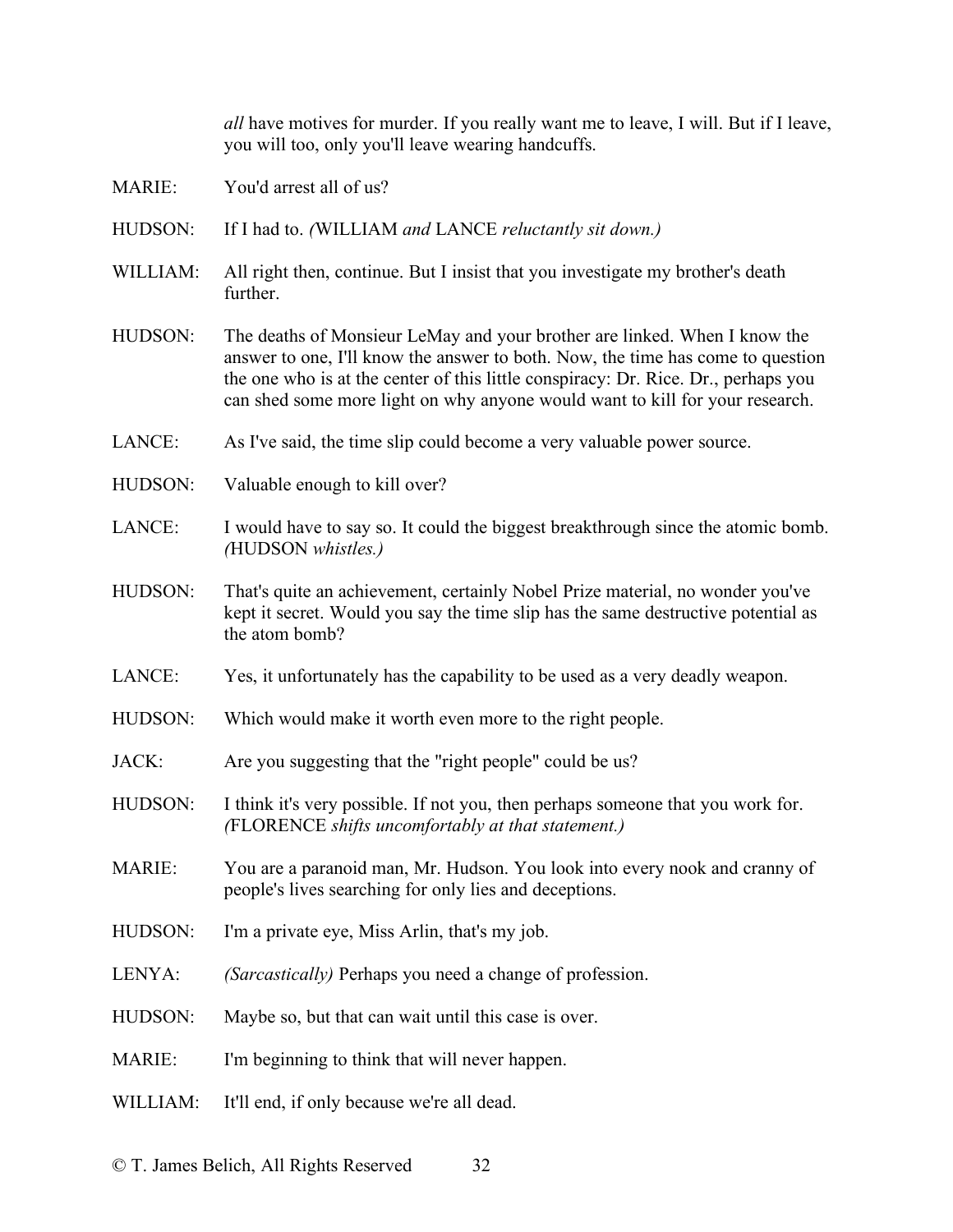*all* have motives for murder. If you really want me to leave, I will. But if I leave, you will too, only you'll leave wearing handcuffs.

MARIE: You'd arrest all of us?

HUDSON: If I had to. *(*WILLIAM *and* LANCE *reluctantly sit down.)*

WILLIAM: All right then, continue. But I insist that you investigate my brother's death further.

HUDSON: The deaths of Monsieur LeMay and your brother are linked. When I know the answer to one, I'll know the answer to both. Now, the time has come to question the one who is at the center of this little conspiracy: Dr. Rice. Dr., perhaps you can shed some more light on why anyone would want to kill for your research.

LANCE: As I've said, the time slip could become a very valuable power source.

HUDSON: Valuable enough to kill over?

LANCE: I would have to say so. It could the biggest breakthrough since the atomic bomb. *(*HUDSON *whistles.)*

HUDSON: That's quite an achievement, certainly Nobel Prize material, no wonder you've kept it secret. Would you say the time slip has the same destructive potential as the atom bomb?

LANCE: Yes, it unfortunately has the capability to be used as a very deadly weapon.

HUDSON: Which would make it worth even more to the right people.

JACK: Are you suggesting that the "right people" could be us?

HUDSON: I think it's very possible. If not you, then perhaps someone that you work for. *(*FLORENCE *shifts uncomfortably at that statement.)*

MARIE: You are a paranoid man, Mr. Hudson. You look into every nook and cranny of people's lives searching for only lies and deceptions.

HUDSON: I'm a private eye, Miss Arlin, that's my job.

LENYA: *(Sarcastically)* Perhaps you need a change of profession.

HUDSON: Maybe so, but that can wait until this case is over.

MARIE: I'm beginning to think that will never happen.

WILLIAM: It'll end, if only because we're all dead.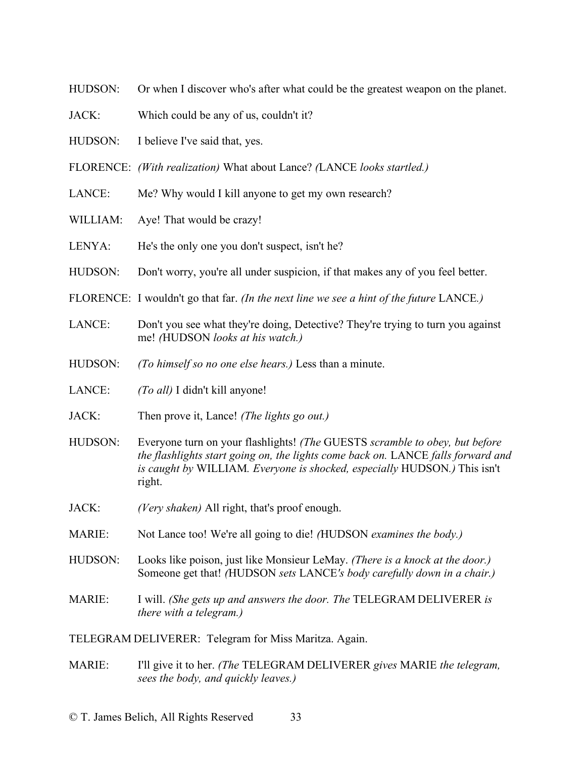HUDSON: Or when I discover who's after what could be the greatest weapon on the planet.

JACK: Which could be any of us, couldn't it?

HUDSON: I believe I've said that, yes.

FLORENCE: *(With realization)* What about Lance? *(*LANCE *looks startled.)*

LANCE: Me? Why would I kill anyone to get my own research?

WILLIAM: Aye! That would be crazy!

LENYA: He's the only one you don't suspect, isn't he?

HUDSON: Don't worry, you're all under suspicion, if that makes any of you feel better.

FLORENCE: I wouldn't go that far. *(In the next line we see a hint of the future* LANCE*.)*

LANCE: Don't you see what they're doing, Detective? They're trying to turn you against me! *(*HUDSON *looks at his watch.)*

HUDSON: *(To himself so no one else hears.)* Less than a minute.

LANCE: *(To all)* I didn't kill anyone!

JACK: Then prove it, Lance! *(The lights go out.)*

HUDSON: Everyone turn on your flashlights! *(The* GUESTS *scramble to obey, but before the flashlights start going on, the lights come back on.* LANCE *falls forward and is caught by* WILLIAM*. Everyone is shocked, especially* HUDSON*.)* This isn't right.

JACK: *(Very shaken)* All right, that's proof enough.

MARIE: Not Lance too! We're all going to die! *(*HUDSON *examines the body.)*

HUDSON: Looks like poison, just like Monsieur LeMay. *(There is a knock at the door.)* Someone get that! *(*HUDSON *sets* LANCE*'s body carefully down in a chair.)*

MARIE: I will. *(She gets up and answers the door. The* TELEGRAM DELIVERER *is there with a telegram.)*

TELEGRAM DELIVERER: Telegram for Miss Maritza. Again.

MARIE: I'll give it to her. *(The* TELEGRAM DELIVERER *gives* MARIE *the telegram, sees the body, and quickly leaves.)*

© T. James Belich, All Rights Reserved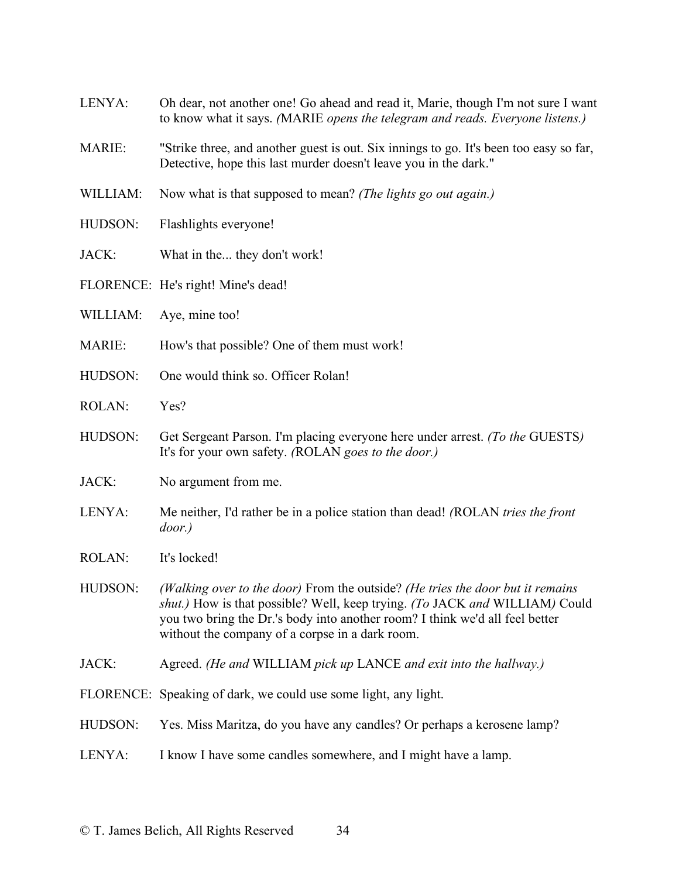LENYA: Oh dear, not another one! Go ahead and read it, Marie, though I'm not sure I want to know what it says. *(*MARIE *opens the telegram and reads. Everyone listens.)*

MARIE: "Strike three, and another guest is out. Six innings to go. It's been too easy so far, Detective, hope this last murder doesn't leave you in the dark."

WILLIAM: Now what is that supposed to mean? *(The lights go out again.)*

HUDSON: Flashlights everyone!

JACK: What in the... they don't work!

FLORENCE: He's right! Mine's dead!

WILLIAM: Aye, mine too!

MARIE: How's that possible? One of them must work!

HUDSON: One would think so. Officer Rolan!

ROLAN: Yes?

HUDSON: Get Sergeant Parson. I'm placing everyone here under arrest. *(To the* GUESTS*)* It's for your own safety. *(*ROLAN *goes to the door.)*

JACK: No argument from me.

LENYA: Me neither, I'd rather be in a police station than dead! *(*ROLAN *tries the front door.)*

ROLAN: It's locked!

HUDSON: *(Walking over to the door)* From the outside? *(He tries the door but it remains shut.)* How is that possible? Well, keep trying. *(To* JACK *and* WILLIAM*)* Could you two bring the Dr.'s body into another room? I think we'd all feel better without the company of a corpse in a dark room.

JACK: Agreed. *(He and* WILLIAM *pick up* LANCE *and exit into the hallway.)*

FLORENCE: Speaking of dark, we could use some light, any light.

HUDSON: Yes. Miss Maritza, do you have any candles? Or perhaps a kerosene lamp?

LENYA: I know I have some candles somewhere, and I might have a lamp.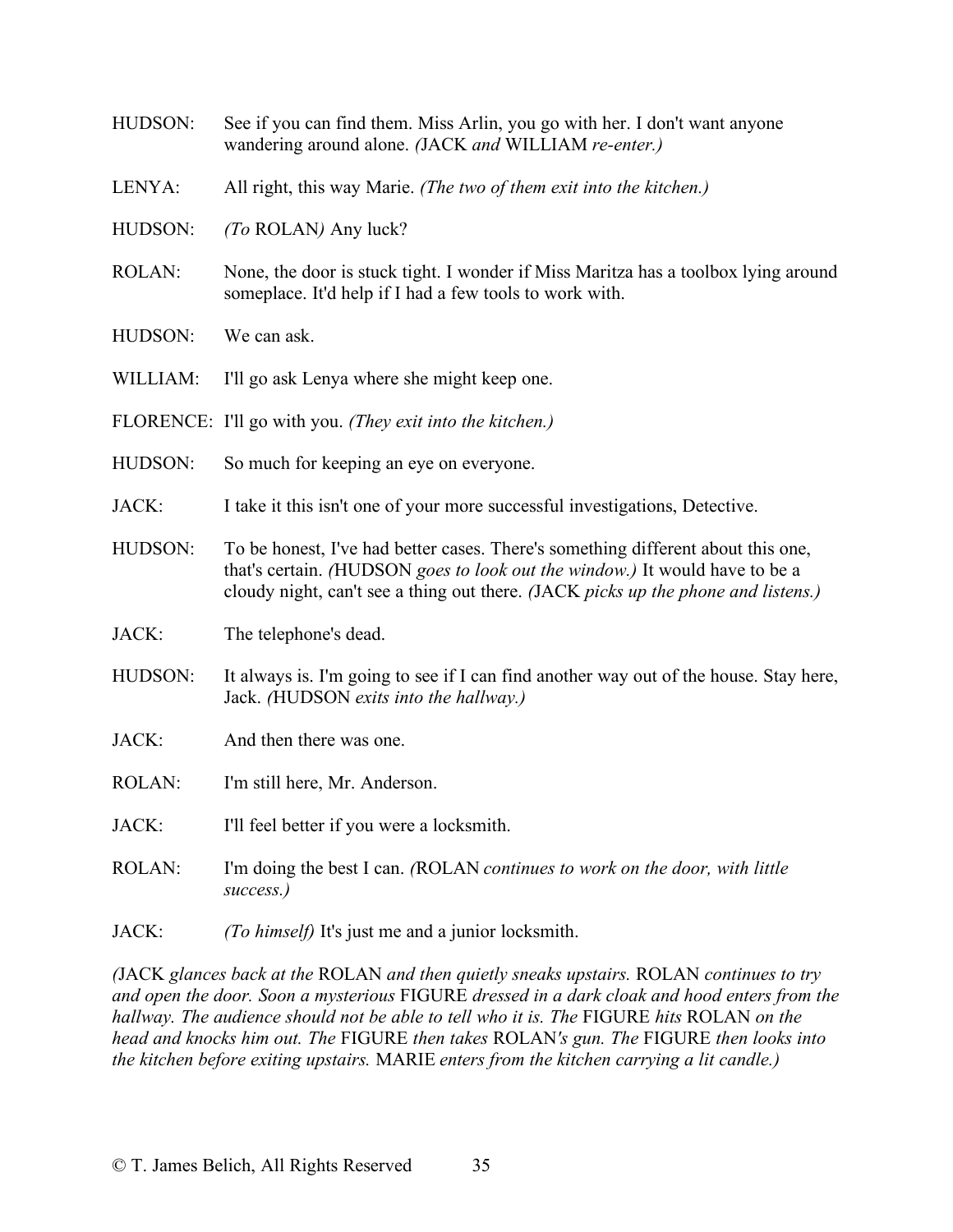HUDSON: See if you can find them. Miss Arlin, you go with her. I don't want anyone wandering around alone. *(*JACK *and* WILLIAM *re-enter.)*

LENYA: All right, this way Marie. *(The two of them exit into the kitchen.)*

HUDSON: *(To* ROLAN*)* Any luck?

ROLAN: None, the door is stuck tight. I wonder if Miss Maritza has a toolbox lying around someplace. It'd help if I had a few tools to work with.

HUDSON: We can ask.

WILLIAM: I'll go ask Lenya where she might keep one.

FLORENCE: I'll go with you. *(They exit into the kitchen.)*

HUDSON: So much for keeping an eye on everyone.

JACK: I take it this isn't one of your more successful investigations, Detective.

HUDSON: To be honest, I've had better cases. There's something different about this one, that's certain. *(*HUDSON *goes to look out the window.)* It would have to be a cloudy night, can't see a thing out there. *(*JACK *picks up the phone and listens.)*

JACK: The telephone's dead.

HUDSON: It always is. I'm going to see if I can find another way out of the house. Stay here, Jack. *(*HUDSON *exits into the hallway.)*

JACK: And then there was one.

ROLAN: I'm still here, Mr. Anderson.

JACK: I'll feel better if you were a locksmith.

ROLAN: I'm doing the best I can. *(*ROLAN *continues to work on the door, with little success.)*

JACK: *(To himself)* It's just me and a junior locksmith.

*(*JACK *glances back at the* ROLAN *and then quietly sneaks upstairs.* ROLAN *continues to try and open the door. Soon a mysterious* FIGURE *dressed in a dark cloak and hood enters from the hallway. The audience should not be able to tell who it is. The* FIGURE *hits* ROLAN *on the head and knocks him out. The* FIGURE *then takes* ROLAN*'s gun. The* FIGURE *then looks into the kitchen before exiting upstairs.* MARIE *enters from the kitchen carrying a lit candle.)*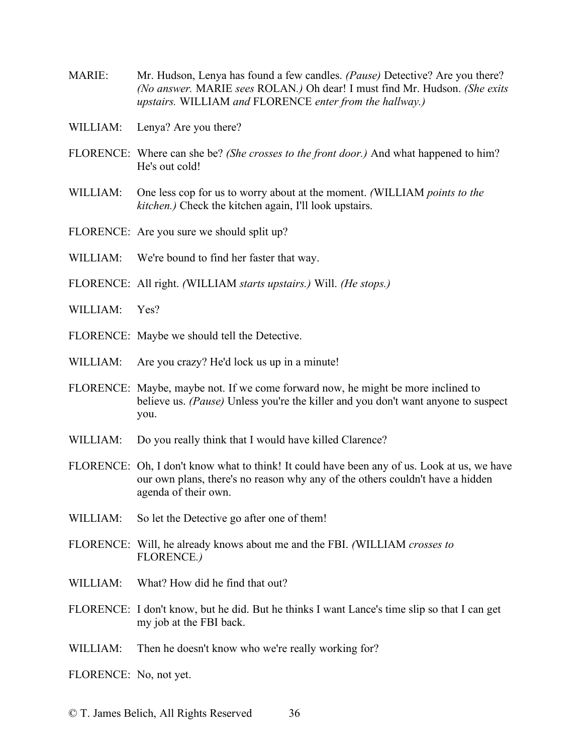MARIE: Mr. Hudson, Lenya has found a few candles. *(Pause)* Detective? Are you there? *(No answer.* MARIE *sees* ROLAN*.)* Oh dear! I must find Mr. Hudson. *(She exits upstairs.* WILLIAM *and* FLORENCE *enter from the hallway.)*

WILLIAM: Lenya? Are you there?

FLORENCE: Where can she be? *(She crosses to the front door.)* And what happened to him? He's out cold!

WILLIAM: One less cop for us to worry about at the moment. *(*WILLIAM *points to the kitchen.)* Check the kitchen again, I'll look upstairs.

FLORENCE: Are you sure we should split up?

WILLIAM: We're bound to find her faster that way.

FLORENCE: All right. *(*WILLIAM *starts upstairs.)* Will. *(He stops.)*

WILLIAM: Yes?

FLORENCE: Maybe we should tell the Detective.

WILLIAM: Are you crazy? He'd lock us up in a minute!

FLORENCE: Maybe, maybe not. If we come forward now, he might be more inclined to believe us. *(Pause)* Unless you're the killer and you don't want anyone to suspect you.

WILLIAM: Do you really think that I would have killed Clarence?

FLORENCE: Oh, I don't know what to think! It could have been any of us. Look at us, we have our own plans, there's no reason why any of the others couldn't have a hidden agenda of their own.

WILLIAM: So let the Detective go after one of them!

FLORENCE: Will, he already knows about me and the FBI. *(*WILLIAM *crosses to* FLORENCE*.)*

WILLIAM: What? How did he find that out?

FLORENCE: I don't know, but he did. But he thinks I want Lance's time slip so that I can get my job at the FBI back.

WILLIAM: Then he doesn't know who we're really working for?

FLORENCE: No, not yet.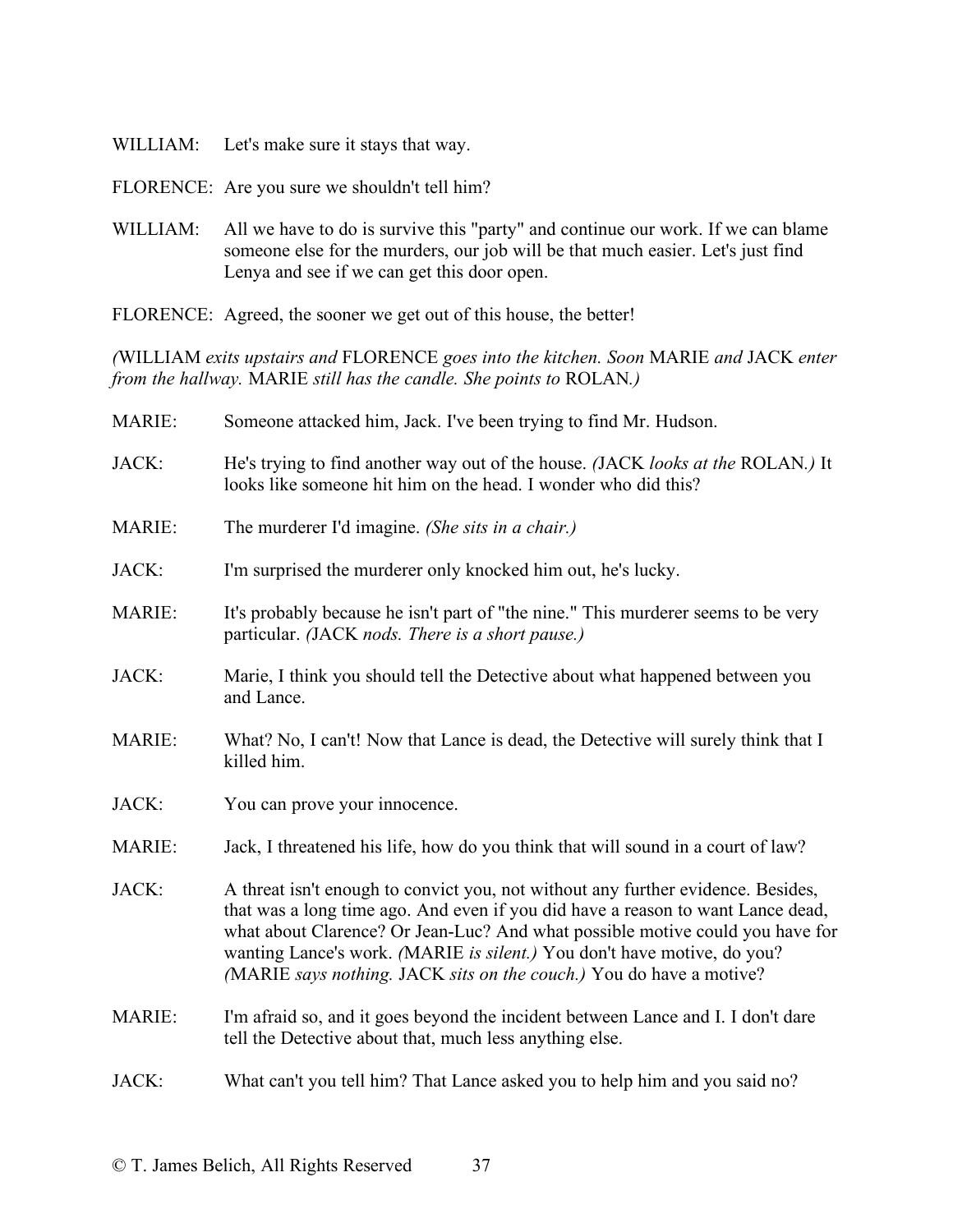WILLIAM: Let's make sure it stays that way.

FLORENCE: Are you sure we shouldn't tell him?

WILLIAM: All we have to do is survive this "party" and continue our work. If we can blame someone else for the murders, our job will be that much easier. Let's just find Lenya and see if we can get this door open.

FLORENCE: Agreed, the sooner we get out of this house, the better!

*(*WILLIAM *exits upstairs and* FLORENCE *goes into the kitchen. Soon* MARIE *and* JACK *enter from the hallway.* MARIE *still has the candle. She points to* ROLAN*.)*

MARIE: Someone attacked him, Jack. I've been trying to find Mr. Hudson.

JACK: He's trying to find another way out of the house. *(*JACK *looks at the* ROLAN*.)* It looks like someone hit him on the head. I wonder who did this?

MARIE: The murderer I'd imagine. *(She sits in a chair.)*

JACK: I'm surprised the murderer only knocked him out, he's lucky.

MARIE: It's probably because he isn't part of "the nine." This murderer seems to be very particular. *(*JACK *nods. There is a short pause.)*

JACK: Marie, I think you should tell the Detective about what happened between you and Lance.

MARIE: What? No, I can't! Now that Lance is dead, the Detective will surely think that I killed him.

JACK: You can prove your innocence.

MARIE: Jack, I threatened his life, how do you think that will sound in a court of law?

JACK: A threat isn't enough to convict you, not without any further evidence. Besides, that was a long time ago. And even if you did have a reason to want Lance dead, what about Clarence? Or Jean-Luc? And what possible motive could you have for wanting Lance's work. *(*MARIE *is silent.)* You don't have motive, do you? *(*MARIE *says nothing.* JACK *sits on the couch.)* You do have a motive?

MARIE: I'm afraid so, and it goes beyond the incident between Lance and I. I don't dare tell the Detective about that, much less anything else.

JACK: What can't you tell him? That Lance asked you to help him and you said no?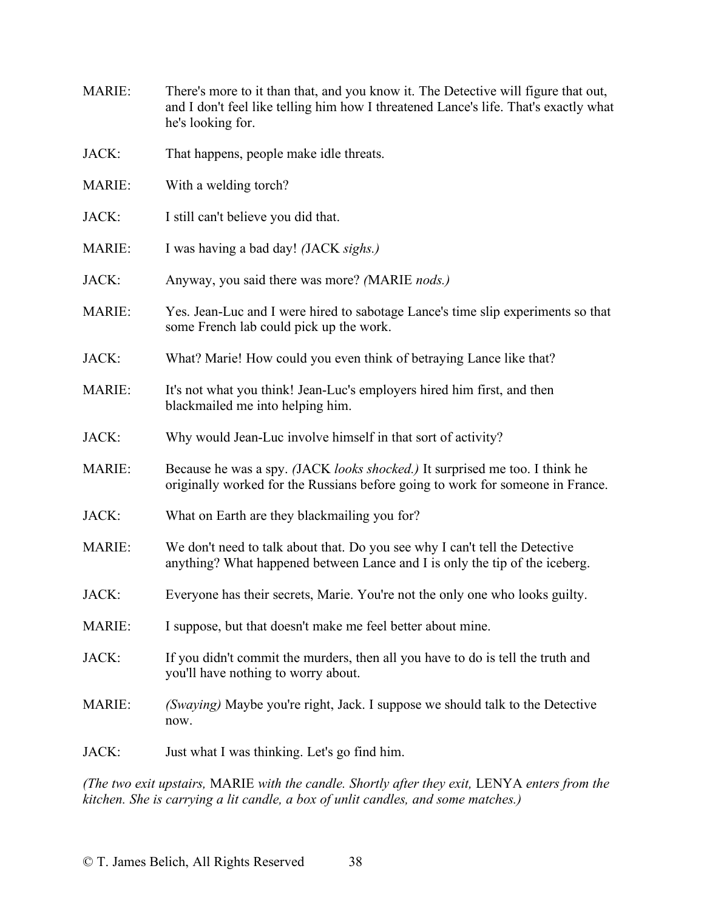MARIE: There's more to it than that, and you know it. The Detective will figure that out, and I don't feel like telling him how I threatened Lance's life. That's exactly what he's looking for.

JACK: That happens, people make idle threats.

MARIE: With a welding torch?

JACK: I still can't believe you did that.

MARIE: I was having a bad day! *(*JACK *sighs.)*

JACK: Anyway, you said there was more? *(*MARIE *nods.)*

MARIE: Yes. Jean-Luc and I were hired to sabotage Lance's time slip experiments so that some French lab could pick up the work.

JACK: What? Marie! How could you even think of betraying Lance like that?

MARIE: It's not what you think! Jean-Luc's employers hired him first, and then blackmailed me into helping him.

JACK: Why would Jean-Luc involve himself in that sort of activity?

MARIE: Because he was a spy. *(*JACK *looks shocked.)* It surprised me too. I think he originally worked for the Russians before going to work for someone in France.

JACK: What on Earth are they blackmailing you for?

MARIE: We don't need to talk about that. Do you see why I can't tell the Detective anything? What happened between Lance and I is only the tip of the iceberg.

JACK: Everyone has their secrets, Marie. You're not the only one who looks guilty.

MARIE: I suppose, but that doesn't make me feel better about mine.

JACK: If you didn't commit the murders, then all you have to do is tell the truth and you'll have nothing to worry about.

MARIE: *(Swaying)* Maybe you're right, Jack. I suppose we should talk to the Detective now.

JACK: Just what I was thinking. Let's go find him.

*(The two exit upstairs,* MARIE *with the candle. Shortly after they exit,* LENYA *enters from the kitchen. She is carrying a lit candle, a box of unlit candles, and some matches.)*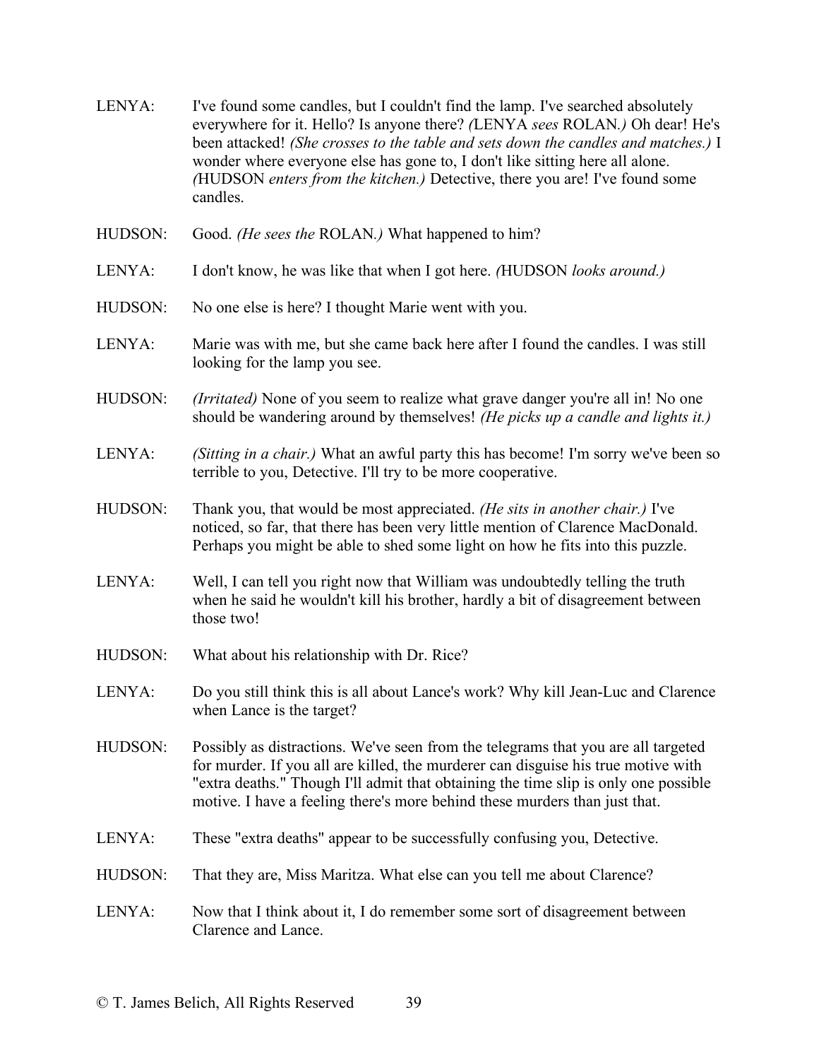LENYA: I've found some candles, but I couldn't find the lamp. I've searched absolutely everywhere for it. Hello? Is anyone there? *(*LENYA *sees* ROLAN*.)* Oh dear! He's been attacked! *(She crosses to the table and sets down the candles and matches.)* I wonder where everyone else has gone to, I don't like sitting here all alone. *(*HUDSON *enters from the kitchen.)* Detective, there you are! I've found some candles.

HUDSON: Good. *(He sees the* ROLAN*.)* What happened to him?

LENYA: I don't know, he was like that when I got here. *(*HUDSON *looks around.)*

HUDSON: No one else is here? I thought Marie went with you.

LENYA: Marie was with me, but she came back here after I found the candles. I was still looking for the lamp you see.

HUDSON: *(Irritated)* None of you seem to realize what grave danger you're all in! No one should be wandering around by themselves! *(He picks up a candle and lights it.)*

LENYA: *(Sitting in a chair.)* What an awful party this has become! I'm sorry we've been so terrible to you, Detective. I'll try to be more cooperative.

HUDSON: Thank you, that would be most appreciated. *(He sits in another chair.)* I've noticed, so far, that there has been very little mention of Clarence MacDonald. Perhaps you might be able to shed some light on how he fits into this puzzle.

LENYA: Well, I can tell you right now that William was undoubtedly telling the truth when he said he wouldn't kill his brother, hardly a bit of disagreement between those two!

HUDSON: What about his relationship with Dr. Rice?

LENYA: Do you still think this is all about Lance's work? Why kill Jean-Luc and Clarence when Lance is the target?

HUDSON: Possibly as distractions. We've seen from the telegrams that you are all targeted for murder. If you all are killed, the murderer can disguise his true motive with "extra deaths." Though I'll admit that obtaining the time slip is only one possible motive. I have a feeling there's more behind these murders than just that.

LENYA: These "extra deaths" appear to be successfully confusing you, Detective.

HUDSON: That they are, Miss Maritza. What else can you tell me about Clarence?

LENYA: Now that I think about it, I do remember some sort of disagreement between Clarence and Lance.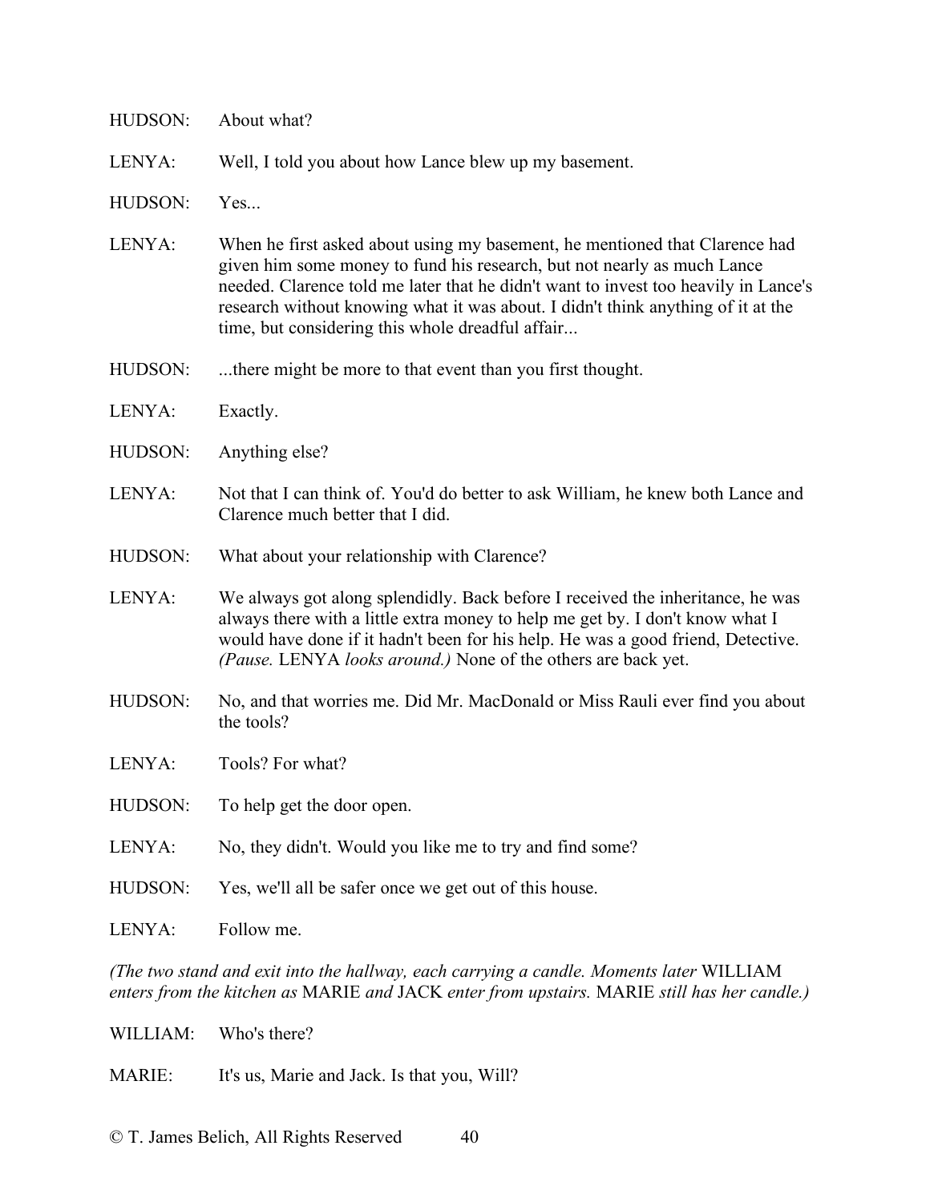HUDSON: About what?

LENYA: Well, I told you about how Lance blew up my basement.

HUDSON: Yes...

LENYA: When he first asked about using my basement, he mentioned that Clarence had given him some money to fund his research, but not nearly as much Lance needed. Clarence told me later that he didn't want to invest too heavily in Lance's research without knowing what it was about. I didn't think anything of it at the time, but considering this whole dreadful affair...

HUDSON: ...there might be more to that event than you first thought.

LENYA: Exactly.

HUDSON: Anything else?

LENYA: Not that I can think of. You'd do better to ask William, he knew both Lance and Clarence much better that I did.

HUDSON: What about your relationship with Clarence?

LENYA: We always got along splendidly. Back before I received the inheritance, he was always there with a little extra money to help me get by. I don't know what I would have done if it hadn't been for his help. He was a good friend, Detective. *(Pause.* LENYA *looks around.)* None of the others are back yet.

HUDSON: No, and that worries me. Did Mr. MacDonald or Miss Rauli ever find you about the tools?

LENYA: Tools? For what?

HUDSON: To help get the door open.

LENYA: No, they didn't. Would you like me to try and find some?

HUDSON: Yes, we'll all be safer once we get out of this house.

LENYA: Follow me.

*(The two stand and exit into the hallway, each carrying a candle. Moments later* WILLIAM *enters from the kitchen as* MARIE *and* JACK *enter from upstairs.* MARIE *still has her candle.)*

WILLIAM: Who's there?

MARIE: It's us, Marie and Jack. Is that you, Will?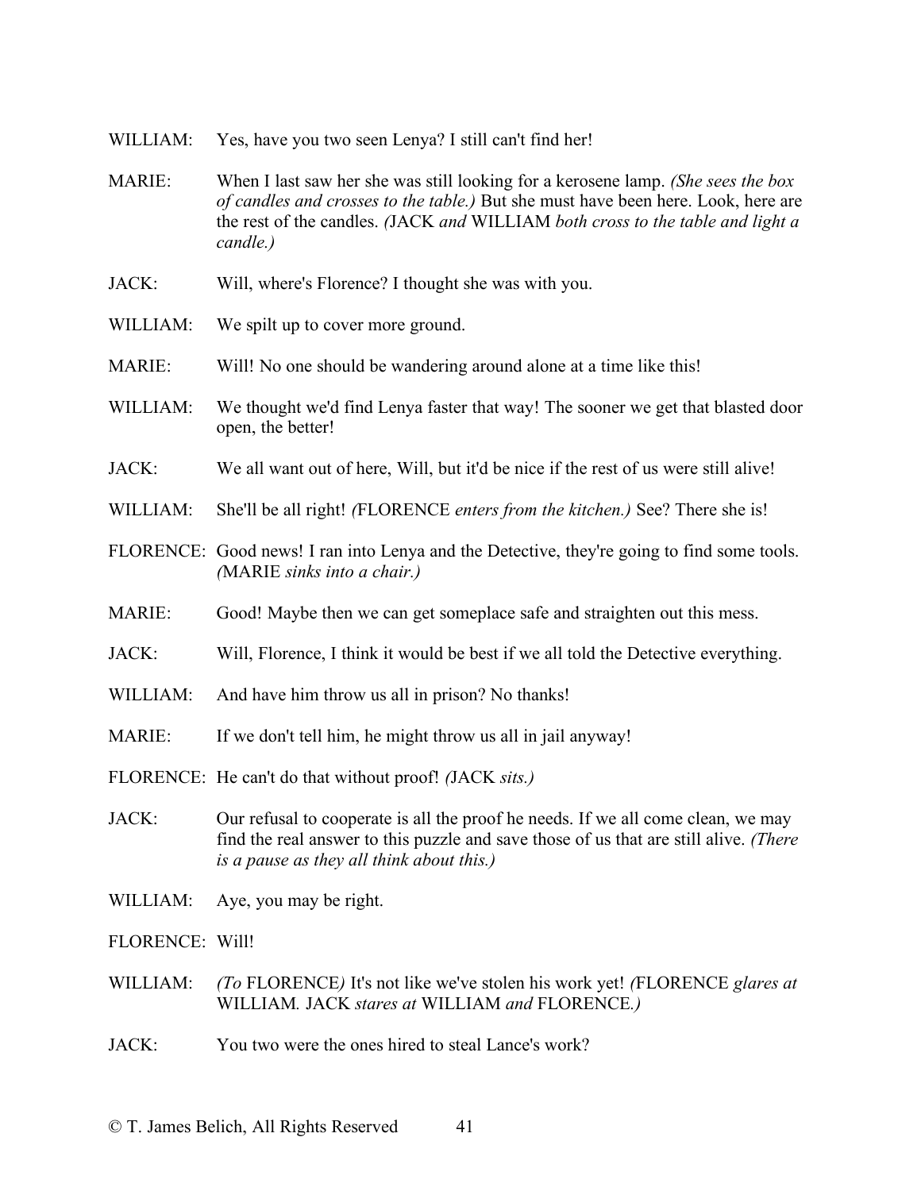WILLIAM: Yes, have you two seen Lenya? I still can't find her!

MARIE: When I last saw her she was still looking for a kerosene lamp. *(She sees the box of candles and crosses to the table.)* But she must have been here. Look, here are the rest of the candles. *(*JACK *and* WILLIAM *both cross to the table and light a candle.)*

JACK: Will, where's Florence? I thought she was with you.

WILLIAM: We spilt up to cover more ground.

MARIE: Will! No one should be wandering around alone at a time like this!

WILLIAM: We thought we'd find Lenya faster that way! The sooner we get that blasted door open, the better!

JACK: We all want out of here, Will, but it'd be nice if the rest of us were still alive!

WILLIAM: She'll be all right! *(*FLORENCE *enters from the kitchen.)* See? There she is!

FLORENCE: Good news! I ran into Lenya and the Detective, they're going to find some tools. *(*MARIE *sinks into a chair.)*

MARIE: Good! Maybe then we can get someplace safe and straighten out this mess.

JACK: Will, Florence, I think it would be best if we all told the Detective everything.

WILLIAM: And have him throw us all in prison? No thanks!

MARIE: If we don't tell him, he might throw us all in jail anyway!

FLORENCE: He can't do that without proof! *(*JACK *sits.)*

JACK: Our refusal to cooperate is all the proof he needs. If we all come clean, we may find the real answer to this puzzle and save those of us that are still alive. *(There is a pause as they all think about this.)*

WILLIAM: Aye, you may be right.

FLORENCE: Will!

WILLIAM: *(To* FLORENCE*)* It's not like we've stolen his work yet! *(*FLORENCE *glares at* WILLIAM*.* JACK *stares at* WILLIAM *and* FLORENCE*.)*

JACK: You two were the ones hired to steal Lance's work?

© T. James Belich, All Rights Reserved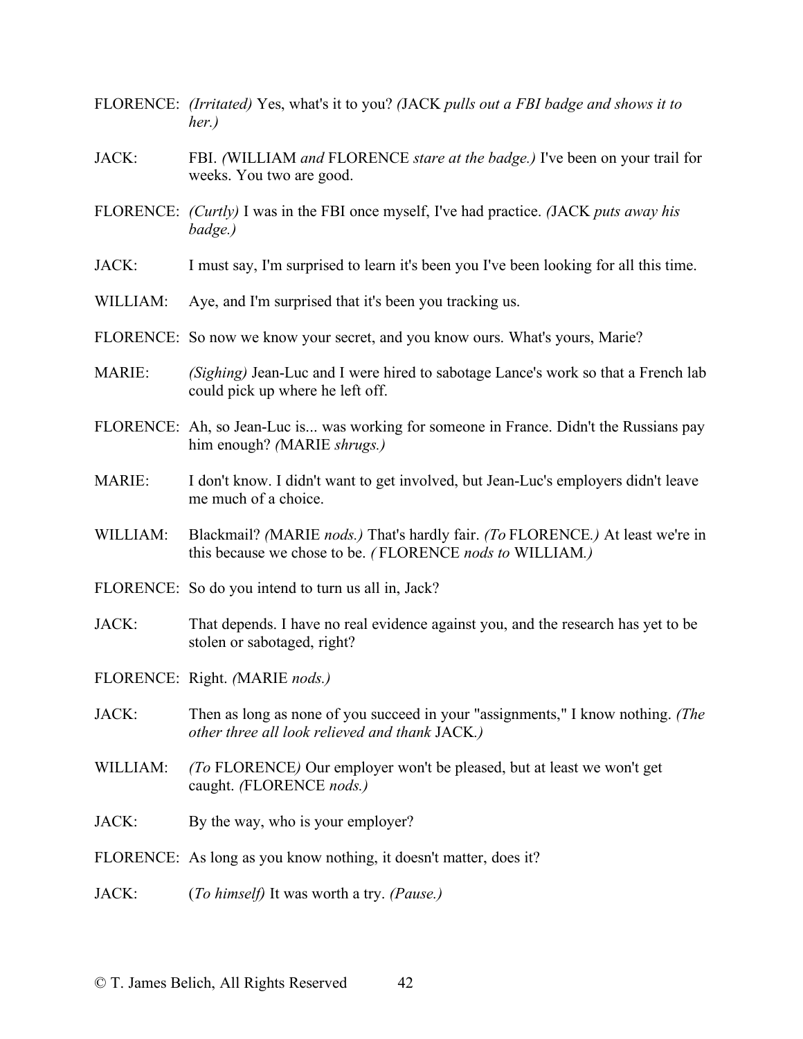FLORENCE: *(Irritated)* Yes, what's it to you? *(*JACK *pulls out a FBI badge and shows it to her.)*

JACK: FBI. *(*WILLIAM *and* FLORENCE *stare at the badge.)* I've been on your trail for weeks. You two are good.

FLORENCE: *(Curtly)* I was in the FBI once myself, I've had practice. *(*JACK *puts away his badge.)*

JACK: I must say, I'm surprised to learn it's been you I've been looking for all this time.

WILLIAM: Aye, and I'm surprised that it's been you tracking us.

FLORENCE: So now we know your secret, and you know ours. What's yours, Marie?

MARIE: *(Sighing)* Jean-Luc and I were hired to sabotage Lance's work so that a French lab could pick up where he left off.

FLORENCE: Ah, so Jean-Luc is... was working for someone in France. Didn't the Russians pay him enough? *(*MARIE *shrugs.)*

MARIE: I don't know. I didn't want to get involved, but Jean-Luc's employers didn't leave me much of a choice.

WILLIAM: Blackmail? *(*MARIE *nods.)* That's hardly fair. *(To* FLORENCE*.)* At least we're in this because we chose to be. *(* FLORENCE *nods to* WILLIAM*.)*

FLORENCE: So do you intend to turn us all in, Jack?

JACK: That depends. I have no real evidence against you, and the research has yet to be stolen or sabotaged, right?

FLORENCE: Right. *(*MARIE *nods.)*

JACK: Then as long as none of you succeed in your "assignments," I know nothing. *(The other three all look relieved and thank* JACK*.)*

WILLIAM: *(To* FLORENCE*)* Our employer won't be pleased, but at least we won't get caught. *(*FLORENCE *nods.)*

JACK: By the way, who is your employer?

FLORENCE: As long as you know nothing, it doesn't matter, does it?

JACK: (*To himself)* It was worth a try. *(Pause.)*

© T. James Belich, All Rights Reserved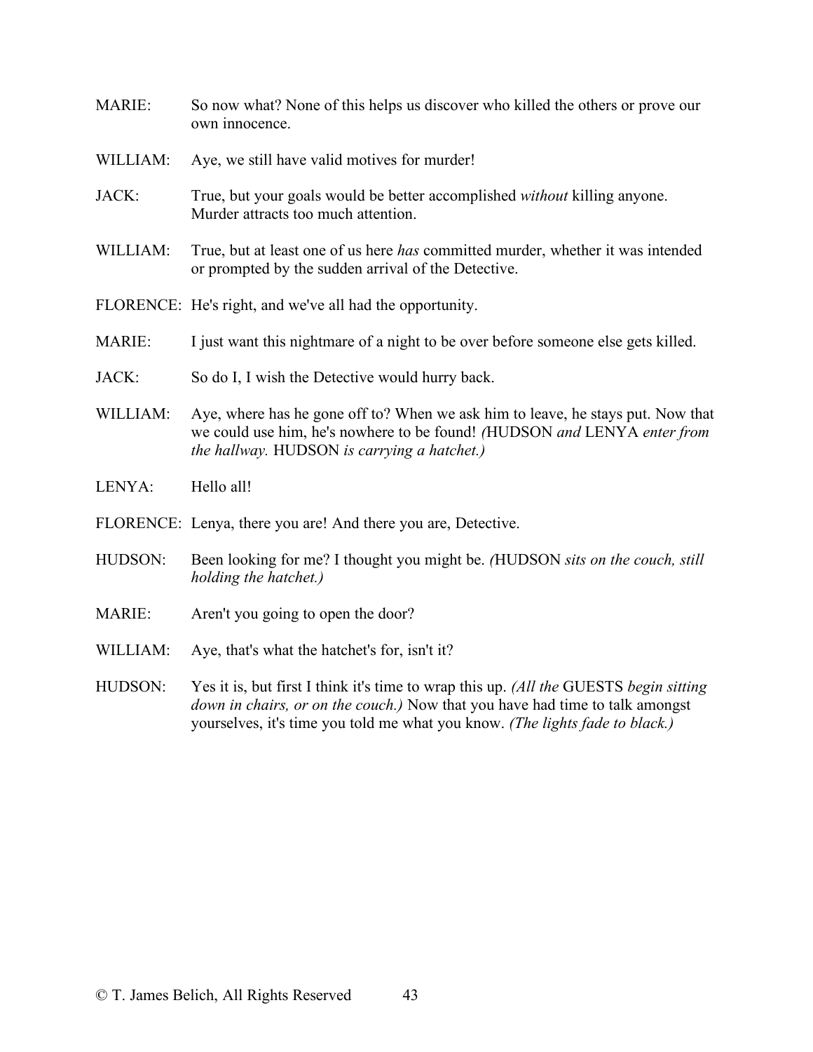MARIE: So now what? None of this helps us discover who killed the others or prove our own innocence.

WILLIAM: Aye, we still have valid motives for murder!

JACK: True, but your goals would be better accomplished *without* killing anyone. Murder attracts too much attention.

WILLIAM: True, but at least one of us here *has* committed murder, whether it was intended or prompted by the sudden arrival of the Detective.

FLORENCE: He's right, and we've all had the opportunity.

MARIE: I just want this nightmare of a night to be over before someone else gets killed.

JACK: So do I, I wish the Detective would hurry back.

WILLIAM: Aye, where has he gone off to? When we ask him to leave, he stays put. Now that we could use him, he's nowhere to be found! *(*HUDSON *and* LENYA *enter from the hallway.* HUDSON *is carrying a hatchet.)*

LENYA: Hello all!

FLORENCE: Lenya, there you are! And there you are, Detective.

HUDSON: Been looking for me? I thought you might be. *(*HUDSON *sits on the couch, still holding the hatchet.)*

MARIE: Aren't you going to open the door?

WILLIAM: Aye, that's what the hatchet's for, isn't it?

HUDSON: Yes it is, but first I think it's time to wrap this up. *(All the* GUESTS *begin sitting down in chairs, or on the couch.)* Now that you have had time to talk amongst yourselves, it's time you told me what you know. *(The lights fade to black.)*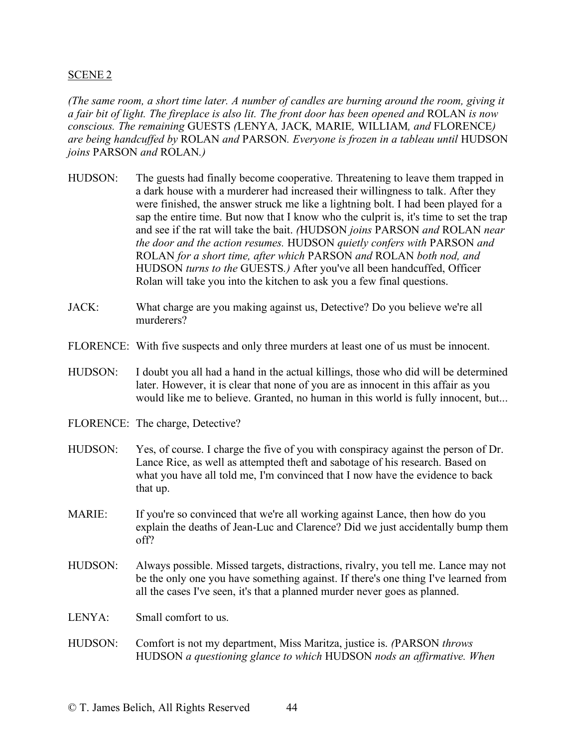SCENE 2

*(The same room, a short time later. A number of candles are burning around the room, giving it a fair bit of light. The fireplace is also lit. The front door has been opened and* ROLAN *is now conscious. The remaining* GUESTS *(*LENYA*,* JACK*,* MARIE*,* WILLIAM*, and* FLORENCE*) are being handcuffed by* ROLAN *and* PARSON*. Everyone is frozen in a tableau until* HUDSON *joins* PARSON *and* ROLAN*.)*

HUDSON: The guests had finally become cooperative. Threatening to leave them trapped in a dark house with a murderer had increased their willingness to talk. After they were finished, the answer struck me like a lightning bolt. I had been played for a sap the entire time. But now that I know who the culprit is, it's time to set the trap and see if the rat will take the bait. *(*HUDSON *joins* PARSON *and* ROLAN *near the door and the action resumes.* HUDSON *quietly confers with* PARSON *and* ROLAN *for a short time, after which* PARSON *and* ROLAN *both nod, and* HUDSON *turns to the* GUESTS*.)* After you've all been handcuffed, Officer Rolan will take you into the kitchen to ask you a few final questions.

JACK: What charge are you making against us, Detective? Do you believe we're all murderers?

FLORENCE: With five suspects and only three murders at least one of us must be innocent.

HUDSON: I doubt you all had a hand in the actual killings, those who did will be determined later. However, it is clear that none of you are as innocent in this affair as you would like me to believe. Granted, no human in this world is fully innocent, but...

FLORENCE: The charge, Detective?

HUDSON: Yes, of course. I charge the five of you with conspiracy against the person of Dr. Lance Rice, as well as attempted theft and sabotage of his research. Based on what you have all told me, I'm convinced that I now have the evidence to back that up.

MARIE: If you're so convinced that we're all working against Lance, then how do you explain the deaths of Jean-Luc and Clarence? Did we just accidentally bump them off?

HUDSON: Always possible. Missed targets, distractions, rivalry, you tell me. Lance may not be the only one you have something against. If there's one thing I've learned from all the cases I've seen, it's that a planned murder never goes as planned.

LENYA: Small comfort to us.

HUDSON: Comfort is not my department, Miss Maritza, justice is. *(*PARSON *throws* HUDSON *a questioning glance to which* HUDSON *nods an affirmative. When*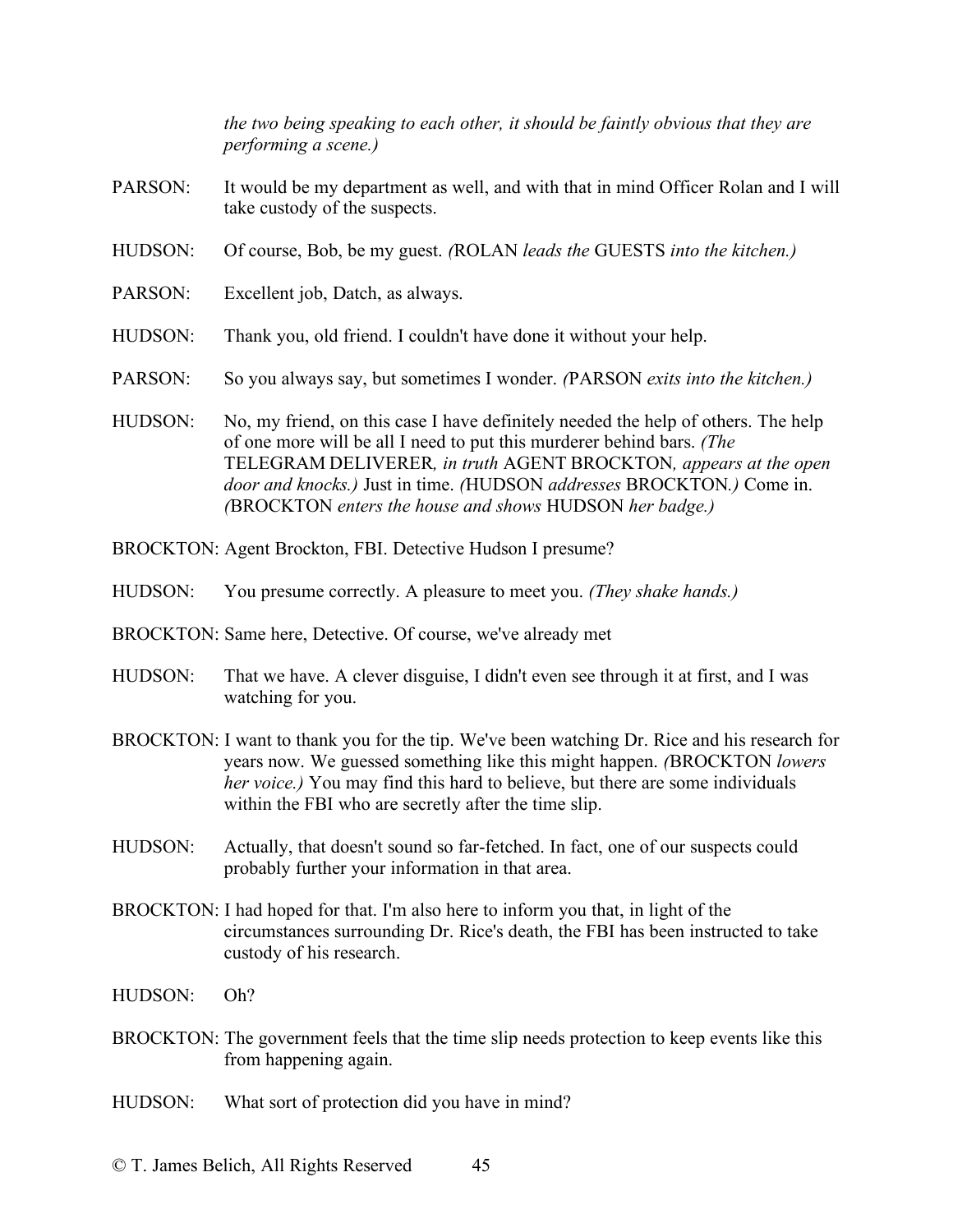*the two being speaking to each other, it should be faintly obvious that they are performing a scene.)*

PARSON: It would be my department as well, and with that in mind Officer Rolan and I will take custody of the suspects.

HUDSON: Of course, Bob, be my guest. *(*ROLAN *leads the* GUESTS *into the kitchen.)*

PARSON: Excellent job, Datch, as always.

HUDSON: Thank you, old friend. I couldn't have done it without your help.

PARSON: So you always say, but sometimes I wonder. *(*PARSON *exits into the kitchen.)*

HUDSON: No, my friend, on this case I have definitely needed the help of others. The help of one more will be all I need to put this murderer behind bars. *(The* TELEGRAM DELIVERER*, in truth* AGENT BROCKTON*, appears at the open door and knocks.)* Just in time. *(*HUDSON *addresses* BROCKTON*.)* Come in. *(*BROCKTON *enters the house and shows* HUDSON *her badge.)*

BROCKTON: Agent Brockton, FBI. Detective Hudson I presume?

HUDSON: You presume correctly. A pleasure to meet you. *(They shake hands.)*

BROCKTON: Same here, Detective. Of course, we've already met

HUDSON: That we have. A clever disguise, I didn't even see through it at first, and I was watching for you.

BROCKTON: I want to thank you for the tip. We've been watching Dr. Rice and his research for years now. We guessed something like this might happen. *(*BROCKTON *lowers her voice.)* You may find this hard to believe, but there are some individuals within the FBI who are secretly after the time slip.

HUDSON: Actually, that doesn't sound so far-fetched. In fact, one of our suspects could probably further your information in that area.

BROCKTON: I had hoped for that. I'm also here to inform you that, in light of the circumstances surrounding Dr. Rice's death, the FBI has been instructed to take custody of his research.

HUDSON: Oh?

BROCKTON: The government feels that the time slip needs protection to keep events like this from happening again.

HUDSON: What sort of protection did you have in mind?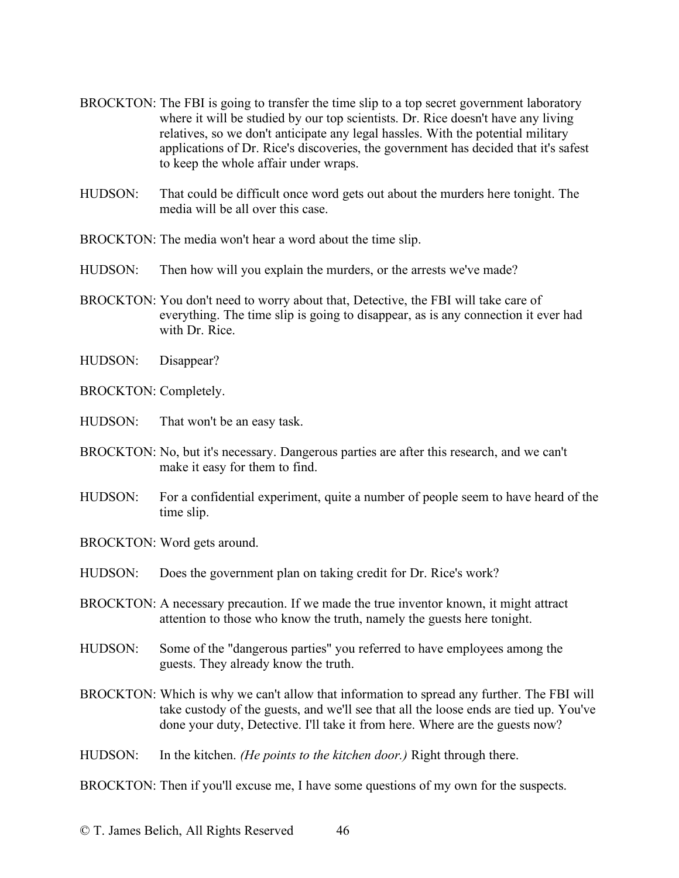BROCKTON: The FBI is going to transfer the time slip to a top secret government laboratory where it will be studied by our top scientists. Dr. Rice doesn't have any living relatives, so we don't anticipate any legal hassles. With the potential military applications of Dr. Rice's discoveries, the government has decided that it's safest to keep the whole affair under wraps.

HUDSON: That could be difficult once word gets out about the murders here tonight. The media will be all over this case.

BROCKTON: The media won't hear a word about the time slip.

HUDSON: Then how will you explain the murders, or the arrests we've made?

BROCKTON: You don't need to worry about that, Detective, the FBI will take care of everything. The time slip is going to disappear, as is any connection it ever had with Dr. Rice.

HUDSON: Disappear?

BROCKTON: Completely.

HUDSON: That won't be an easy task.

BROCKTON: No, but it's necessary. Dangerous parties are after this research, and we can't make it easy for them to find.

HUDSON: For a confidential experiment, quite a number of people seem to have heard of the time slip.

BROCKTON: Word gets around.

HUDSON: Does the government plan on taking credit for Dr. Rice's work?

BROCKTON: A necessary precaution. If we made the true inventor known, it might attract attention to those who know the truth, namely the guests here tonight.

HUDSON: Some of the "dangerous parties" you referred to have employees among the guests. They already know the truth.

BROCKTON: Which is why we can't allow that information to spread any further. The FBI will take custody of the guests, and we'll see that all the loose ends are tied up. You've done your duty, Detective. I'll take it from here. Where are the guests now?

HUDSON: In the kitchen. *(He points to the kitchen door.)* Right through there.

BROCKTON: Then if you'll excuse me, I have some questions of my own for the suspects.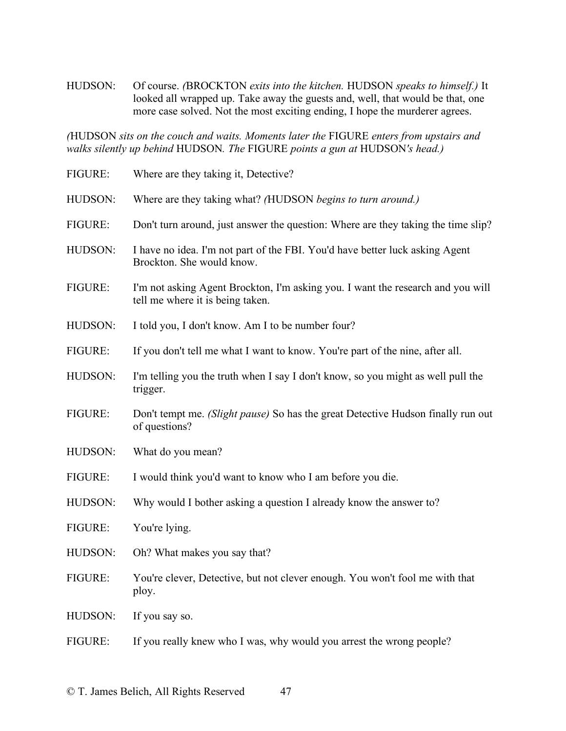HUDSON: Of course. *(*BROCKTON *exits into the kitchen.* HUDSON *speaks to himself.)* It looked all wrapped up. Take away the guests and, well, that would be that, one more case solved. Not the most exciting ending, I hope the murderer agrees.

*(*HUDSON *sits on the couch and waits. Moments later the* FIGURE *enters from upstairs and walks silently up behind* HUDSON*. The* FIGURE *points a gun at* HUDSON*'s head.)*

FIGURE: Where are they taking it, Detective?

HUDSON: Where are they taking what? *(*HUDSON *begins to turn around.)*

FIGURE: Don't turn around, just answer the question: Where are they taking the time slip?

HUDSON: I have no idea. I'm not part of the FBI. You'd have better luck asking Agent Brockton. She would know.

FIGURE: I'm not asking Agent Brockton, I'm asking you. I want the research and you will tell me where it is being taken.

HUDSON: I told you, I don't know. Am I to be number four?

FIGURE: If you don't tell me what I want to know. You're part of the nine, after all.

HUDSON: I'm telling you the truth when I say I don't know, so you might as well pull the trigger.

FIGURE: Don't tempt me. *(Slight pause)* So has the great Detective Hudson finally run out of questions?

HUDSON: What do you mean?

FIGURE: I would think you'd want to know who I am before you die.

HUDSON: Why would I bother asking a question I already know the answer to?

FIGURE: You're lying.

HUDSON: Oh? What makes you say that?

FIGURE: You're clever, Detective, but not clever enough. You won't fool me with that ploy.

HUDSON: If you say so.

FIGURE: If you really knew who I was, why would you arrest the wrong people?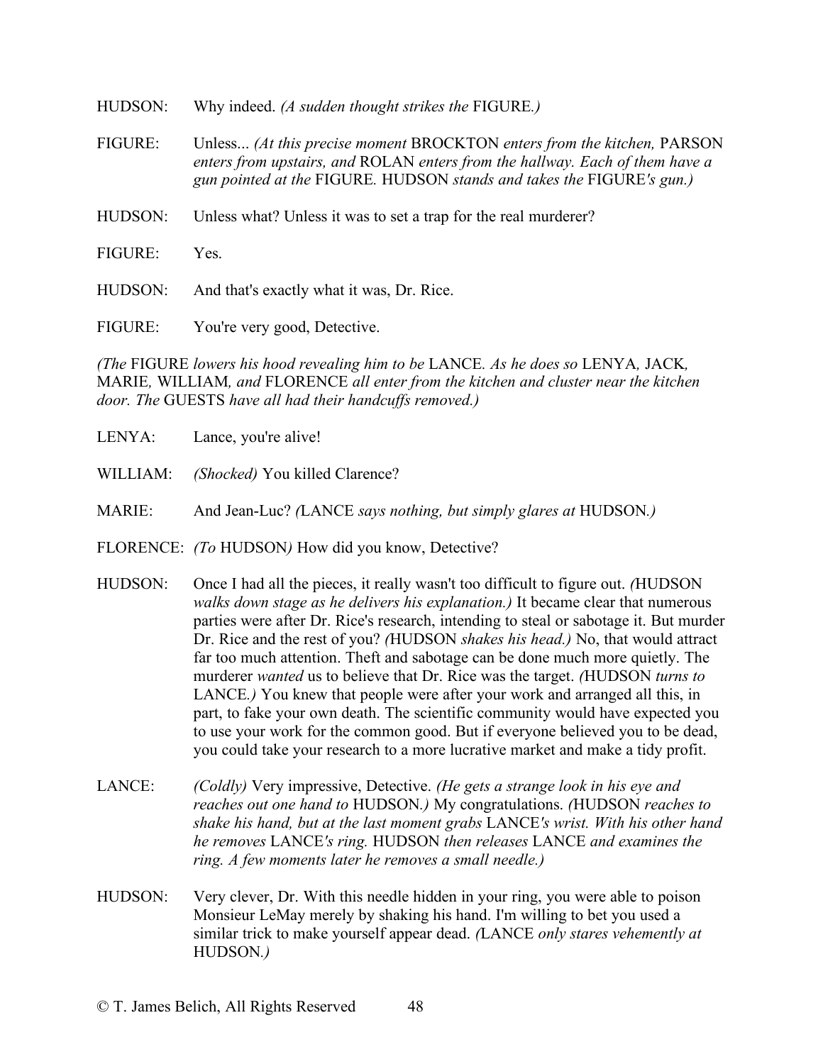HUDSON: Why indeed. *(A sudden thought strikes the* FIGURE*.)*

FIGURE: Unless... *(At this precise moment* BROCKTON *enters from the kitchen,* PARSON *enters from upstairs, and* ROLAN *enters from the hallway. Each of them have a gun pointed at the* FIGURE*.* HUDSON *stands and takes the* FIGURE*'s gun.)*

HUDSON: Unless what? Unless it was to set a trap for the real murderer?

FIGURE: Yes.

HUDSON: And that's exactly what it was, Dr. Rice.

FIGURE: You're very good, Detective.

*(The* FIGURE *lowers his hood revealing him to be* LANCE*. As he does so* LENYA*,* JACK*,* MARIE*,* WILLIAM*, and* FLORENCE *all enter from the kitchen and cluster near the kitchen door. The* GUESTS *have all had their handcuffs removed.)*

LENYA: Lance, you're alive!

WILLIAM: *(Shocked)* You killed Clarence?

MARIE: And Jean-Luc? *(*LANCE *says nothing, but simply glares at* HUDSON*.)*

FLORENCE: *(To* HUDSON*)* How did you know, Detective?

HUDSON: Once I had all the pieces, it really wasn't too difficult to figure out. *(*HUDSON *walks down stage as he delivers his explanation.)* It became clear that numerous parties were after Dr. Rice's research, intending to steal or sabotage it. But murder Dr. Rice and the rest of you? *(*HUDSON *shakes his head.)* No, that would attract far too much attention. Theft and sabotage can be done much more quietly. The murderer *wanted* us to believe that Dr. Rice was the target. *(*HUDSON *turns to* LANCE*.)* You knew that people were after your work and arranged all this, in part, to fake your own death. The scientific community would have expected you to use your work for the common good. But if everyone believed you to be dead, you could take your research to a more lucrative market and make a tidy profit.

LANCE: *(Coldly)* Very impressive, Detective. *(He gets a strange look in his eye and reaches out one hand to* HUDSON*.)* My congratulations. *(*HUDSON *reaches to shake his hand, but at the last moment grabs* LANCE*'s wrist. With his other hand he removes* LANCE*'s ring.* HUDSON *then releases* LANCE *and examines the ring. A few moments later he removes a small needle.)*

HUDSON: Very clever, Dr. With this needle hidden in your ring, you were able to poison Monsieur LeMay merely by shaking his hand. I'm willing to bet you used a similar trick to make yourself appear dead. *(*LANCE *only stares vehemently at* HUDSON*.)*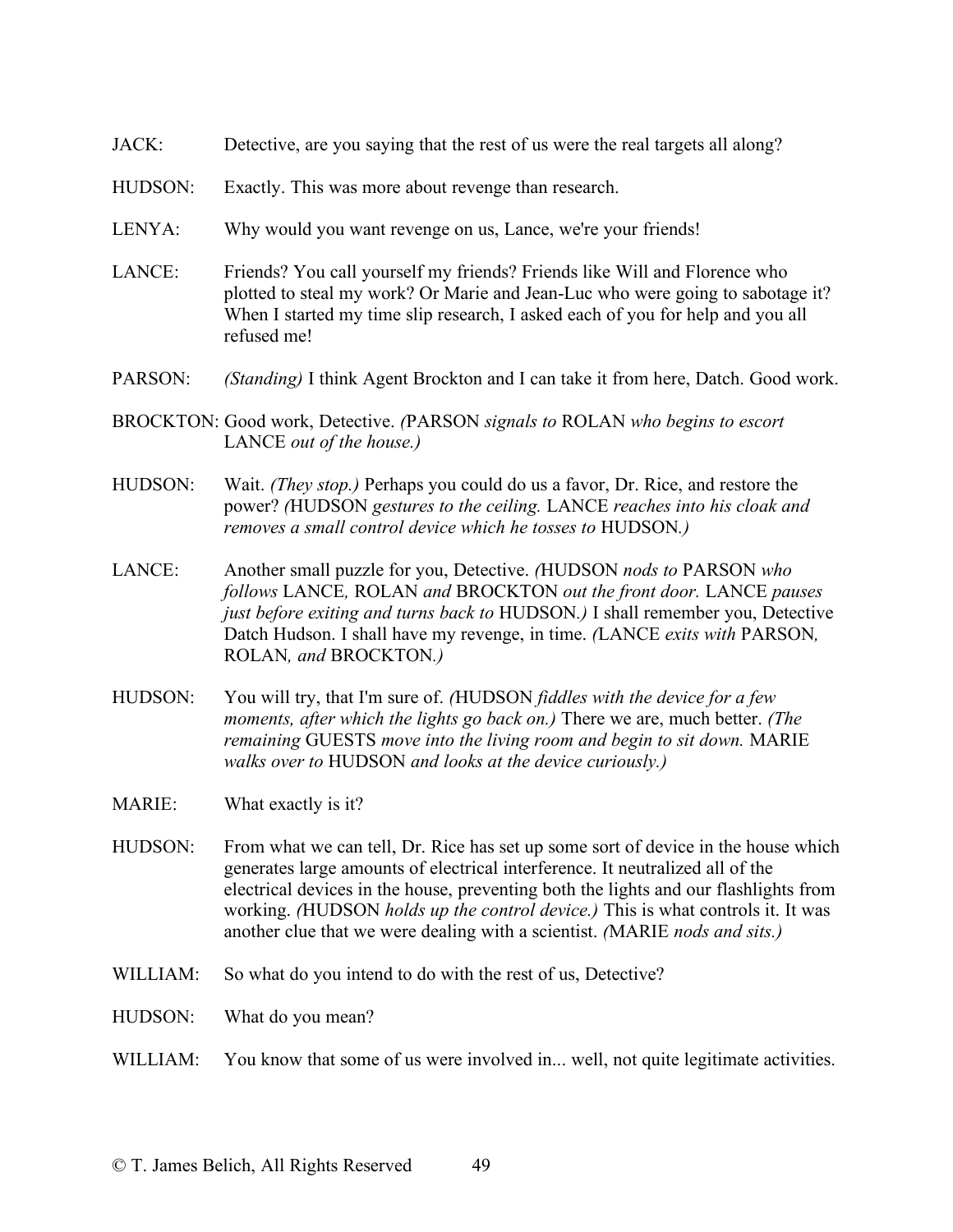JACK: Detective, are you saying that the rest of us were the real targets all along?

HUDSON: Exactly. This was more about revenge than research.

LENYA: Why would you want revenge on us, Lance, we're your friends!

LANCE: Friends? You call yourself my friends? Friends like Will and Florence who plotted to steal my work? Or Marie and Jean-Luc who were going to sabotage it? When I started my time slip research, I asked each of you for help and you all refused me!

PARSON: *(Standing)* I think Agent Brockton and I can take it from here, Datch. Good work.

BROCKTON: Good work, Detective. *(*PARSON *signals to* ROLAN *who begins to escort* LANCE *out of the house.)*

HUDSON: Wait. *(They stop.)* Perhaps you could do us a favor, Dr. Rice, and restore the power? *(*HUDSON *gestures to the ceiling.* LANCE *reaches into his cloak and removes a small control device which he tosses to* HUDSON*.)*

LANCE: Another small puzzle for you, Detective. *(*HUDSON *nods to* PARSON *who follows* LANCE*,* ROLAN *and* BROCKTON *out the front door.* LANCE *pauses just before exiting and turns back to* HUDSON*.)* I shall remember you, Detective Datch Hudson. I shall have my revenge, in time. *(*LANCE *exits with* PARSON*,* ROLAN*, and* BROCKTON*.)*

HUDSON: You will try, that I'm sure of. *(*HUDSON *fiddles with the device for a few moments, after which the lights go back on.)* There we are, much better. *(The remaining* GUESTS *move into the living room and begin to sit down.* MARIE *walks over to* HUDSON *and looks at the device curiously.)*

MARIE: What exactly is it?

HUDSON: From what we can tell, Dr. Rice has set up some sort of device in the house which generates large amounts of electrical interference. It neutralized all of the electrical devices in the house, preventing both the lights and our flashlights from working. *(*HUDSON *holds up the control device.)* This is what controls it. It was another clue that we were dealing with a scientist. *(*MARIE *nods and sits.)*

WILLIAM: So what do you intend to do with the rest of us, Detective?

HUDSON: What do you mean?

WILLIAM: You know that some of us were involved in... well, not quite legitimate activities.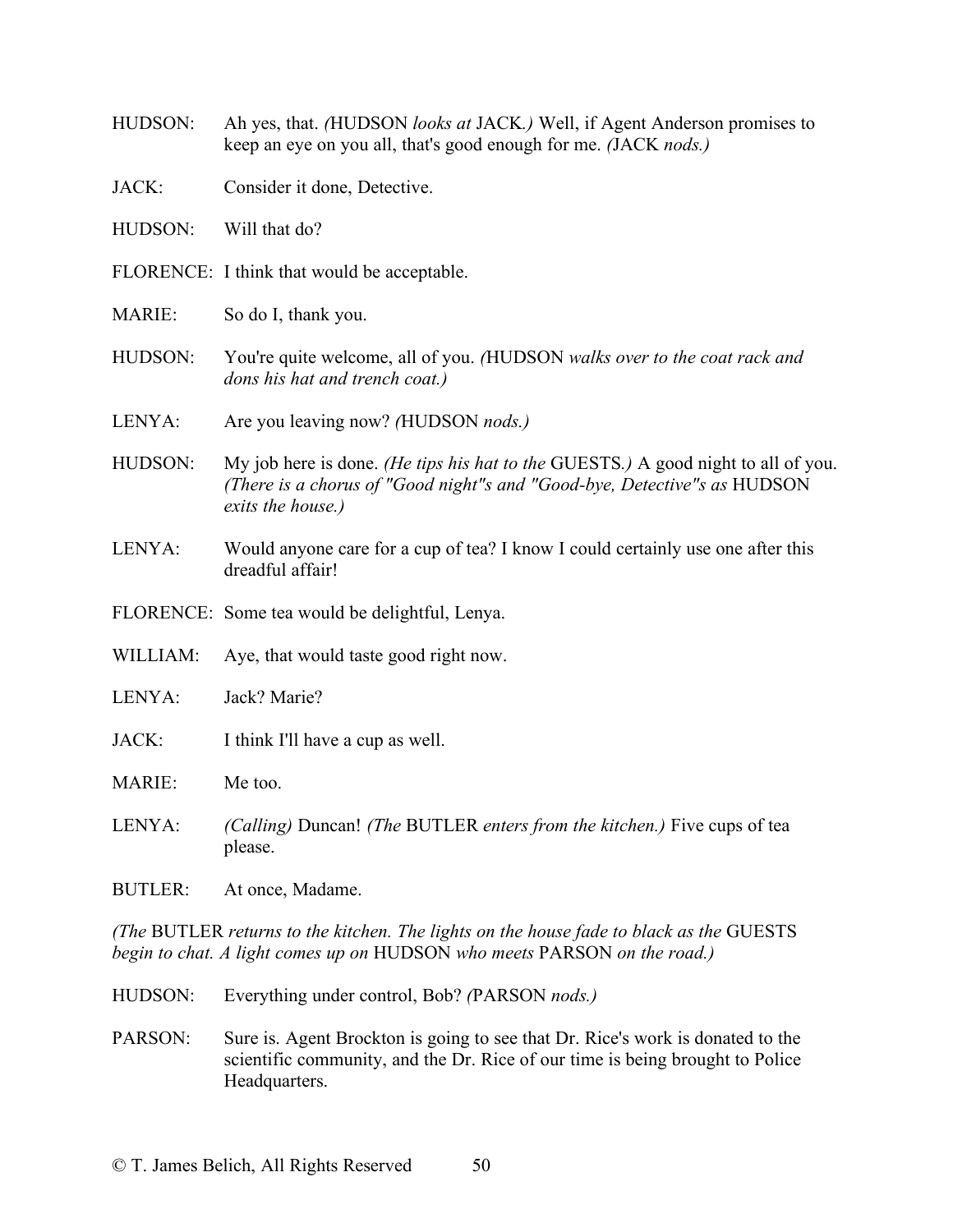HUDSON: Ah yes, that. *(*HUDSON *looks at* JACK*.)* Well, if Agent Anderson promises to keep an eye on you all, that's good enough for me. *(*JACK *nods.)*

JACK: Consider it done, Detective.

HUDSON: Will that do?

FLORENCE: I think that would be acceptable.

MARIE: So do I, thank you.

HUDSON: You're quite welcome, all of you. *(*HUDSON *walks over to the coat rack and dons his hat and trench coat.)*

LENYA: Are you leaving now? *(*HUDSON *nods.)*

HUDSON: My job here is done. *(He tips his hat to the* GUESTS*.)* A good night to all of you. *(There is a chorus of "Good night"s and "Good-bye, Detective"s as* HUDSON *exits the house.)*

LENYA: Would anyone care for a cup of tea? I know I could certainly use one after this dreadful affair!

FLORENCE: Some tea would be delightful, Lenya.

WILLIAM: Aye, that would taste good right now.

LENYA: Jack? Marie?

JACK: I think I'll have a cup as well.

MARIE: Me too.

LENYA: *(Calling)* Duncan! *(The* BUTLER *enters from the kitchen.)* Five cups of tea please.

BUTLER: At once, Madame.

*(The* BUTLER *returns to the kitchen. The lights on the house fade to black as the* GUESTS *begin to chat. A light comes up on* HUDSON *who meets* PARSON *on the road.)*

HUDSON: Everything under control, Bob? *(*PARSON *nods.)*

PARSON: Sure is. Agent Brockton is going to see that Dr. Rice's work is donated to the scientific community, and the Dr. Rice of our time is being brought to Police Headquarters.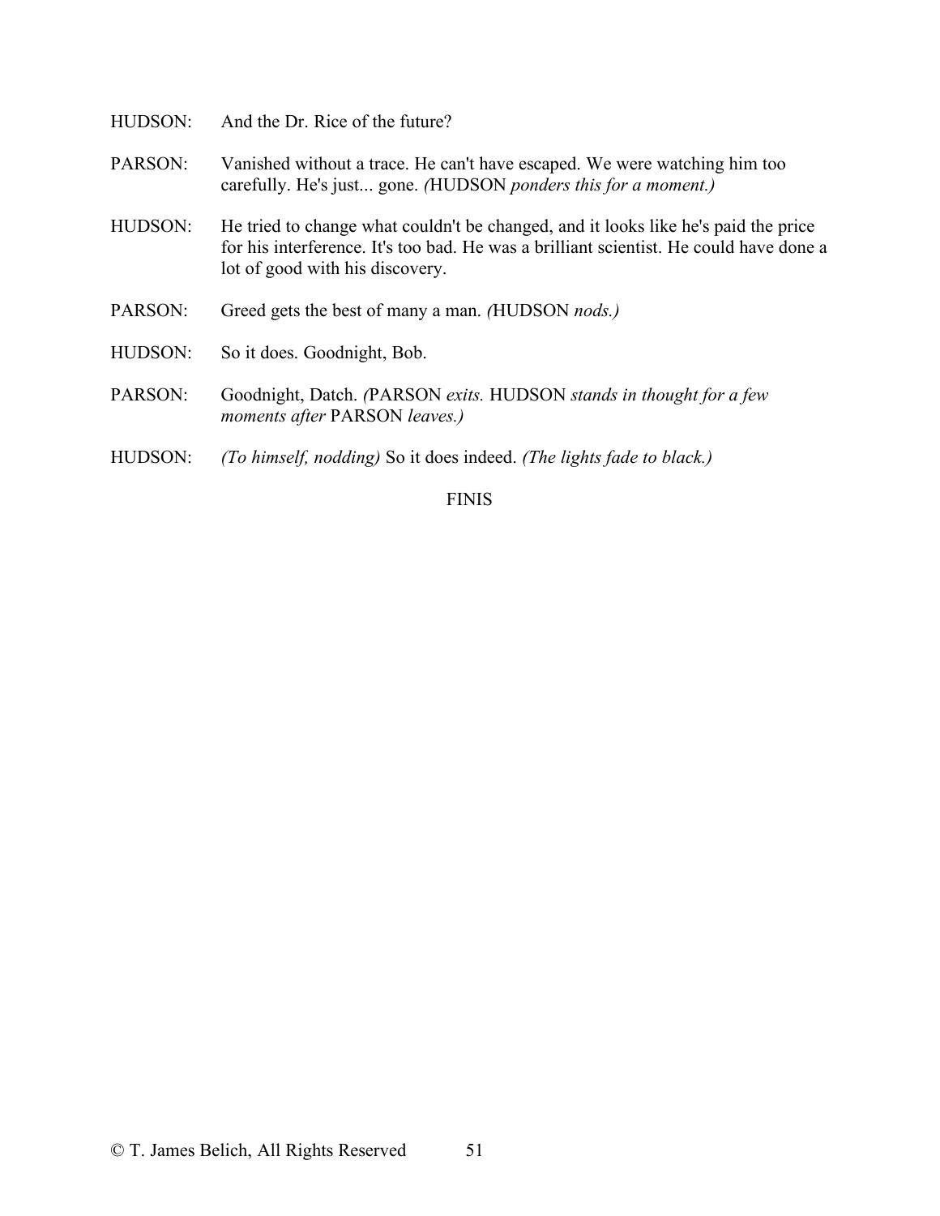HUDSON: And the Dr. Rice of the future?

PARSON: Vanished without a trace. He can't have escaped. We were watching him too carefully. He's just... gone. *(*HUDSON *ponders this for a moment.)*

HUDSON: He tried to change what couldn't be changed, and it looks like he's paid the price for his interference. It's too bad. He was a brilliant scientist. He could have done a lot of good with his discovery.

PARSON: Greed gets the best of many a man. *(*HUDSON *nods.)*

HUDSON: So it does. Goodnight, Bob.

PARSON: Goodnight, Datch. *(*PARSON *exits.* HUDSON *stands in thought for a few moments after* PARSON *leaves.)*

HUDSON: *(To himself, nodding)* So it does indeed. *(The lights fade to black.)*

FINIS

© T. James Belich, All Rights Reserved